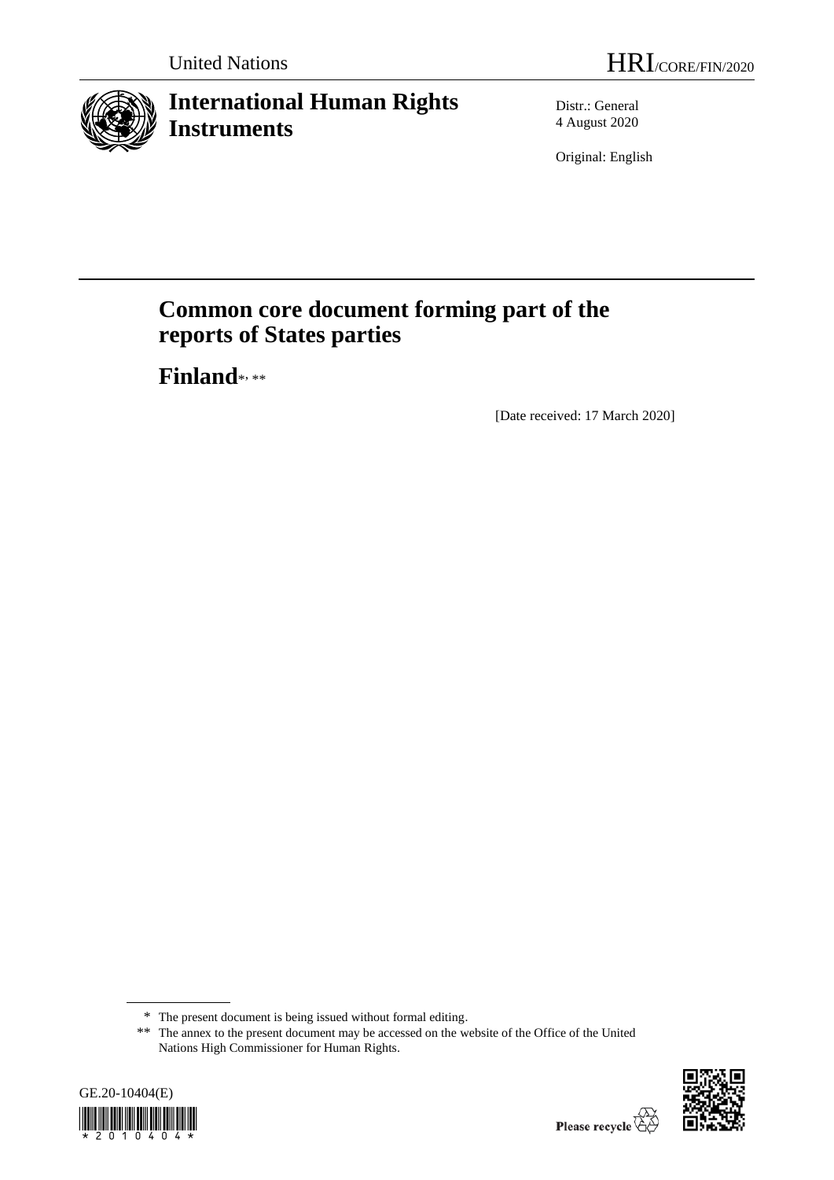United Nations

HRI/CORE/FIN/2020

# International Human Rights Instruments

Distr.: General
4 August 2020

Original: English

# Common core document forming part of the reports of States parties

## Finland*, **

[Date received: 17 March 2020]

\* The present document is being issued without formal editing.

\*\* The annex to the present document may be accessed on the website of the Office of the United Nations High Commissioner for Human Rights.

GE.20-10404(E)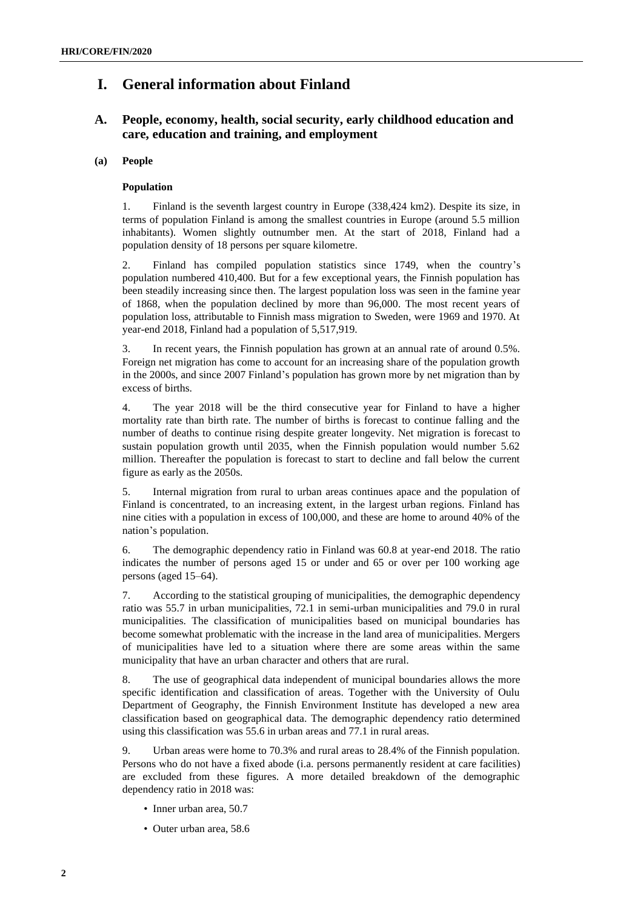# I. General information about Finland

## A. People, economy, health, social security, early childhood education and care, education and training, and employment

### (a) People

#### Population

1. Finland is the seventh largest country in Europe (338,424 km2). Despite its size, in terms of population Finland is among the smallest countries in Europe (around 5.5 million inhabitants). Women slightly outnumber men. At the start of 2018, Finland had a population density of 18 persons per square kilometre.

2. Finland has compiled population statistics since 1749, when the country's population numbered 410,400. But for a few exceptional years, the Finnish population has been steadily increasing since then. The largest population loss was seen in the famine year of 1868, when the population declined by more than 96,000. The most recent years of population loss, attributable to Finnish mass migration to Sweden, were 1969 and 1970. At year-end 2018, Finland had a population of 5,517,919.

3. In recent years, the Finnish population has grown at an annual rate of around 0.5%. Foreign net migration has come to account for an increasing share of the population growth in the 2000s, and since 2007 Finland's population has grown more by net migration than by excess of births.

4. The year 2018 will be the third consecutive year for Finland to have a higher mortality rate than birth rate. The number of births is forecast to continue falling and the number of deaths to continue rising despite greater longevity. Net migration is forecast to sustain population growth until 2035, when the Finnish population would number 5.62 million. Thereafter the population is forecast to start to decline and fall below the current figure as early as the 2050s.

5. Internal migration from rural to urban areas continues apace and the population of Finland is concentrated, to an increasing extent, in the largest urban regions. Finland has nine cities with a population in excess of 100,000, and these are home to around 40% of the nation's population.

6. The demographic dependency ratio in Finland was 60.8 at year-end 2018. The ratio indicates the number of persons aged 15 or under and 65 or over per 100 working age persons (aged 15–64).

7. According to the statistical grouping of municipalities, the demographic dependency ratio was 55.7 in urban municipalities, 72.1 in semi-urban municipalities and 79.0 in rural municipalities. The classification of municipalities based on municipal boundaries has become somewhat problematic with the increase in the land area of municipalities. Mergers of municipalities have led to a situation where there are some areas within the same municipality that have an urban character and others that are rural.

8. The use of geographical data independent of municipal boundaries allows the more specific identification and classification of areas. Together with the University of Oulu Department of Geography, the Finnish Environment Institute has developed a new area classification based on geographical data. The demographic dependency ratio determined using this classification was 55.6 in urban areas and 77.1 in rural areas.

9. Urban areas were home to 70.3% and rural areas to 28.4% of the Finnish population. Persons who do not have a fixed abode (i.a. persons permanently resident at care facilities) are excluded from these figures. A more detailed breakdown of the demographic dependency ratio in 2018 was:

- Inner urban area, 50.7
- Outer urban area, 58.6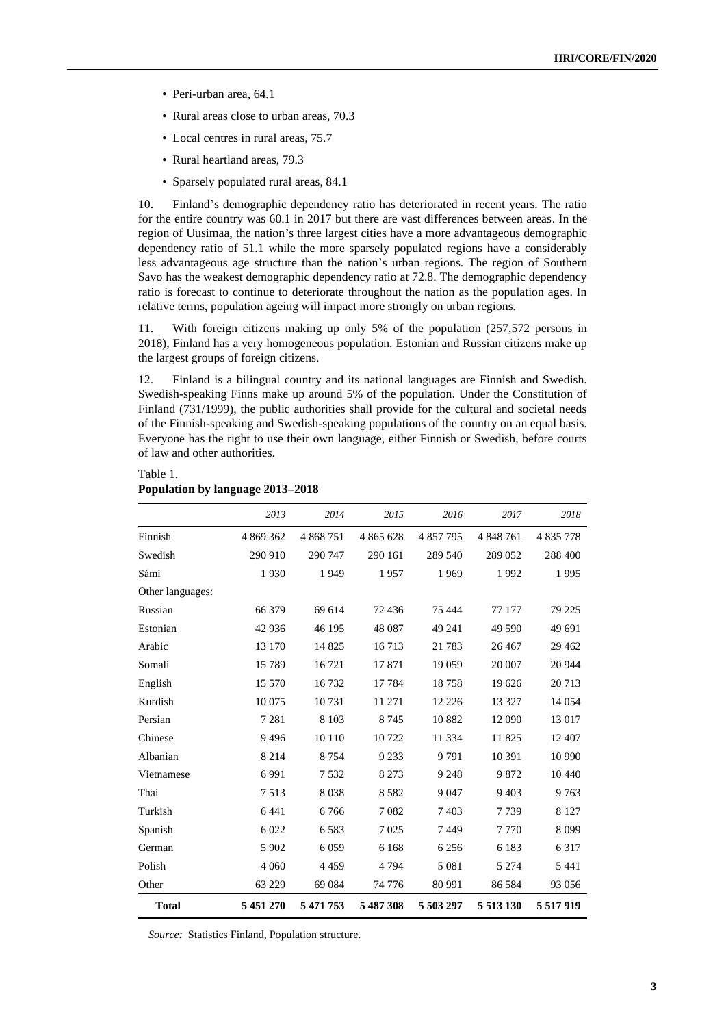- Peri-urban area, 64.1
- Rural areas close to urban areas, 70.3
- Local centres in rural areas, 75.7
- Rural heartland areas, 79.3
- Sparsely populated rural areas, 84.1

10. Finland's demographic dependency ratio has deteriorated in recent years. The ratio for the entire country was 60.1 in 2017 but there are vast differences between areas. In the region of Uusimaa, the nation's three largest cities have a more advantageous demographic dependency ratio of 51.1 while the more sparsely populated regions have a considerably less advantageous age structure than the nation's urban regions. The region of Southern Savo has the weakest demographic dependency ratio at 72.8. The demographic dependency ratio is forecast to continue to deteriorate throughout the nation as the population ages. In relative terms, population ageing will impact more strongly on urban regions.

11. With foreign citizens making up only 5% of the population (257,572 persons in 2018), Finland has a very homogeneous population. Estonian and Russian citizens make up the largest groups of foreign citizens.

12. Finland is a bilingual country and its national languages are Finnish and Swedish. Swedish-speaking Finns make up around 5% of the population. Under the Constitution of Finland (731/1999), the public authorities shall provide for the cultural and societal needs of the Finnish-speaking and Swedish-speaking populations of the country on an equal basis. Everyone has the right to use their own language, either Finnish or Swedish, before courts of law and other authorities.

Table 1.
**Population by language 2013–2018**

| | *2013* | *2014* | *2015* | *2016* | *2017* | *2018* |
|---|---|---|---|---|---|---|
| Finnish | 4 869 362 | 4 868 751 | 4 865 628 | 4 857 795 | 4 848 761 | 4 835 778 |
| Swedish | 290 910 | 290 747 | 290 161 | 289 540 | 289 052 | 288 400 |
| Sámi | 1 930 | 1 949 | 1 957 | 1 969 | 1 992 | 1 995 |
| Other languages: | | | | | | |
| Russian | 66 379 | 69 614 | 72 436 | 75 444 | 77 177 | 79 225 |
| Estonian | 42 936 | 46 195 | 48 087 | 49 241 | 49 590 | 49 691 |
| Arabic | 13 170 | 14 825 | 16 713 | 21 783 | 26 467 | 29 462 |
| Somali | 15 789 | 16 721 | 17 871 | 19 059 | 20 007 | 20 944 |
| English | 15 570 | 16 732 | 17 784 | 18 758 | 19 626 | 20 713 |
| Kurdish | 10 075 | 10 731 | 11 271 | 12 226 | 13 327 | 14 054 |
| Persian | 7 281 | 8 103 | 8 745 | 10 882 | 12 090 | 13 017 |
| Chinese | 9 496 | 10 110 | 10 722 | 11 334 | 11 825 | 12 407 |
| Albanian | 8 214 | 8 754 | 9 233 | 9 791 | 10 391 | 10 990 |
| Vietnamese | 6 991 | 7 532 | 8 273 | 9 248 | 9 872 | 10 440 |
| Thai | 7 513 | 8 038 | 8 582 | 9 047 | 9 403 | 9 763 |
| Turkish | 6 441 | 6 766 | 7 082 | 7 403 | 7 739 | 8 127 |
| Spanish | 6 022 | 6 583 | 7 025 | 7 449 | 7 770 | 8 099 |
| German | 5 902 | 6 059 | 6 168 | 6 256 | 6 183 | 6 317 |
| Polish | 4 060 | 4 459 | 4 794 | 5 081 | 5 274 | 5 441 |
| Other | 63 229 | 69 084 | 74 776 | 80 991 | 86 584 | 93 056 |
| **Total** | **5 451 270** | **5 471 753** | **5 487 308** | **5 503 297** | **5 513 130** | **5 517 919** |

*Source:* Statistics Finland, Population structure.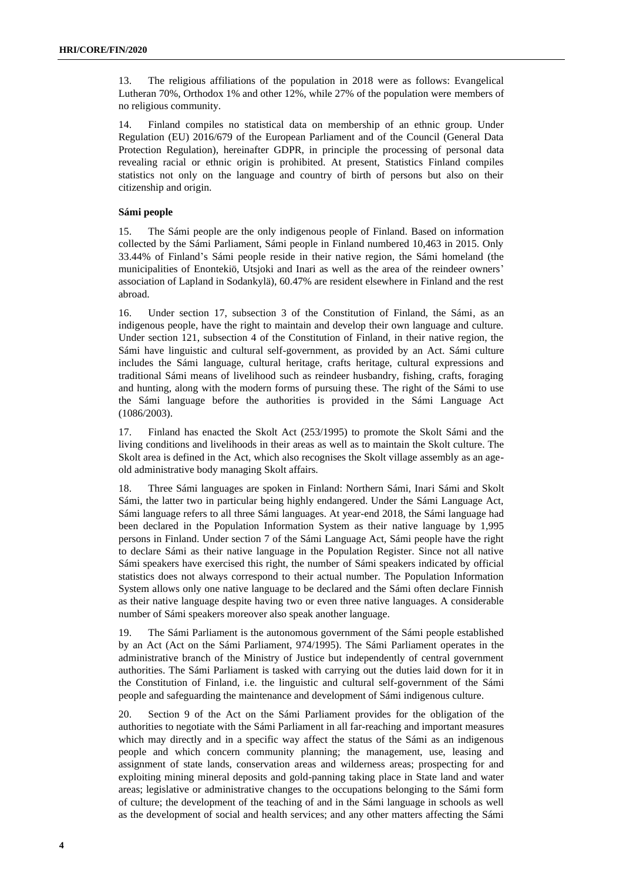13. The religious affiliations of the population in 2018 were as follows: Evangelical Lutheran 70%, Orthodox 1% and other 12%, while 27% of the population were members of no religious community.

14. Finland compiles no statistical data on membership of an ethnic group. Under Regulation (EU) 2016/679 of the European Parliament and of the Council (General Data Protection Regulation), hereinafter GDPR, in principle the processing of personal data revealing racial or ethnic origin is prohibited. At present, Statistics Finland compiles statistics not only on the language and country of birth of persons but also on their citizenship and origin.

### Sámi people

15. The Sámi people are the only indigenous people of Finland. Based on information collected by the Sámi Parliament, Sámi people in Finland numbered 10,463 in 2015. Only 33.44% of Finland's Sámi people reside in their native region, the Sámi homeland (the municipalities of Enontekiö, Utsjoki and Inari as well as the area of the reindeer owners' association of Lapland in Sodankylä), 60.47% are resident elsewhere in Finland and the rest abroad.

16. Under section 17, subsection 3 of the Constitution of Finland, the Sámi, as an indigenous people, have the right to maintain and develop their own language and culture. Under section 121, subsection 4 of the Constitution of Finland, in their native region, the Sámi have linguistic and cultural self-government, as provided by an Act. Sámi culture includes the Sámi language, cultural heritage, crafts heritage, cultural expressions and traditional Sámi means of livelihood such as reindeer husbandry, fishing, crafts, foraging and hunting, along with the modern forms of pursuing these. The right of the Sámi to use the Sámi language before the authorities is provided in the Sámi Language Act (1086/2003).

17. Finland has enacted the Skolt Act (253/1995) to promote the Skolt Sámi and the living conditions and livelihoods in their areas as well as to maintain the Skolt culture. The Skolt area is defined in the Act, which also recognises the Skolt village assembly as an age-old administrative body managing Skolt affairs.

18. Three Sámi languages are spoken in Finland: Northern Sámi, Inari Sámi and Skolt Sámi, the latter two in particular being highly endangered. Under the Sámi Language Act, Sámi language refers to all three Sámi languages. At year-end 2018, the Sámi language had been declared in the Population Information System as their native language by 1,995 persons in Finland. Under section 7 of the Sámi Language Act, Sámi people have the right to declare Sámi as their native language in the Population Register. Since not all native Sámi speakers have exercised this right, the number of Sámi speakers indicated by official statistics does not always correspond to their actual number. The Population Information System allows only one native language to be declared and the Sámi often declare Finnish as their native language despite having two or even three native languages. A considerable number of Sámi speakers moreover also speak another language.

19. The Sámi Parliament is the autonomous government of the Sámi people established by an Act (Act on the Sámi Parliament, 974/1995). The Sámi Parliament operates in the administrative branch of the Ministry of Justice but independently of central government authorities. The Sámi Parliament is tasked with carrying out the duties laid down for it in the Constitution of Finland, i.e. the linguistic and cultural self-government of the Sámi people and safeguarding the maintenance and development of Sámi indigenous culture.

20. Section 9 of the Act on the Sámi Parliament provides for the obligation of the authorities to negotiate with the Sámi Parliament in all far-reaching and important measures which may directly and in a specific way affect the status of the Sámi as an indigenous people and which concern community planning; the management, use, leasing and assignment of state lands, conservation areas and wilderness areas; prospecting for and exploiting mining mineral deposits and gold-panning taking place in State land and water areas; legislative or administrative changes to the occupations belonging to the Sámi form of culture; the development of the teaching of and in the Sámi language in schools as well as the development of social and health services; and any other matters affecting the Sámi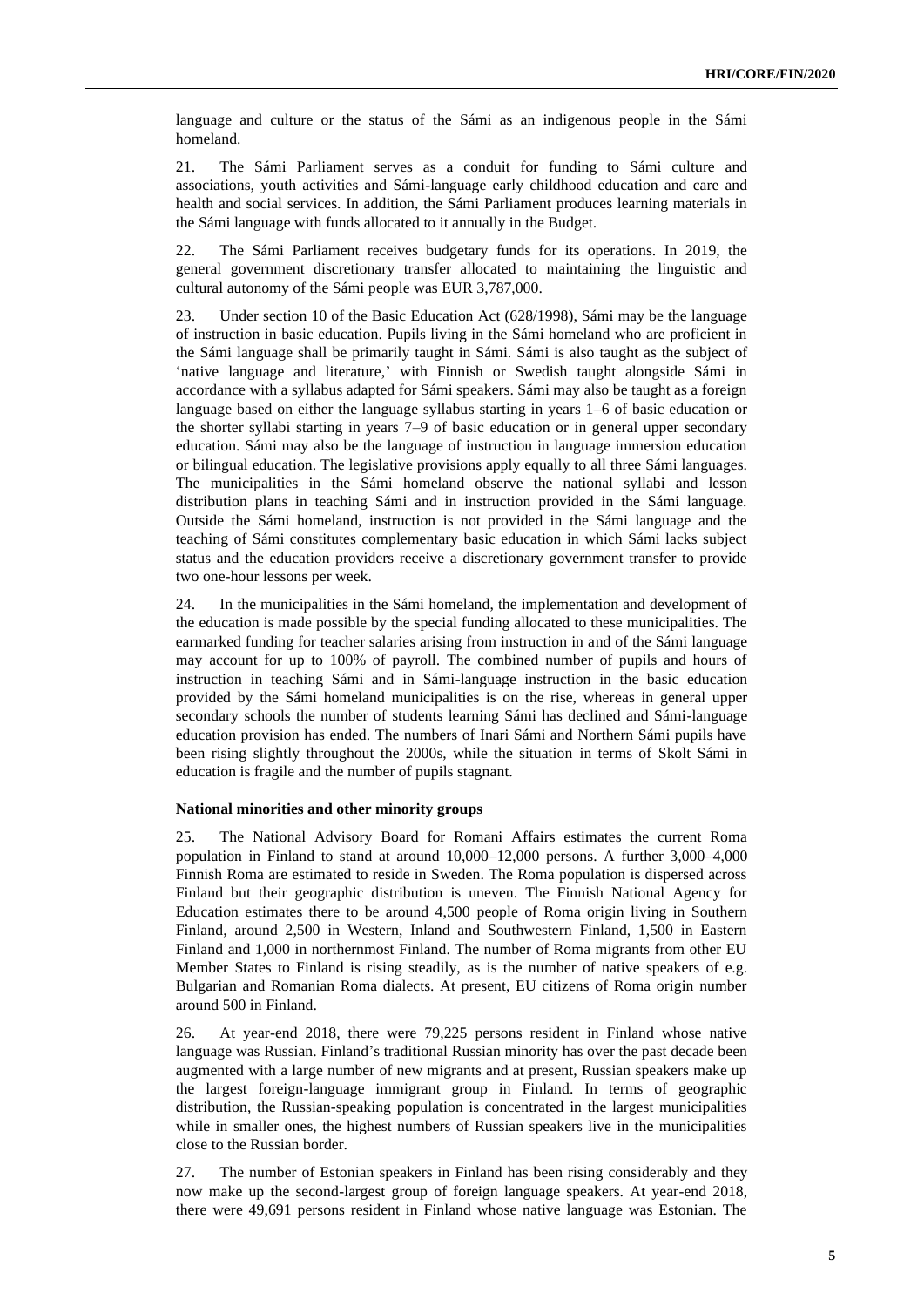language and culture or the status of the Sámi as an indigenous people in the Sámi homeland.

21. The Sámi Parliament serves as a conduit for funding to Sámi culture and associations, youth activities and Sámi-language early childhood education and care and health and social services. In addition, the Sámi Parliament produces learning materials in the Sámi language with funds allocated to it annually in the Budget.

22. The Sámi Parliament receives budgetary funds for its operations. In 2019, the general government discretionary transfer allocated to maintaining the linguistic and cultural autonomy of the Sámi people was EUR 3,787,000.

23. Under section 10 of the Basic Education Act (628/1998), Sámi may be the language of instruction in basic education. Pupils living in the Sámi homeland who are proficient in the Sámi language shall be primarily taught in Sámi. Sámi is also taught as the subject of 'native language and literature,' with Finnish or Swedish taught alongside Sámi in accordance with a syllabus adapted for Sámi speakers. Sámi may also be taught as a foreign language based on either the language syllabus starting in years 1–6 of basic education or the shorter syllabi starting in years 7–9 of basic education or in general upper secondary education. Sámi may also be the language of instruction in language immersion education or bilingual education. The legislative provisions apply equally to all three Sámi languages. The municipalities in the Sámi homeland observe the national syllabi and lesson distribution plans in teaching Sámi and in instruction provided in the Sámi language. Outside the Sámi homeland, instruction is not provided in the Sámi language and the teaching of Sámi constitutes complementary basic education in which Sámi lacks subject status and the education providers receive a discretionary government transfer to provide two one-hour lessons per week.

24. In the municipalities in the Sámi homeland, the implementation and development of the education is made possible by the special funding allocated to these municipalities. The earmarked funding for teacher salaries arising from instruction in and of the Sámi language may account for up to 100% of payroll. The combined number of pupils and hours of instruction in teaching Sámi and in Sámi-language instruction in the basic education provided by the Sámi homeland municipalities is on the rise, whereas in general upper secondary schools the number of students learning Sámi has declined and Sámi-language education provision has ended. The numbers of Inari Sámi and Northern Sámi pupils have been rising slightly throughout the 2000s, while the situation in terms of Skolt Sámi in education is fragile and the number of pupils stagnant.

**National minorities and other minority groups**

25. The National Advisory Board for Romani Affairs estimates the current Roma population in Finland to stand at around 10,000–12,000 persons. A further 3,000–4,000 Finnish Roma are estimated to reside in Sweden. The Roma population is dispersed across Finland but their geographic distribution is uneven. The Finnish National Agency for Education estimates there to be around 4,500 people of Roma origin living in Southern Finland, around 2,500 in Western, Inland and Southwestern Finland, 1,500 in Eastern Finland and 1,000 in northernmost Finland. The number of Roma migrants from other EU Member States to Finland is rising steadily, as is the number of native speakers of e.g. Bulgarian and Romanian Roma dialects. At present, EU citizens of Roma origin number around 500 in Finland.

26. At year-end 2018, there were 79,225 persons resident in Finland whose native language was Russian. Finland's traditional Russian minority has over the past decade been augmented with a large number of new migrants and at present, Russian speakers make up the largest foreign-language immigrant group in Finland. In terms of geographic distribution, the Russian-speaking population is concentrated in the largest municipalities while in smaller ones, the highest numbers of Russian speakers live in the municipalities close to the Russian border.

27. The number of Estonian speakers in Finland has been rising considerably and they now make up the second-largest group of foreign language speakers. At year-end 2018, there were 49,691 persons resident in Finland whose native language was Estonian. The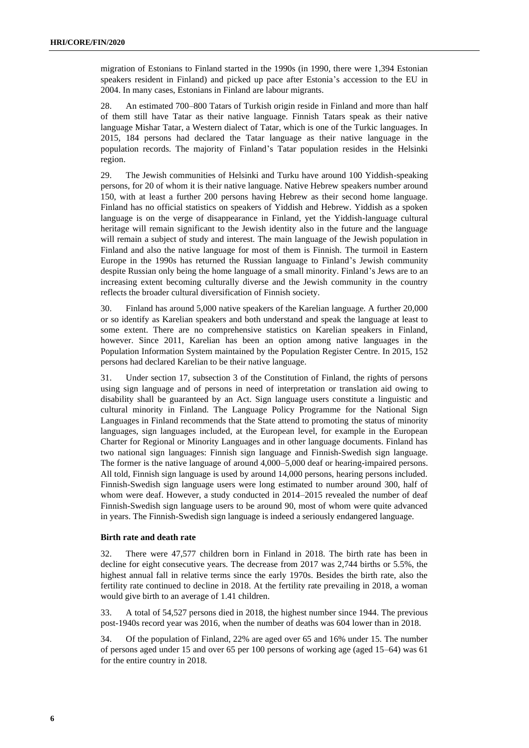migration of Estonians to Finland started in the 1990s (in 1990, there were 1,394 Estonian speakers resident in Finland) and picked up pace after Estonia's accession to the EU in 2004. In many cases, Estonians in Finland are labour migrants.

28. An estimated 700–800 Tatars of Turkish origin reside in Finland and more than half of them still have Tatar as their native language. Finnish Tatars speak as their native language Mishar Tatar, a Western dialect of Tatar, which is one of the Turkic languages. In 2015, 184 persons had declared the Tatar language as their native language in the population records. The majority of Finland's Tatar population resides in the Helsinki region.

29. The Jewish communities of Helsinki and Turku have around 100 Yiddish-speaking persons, for 20 of whom it is their native language. Native Hebrew speakers number around 150, with at least a further 200 persons having Hebrew as their second home language. Finland has no official statistics on speakers of Yiddish and Hebrew. Yiddish as a spoken language is on the verge of disappearance in Finland, yet the Yiddish-language cultural heritage will remain significant to the Jewish identity also in the future and the language will remain a subject of study and interest. The main language of the Jewish population in Finland and also the native language for most of them is Finnish. The turmoil in Eastern Europe in the 1990s has returned the Russian language to Finland's Jewish community despite Russian only being the home language of a small minority. Finland's Jews are to an increasing extent becoming culturally diverse and the Jewish community in the country reflects the broader cultural diversification of Finnish society.

30. Finland has around 5,000 native speakers of the Karelian language. A further 20,000 or so identify as Karelian speakers and both understand and speak the language at least to some extent. There are no comprehensive statistics on Karelian speakers in Finland, however. Since 2011, Karelian has been an option among native languages in the Population Information System maintained by the Population Register Centre. In 2015, 152 persons had declared Karelian to be their native language.

31. Under section 17, subsection 3 of the Constitution of Finland, the rights of persons using sign language and of persons in need of interpretation or translation aid owing to disability shall be guaranteed by an Act. Sign language users constitute a linguistic and cultural minority in Finland. The Language Policy Programme for the National Sign Languages in Finland recommends that the State attend to promoting the status of minority languages, sign languages included, at the European level, for example in the European Charter for Regional or Minority Languages and in other language documents. Finland has two national sign languages: Finnish sign language and Finnish-Swedish sign language. The former is the native language of around 4,000–5,000 deaf or hearing-impaired persons. All told, Finnish sign language is used by around 14,000 persons, hearing persons included. Finnish-Swedish sign language users were long estimated to number around 300, half of whom were deaf. However, a study conducted in 2014–2015 revealed the number of deaf Finnish-Swedish sign language users to be around 90, most of whom were quite advanced in years. The Finnish-Swedish sign language is indeed a seriously endangered language.

**Birth rate and death rate**

32. There were 47,577 children born in Finland in 2018. The birth rate has been in decline for eight consecutive years. The decrease from 2017 was 2,744 births or 5.5%, the highest annual fall in relative terms since the early 1970s. Besides the birth rate, also the fertility rate continued to decline in 2018. At the fertility rate prevailing in 2018, a woman would give birth to an average of 1.41 children.

33. A total of 54,527 persons died in 2018, the highest number since 1944. The previous post-1940s record year was 2016, when the number of deaths was 604 lower than in 2018.

34. Of the population of Finland, 22% are aged over 65 and 16% under 15. The number of persons aged under 15 and over 65 per 100 persons of working age (aged 15–64) was 61 for the entire country in 2018.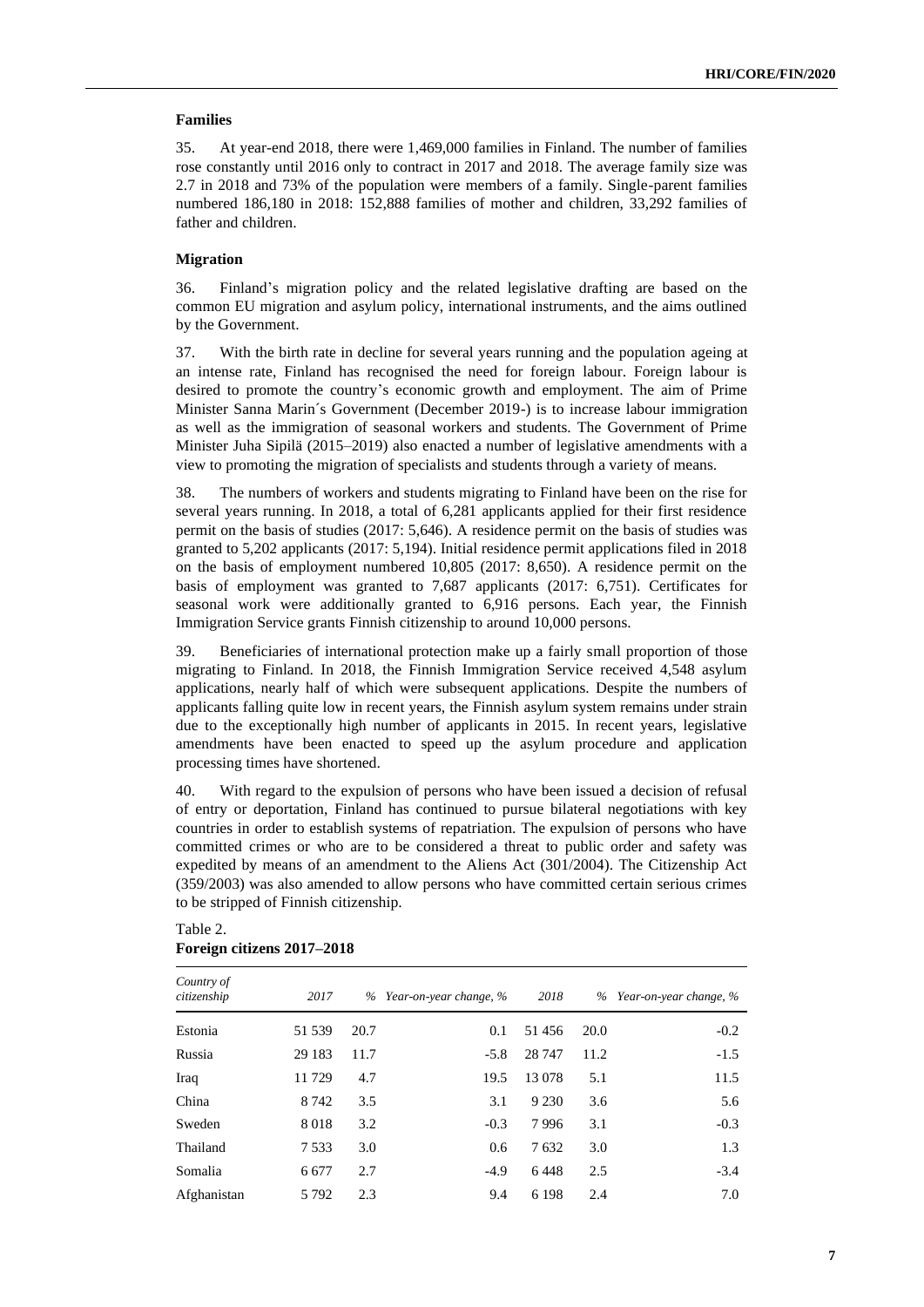### Families

35. At year-end 2018, there were 1,469,000 families in Finland. The number of families rose constantly until 2016 only to contract in 2017 and 2018. The average family size was 2.7 in 2018 and 73% of the population were members of a family. Single-parent families numbered 186,180 in 2018: 152,888 families of mother and children, 33,292 families of father and children.

### Migration

36. Finland's migration policy and the related legislative drafting are based on the common EU migration and asylum policy, international instruments, and the aims outlined by the Government.

37. With the birth rate in decline for several years running and the population ageing at an intense rate, Finland has recognised the need for foreign labour. Foreign labour is desired to promote the country's economic growth and employment. The aim of Prime Minister Sanna Marin´s Government (December 2019-) is to increase labour immigration as well as the immigration of seasonal workers and students. The Government of Prime Minister Juha Sipilä (2015–2019) also enacted a number of legislative amendments with a view to promoting the migration of specialists and students through a variety of means.

38. The numbers of workers and students migrating to Finland have been on the rise for several years running. In 2018, a total of 6,281 applicants applied for their first residence permit on the basis of studies (2017: 5,646). A residence permit on the basis of studies was granted to 5,202 applicants (2017: 5,194). Initial residence permit applications filed in 2018 on the basis of employment numbered 10,805 (2017: 8,650). A residence permit on the basis of employment was granted to 7,687 applicants (2017: 6,751). Certificates for seasonal work were additionally granted to 6,916 persons. Each year, the Finnish Immigration Service grants Finnish citizenship to around 10,000 persons.

39. Beneficiaries of international protection make up a fairly small proportion of those migrating to Finland. In 2018, the Finnish Immigration Service received 4,548 asylum applications, nearly half of which were subsequent applications. Despite the numbers of applicants falling quite low in recent years, the Finnish asylum system remains under strain due to the exceptionally high number of applicants in 2015. In recent years, legislative amendments have been enacted to speed up the asylum procedure and application processing times have shortened.

40. With regard to the expulsion of persons who have been issued a decision of refusal of entry or deportation, Finland has continued to pursue bilateral negotiations with key countries in order to establish systems of repatriation. The expulsion of persons who have committed crimes or who are to be considered a threat to public order and safety was expedited by means of an amendment to the Aliens Act (301/2004). The Citizenship Act (359/2003) was also amended to allow persons who have committed certain serious crimes to be stripped of Finnish citizenship.

Table 2.
**Foreign citizens 2017–2018**

| *Country of citizenship* | *2017* | *%* | *Year-on-year change, %* | *2018* | *%* | *Year-on-year change, %* |
|---|---|---|---|---|---|---|
| Estonia | 51 539 | 20.7 | 0.1 | 51 456 | 20.0 | -0.2 |
| Russia | 29 183 | 11.7 | -5.8 | 28 747 | 11.2 | -1.5 |
| Iraq | 11 729 | 4.7 | 19.5 | 13 078 | 5.1 | 11.5 |
| China | 8 742 | 3.5 | 3.1 | 9 230 | 3.6 | 5.6 |
| Sweden | 8 018 | 3.2 | -0.3 | 7 996 | 3.1 | -0.3 |
| Thailand | 7 533 | 3.0 | 0.6 | 7 632 | 3.0 | 1.3 |
| Somalia | 6 677 | 2.7 | -4.9 | 6 448 | 2.5 | -3.4 |
| Afghanistan | 5 792 | 2.3 | 9.4 | 6 198 | 2.4 | 7.0 |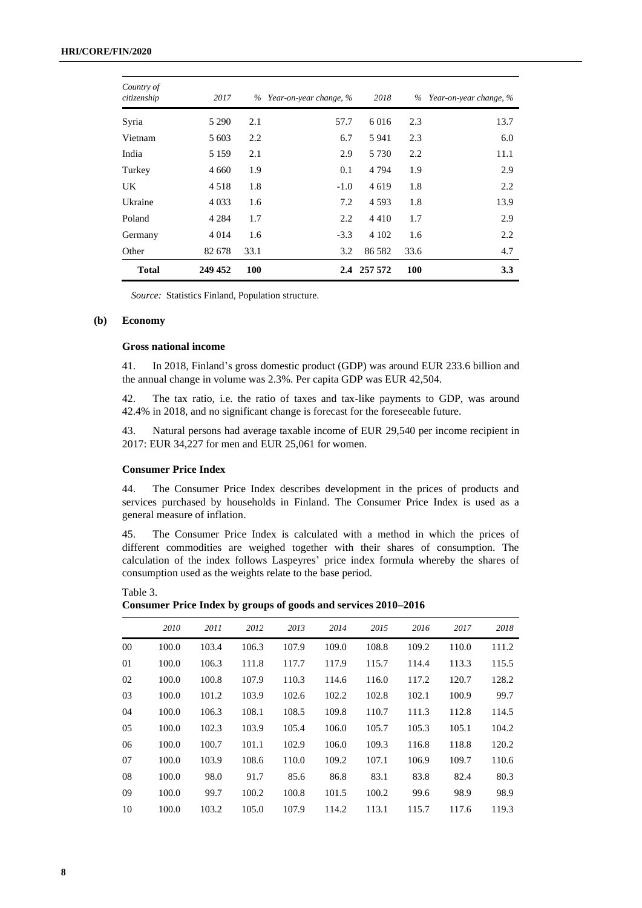| Country of citizenship | 2017 | % | Year-on-year change, % | 2018 | % | Year-on-year change, % |
|---|---|---|---|---|---|---|
| Syria | 5 290 | 2.1 | 57.7 | 6 016 | 2.3 | 13.7 |
| Vietnam | 5 603 | 2.2 | 6.7 | 5 941 | 2.3 | 6.0 |
| India | 5 159 | 2.1 | 2.9 | 5 730 | 2.2 | 11.1 |
| Turkey | 4 660 | 1.9 | 0.1 | 4 794 | 1.9 | 2.9 |
| UK | 4 518 | 1.8 | -1.0 | 4 619 | 1.8 | 2.2 |
| Ukraine | 4 033 | 1.6 | 7.2 | 4 593 | 1.8 | 13.9 |
| Poland | 4 284 | 1.7 | 2.2 | 4 410 | 1.7 | 2.9 |
| Germany | 4 014 | 1.6 | -3.3 | 4 102 | 1.6 | 2.2 |
| Other | 82 678 | 33.1 | 3.2 | 86 582 | 33.6 | 4.7 |
| **Total** | **249 452** | **100** | **2.4** | **257 572** | **100** | **3.3** |

*Source:* Statistics Finland, Population structure.

### (b) Economy

#### Gross national income

41. In 2018, Finland's gross domestic product (GDP) was around EUR 233.6 billion and the annual change in volume was 2.3%. Per capita GDP was EUR 42,504.

42. The tax ratio, i.e. the ratio of taxes and tax-like payments to GDP, was around 42.4% in 2018, and no significant change is forecast for the foreseeable future.

43. Natural persons had average taxable income of EUR 29,540 per income recipient in 2017: EUR 34,227 for men and EUR 25,061 for women.

#### Consumer Price Index

44. The Consumer Price Index describes development in the prices of products and services purchased by households in Finland. The Consumer Price Index is used as a general measure of inflation.

45. The Consumer Price Index is calculated with a method in which the prices of different commodities are weighed together with their shares of consumption. The calculation of the index follows Laspeyres' price index formula whereby the shares of consumption used as the weights relate to the base period.

Table 3.
**Consumer Price Index by groups of goods and services 2010–2016**

| | 2010 | 2011 | 2012 | 2013 | 2014 | 2015 | 2016 | 2017 | 2018 |
|---|---|---|---|---|---|---|---|---|---|
| 00 | 100.0 | 103.4 | 106.3 | 107.9 | 109.0 | 108.8 | 109.2 | 110.0 | 111.2 |
| 01 | 100.0 | 106.3 | 111.8 | 117.7 | 117.9 | 115.7 | 114.4 | 113.3 | 115.5 |
| 02 | 100.0 | 100.8 | 107.9 | 110.3 | 114.6 | 116.0 | 117.2 | 120.7 | 128.2 |
| 03 | 100.0 | 101.2 | 103.9 | 102.6 | 102.2 | 102.8 | 102.1 | 100.9 | 99.7 |
| 04 | 100.0 | 106.3 | 108.1 | 108.5 | 109.8 | 110.7 | 111.3 | 112.8 | 114.5 |
| 05 | 100.0 | 102.3 | 103.9 | 105.4 | 106.0 | 105.7 | 105.3 | 105.1 | 104.2 |
| 06 | 100.0 | 100.7 | 101.1 | 102.9 | 106.0 | 109.3 | 116.8 | 118.8 | 120.2 |
| 07 | 100.0 | 103.9 | 108.6 | 110.0 | 109.2 | 107.1 | 106.9 | 109.7 | 110.6 |
| 08 | 100.0 | 98.0 | 91.7 | 85.6 | 86.8 | 83.1 | 83.8 | 82.4 | 80.3 |
| 09 | 100.0 | 99.7 | 100.2 | 100.8 | 101.5 | 100.2 | 99.6 | 98.9 | 98.9 |
| 10 | 100.0 | 103.2 | 105.0 | 107.9 | 114.2 | 113.1 | 115.7 | 117.6 | 119.3 |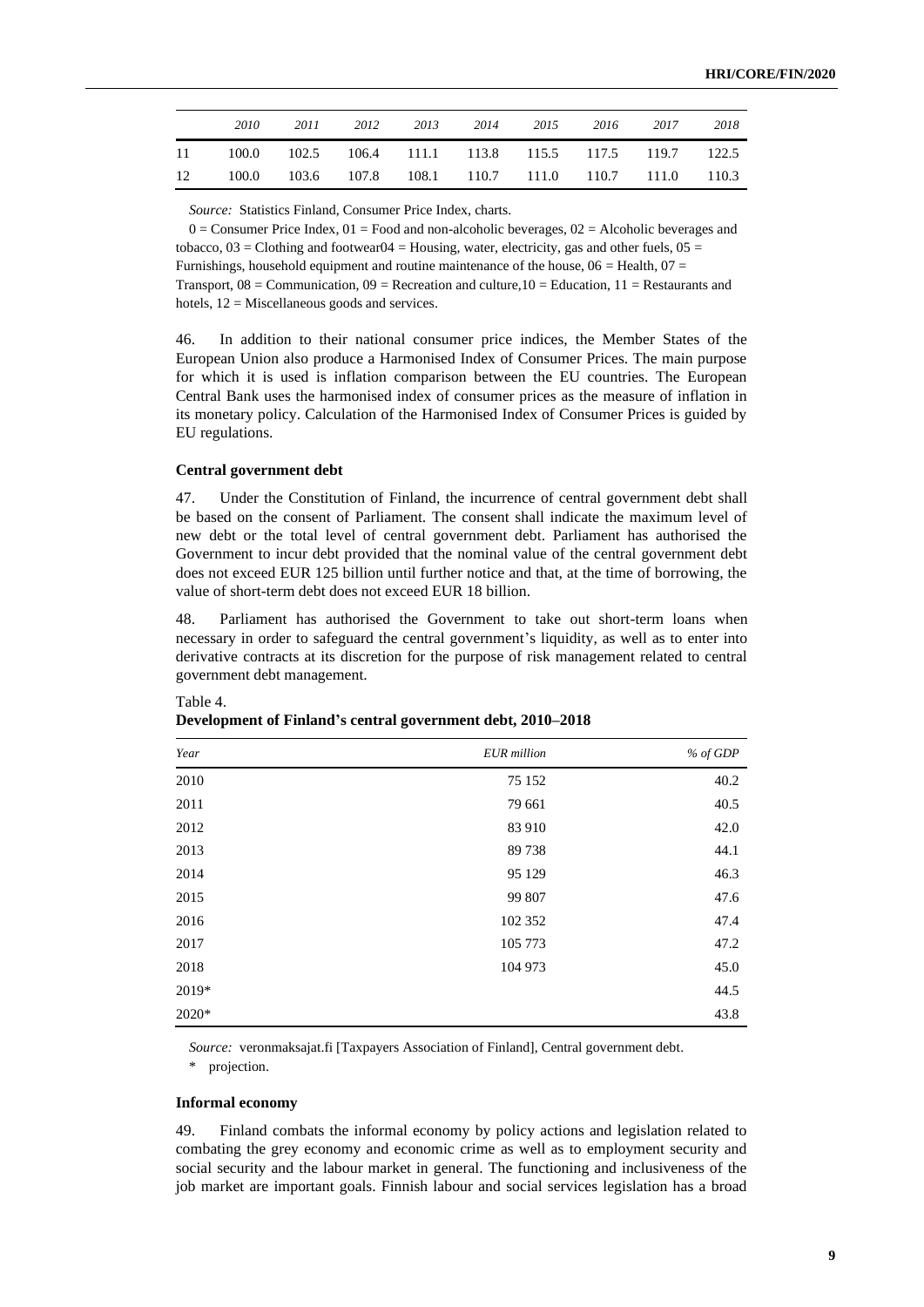| | *2010* | *2011* | *2012* | *2013* | *2014* | *2015* | *2016* | *2017* | *2018* |
|---|---|---|---|---|---|---|---|---|---|
| 11 | 100.0 | 102.5 | 106.4 | 111.1 | 113.8 | 115.5 | 117.5 | 119.7 | 122.5 |
| 12 | 100.0 | 103.6 | 107.8 | 108.1 | 110.7 | 111.0 | 110.7 | 111.0 | 110.3 |

*Source:* Statistics Finland, Consumer Price Index, charts.

0 = Consumer Price Index, 01 = Food and non-alcoholic beverages, 02 = Alcoholic beverages and tobacco, 03 = Clothing and footwear04 = Housing, water, electricity, gas and other fuels, 05 = Furnishings, household equipment and routine maintenance of the house, 06 = Health, 07 = Transport, 08 = Communication, 09 = Recreation and culture,10 = Education, 11 = Restaurants and hotels, 12 = Miscellaneous goods and services.

46. In addition to their national consumer price indices, the Member States of the European Union also produce a Harmonised Index of Consumer Prices. The main purpose for which it is used is inflation comparison between the EU countries. The European Central Bank uses the harmonised index of consumer prices as the measure of inflation in its monetary policy. Calculation of the Harmonised Index of Consumer Prices is guided by EU regulations.

### Central government debt

47. Under the Constitution of Finland, the incurrence of central government debt shall be based on the consent of Parliament. The consent shall indicate the maximum level of new debt or the total level of central government debt. Parliament has authorised the Government to incur debt provided that the nominal value of the central government debt does not exceed EUR 125 billion until further notice and that, at the time of borrowing, the value of short-term debt does not exceed EUR 18 billion.

48. Parliament has authorised the Government to take out short-term loans when necessary in order to safeguard the central government's liquidity, as well as to enter into derivative contracts at its discretion for the purpose of risk management related to central government debt management.

Table 4.
**Development of Finland's central government debt, 2010–2018**

| *Year* | *EUR million* | *% of GDP* |
|---|---|---|
| 2010 | 75 152 | 40.2 |
| 2011 | 79 661 | 40.5 |
| 2012 | 83 910 | 42.0 |
| 2013 | 89 738 | 44.1 |
| 2014 | 95 129 | 46.3 |
| 2015 | 99 807 | 47.6 |
| 2016 | 102 352 | 47.4 |
| 2017 | 105 773 | 47.2 |
| 2018 | 104 973 | 45.0 |
| 2019* | | 44.5 |
| 2020* | | 43.8 |

*Source:* veronmaksajat.fi [Taxpayers Association of Finland], Central government debt.

\* projection.

### Informal economy

49. Finland combats the informal economy by policy actions and legislation related to combating the grey economy and economic crime as well as to employment security and social security and the labour market in general. The functioning and inclusiveness of the job market are important goals. Finnish labour and social services legislation has a broad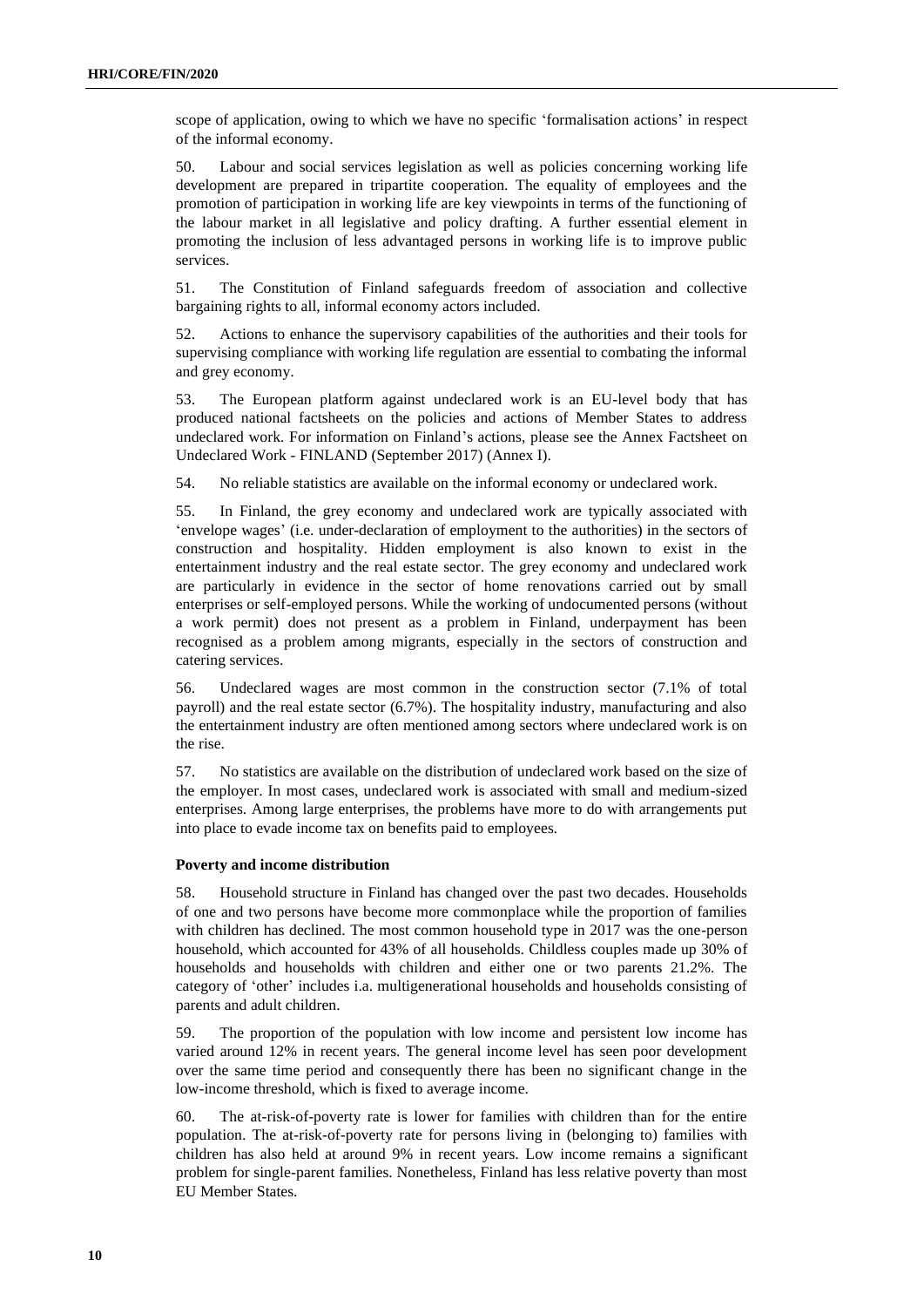scope of application, owing to which we have no specific 'formalisation actions' in respect of the informal economy.

50. Labour and social services legislation as well as policies concerning working life development are prepared in tripartite cooperation. The equality of employees and the promotion of participation in working life are key viewpoints in terms of the functioning of the labour market in all legislative and policy drafting. A further essential element in promoting the inclusion of less advantaged persons in working life is to improve public services.

51. The Constitution of Finland safeguards freedom of association and collective bargaining rights to all, informal economy actors included.

52. Actions to enhance the supervisory capabilities of the authorities and their tools for supervising compliance with working life regulation are essential to combating the informal and grey economy.

53. The European platform against undeclared work is an EU-level body that has produced national factsheets on the policies and actions of Member States to address undeclared work. For information on Finland's actions, please see the Annex Factsheet on Undeclared Work - FINLAND (September 2017) (Annex I).

54. No reliable statistics are available on the informal economy or undeclared work.

55. In Finland, the grey economy and undeclared work are typically associated with 'envelope wages' (i.e. under-declaration of employment to the authorities) in the sectors of construction and hospitality. Hidden employment is also known to exist in the entertainment industry and the real estate sector. The grey economy and undeclared work are particularly in evidence in the sector of home renovations carried out by small enterprises or self-employed persons. While the working of undocumented persons (without a work permit) does not present as a problem in Finland, underpayment has been recognised as a problem among migrants, especially in the sectors of construction and catering services.

56. Undeclared wages are most common in the construction sector (7.1% of total payroll) and the real estate sector (6.7%). The hospitality industry, manufacturing and also the entertainment industry are often mentioned among sectors where undeclared work is on the rise.

57. No statistics are available on the distribution of undeclared work based on the size of the employer. In most cases, undeclared work is associated with small and medium-sized enterprises. Among large enterprises, the problems have more to do with arrangements put into place to evade income tax on benefits paid to employees.

**Poverty and income distribution**

58. Household structure in Finland has changed over the past two decades. Households of one and two persons have become more commonplace while the proportion of families with children has declined. The most common household type in 2017 was the one-person household, which accounted for 43% of all households. Childless couples made up 30% of households and households with children and either one or two parents 21.2%. The category of 'other' includes i.a. multigenerational households and households consisting of parents and adult children.

59. The proportion of the population with low income and persistent low income has varied around 12% in recent years. The general income level has seen poor development over the same time period and consequently there has been no significant change in the low-income threshold, which is fixed to average income.

60. The at-risk-of-poverty rate is lower for families with children than for the entire population. The at-risk-of-poverty rate for persons living in (belonging to) families with children has also held at around 9% in recent years. Low income remains a significant problem for single-parent families. Nonetheless, Finland has less relative poverty than most EU Member States.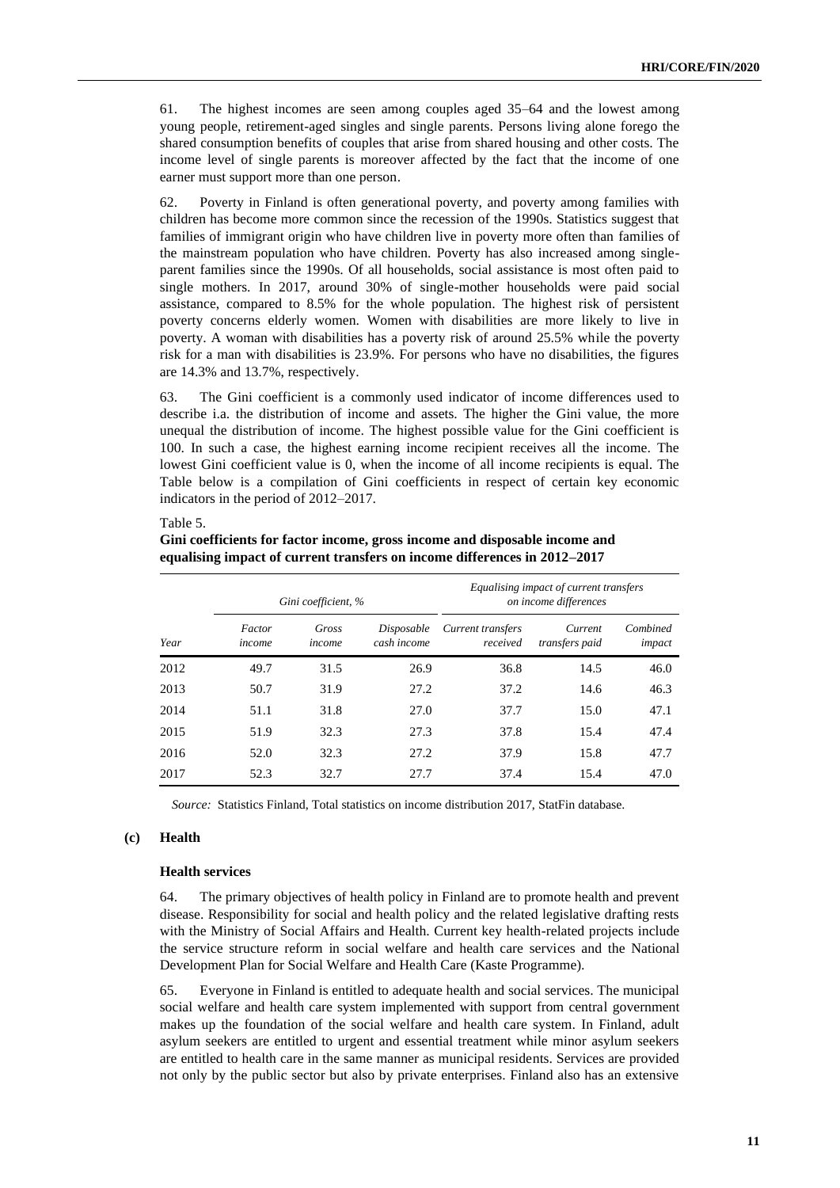61. The highest incomes are seen among couples aged 35–64 and the lowest among young people, retirement-aged singles and single parents. Persons living alone forego the shared consumption benefits of couples that arise from shared housing and other costs. The income level of single parents is moreover affected by the fact that the income of one earner must support more than one person.

62. Poverty in Finland is often generational poverty, and poverty among families with children has become more common since the recession of the 1990s. Statistics suggest that families of immigrant origin who have children live in poverty more often than families of the mainstream population who have children. Poverty has also increased among single-parent families since the 1990s. Of all households, social assistance is most often paid to single mothers. In 2017, around 30% of single-mother households were paid social assistance, compared to 8.5% for the whole population. The highest risk of persistent poverty concerns elderly women. Women with disabilities are more likely to live in poverty. A woman with disabilities has a poverty risk of around 25.5% while the poverty risk for a man with disabilities is 23.9%. For persons who have no disabilities, the figures are 14.3% and 13.7%, respectively.

63. The Gini coefficient is a commonly used indicator of income differences used to describe i.a. the distribution of income and assets. The higher the Gini value, the more unequal the distribution of income. The highest possible value for the Gini coefficient is 100. In such a case, the highest earning income recipient receives all the income. The lowest Gini coefficient value is 0, when the income of all income recipients is equal. The Table below is a compilation of Gini coefficients in respect of certain key economic indicators in the period of 2012–2017.

Table 5.
**Gini coefficients for factor income, gross income and disposable income and equalising impact of current transfers on income differences in 2012–2017**

| | *Gini coefficient, %* | | | *Equalising impact of current transfers on income differences* | | |
|---|---|---|---|---|---|---|
| *Year* | *Factor income* | *Gross income* | *Disposable cash income* | *Current transfers received* | *Current transfers paid* | *Combined impact* |
| 2012 | 49.7 | 31.5 | 26.9 | 36.8 | 14.5 | 46.0 |
| 2013 | 50.7 | 31.9 | 27.2 | 37.2 | 14.6 | 46.3 |
| 2014 | 51.1 | 31.8 | 27.0 | 37.7 | 15.0 | 47.1 |
| 2015 | 51.9 | 32.3 | 27.3 | 37.8 | 15.4 | 47.4 |
| 2016 | 52.0 | 32.3 | 27.2 | 37.9 | 15.8 | 47.7 |
| 2017 | 52.3 | 32.7 | 27.7 | 37.4 | 15.4 | 47.0 |

*Source:* Statistics Finland, Total statistics on income distribution 2017, StatFin database.

### (c) Health

#### Health services

64. The primary objectives of health policy in Finland are to promote health and prevent disease. Responsibility for social and health policy and the related legislative drafting rests with the Ministry of Social Affairs and Health. Current key health-related projects include the service structure reform in social welfare and health care services and the National Development Plan for Social Welfare and Health Care (Kaste Programme).

65. Everyone in Finland is entitled to adequate health and social services. The municipal social welfare and health care system implemented with support from central government makes up the foundation of the social welfare and health care system. In Finland, adult asylum seekers are entitled to urgent and essential treatment while minor asylum seekers are entitled to health care in the same manner as municipal residents. Services are provided not only by the public sector but also by private enterprises. Finland also has an extensive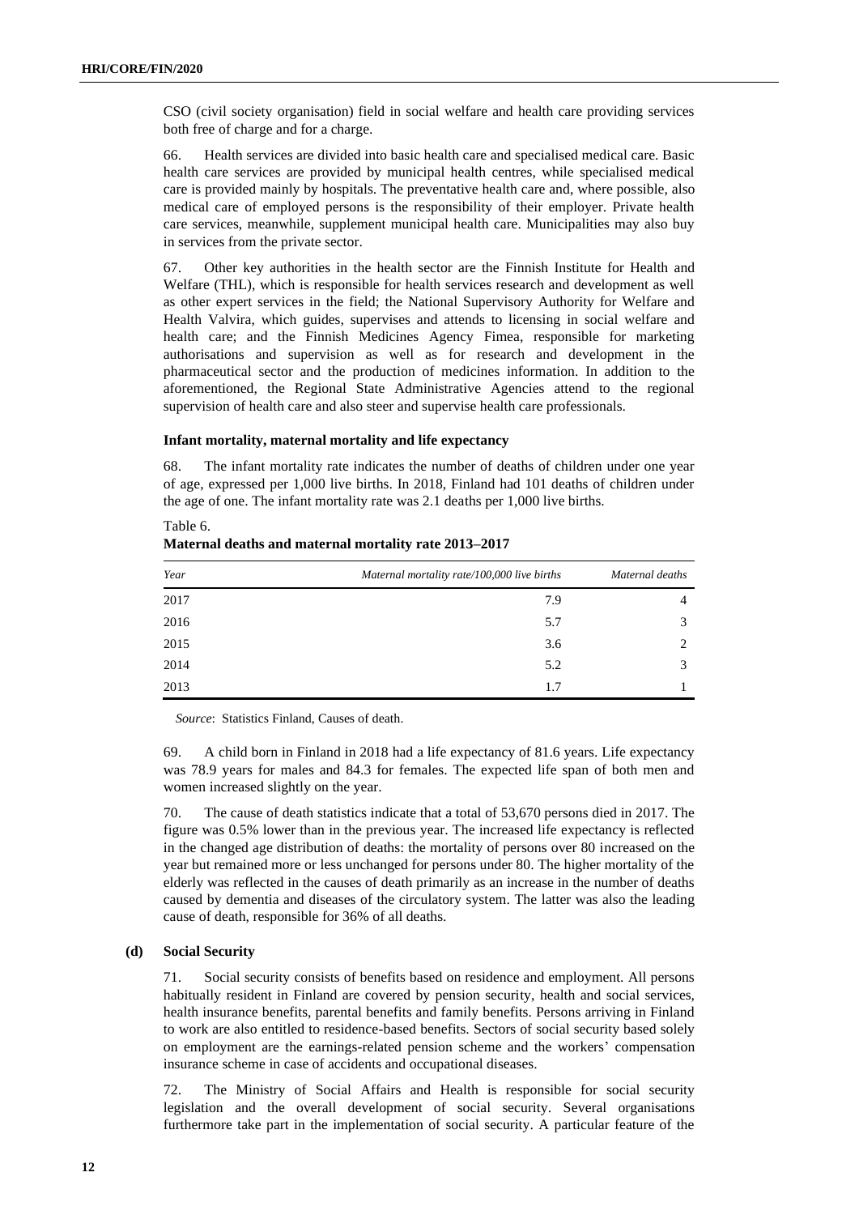CSO (civil society organisation) field in social welfare and health care providing services both free of charge and for a charge.

66. Health services are divided into basic health care and specialised medical care. Basic health care services are provided by municipal health centres, while specialised medical care is provided mainly by hospitals. The preventative health care and, where possible, also medical care of employed persons is the responsibility of their employer. Private health care services, meanwhile, supplement municipal health care. Municipalities may also buy in services from the private sector.

67. Other key authorities in the health sector are the Finnish Institute for Health and Welfare (THL), which is responsible for health services research and development as well as other expert services in the field; the National Supervisory Authority for Welfare and Health Valvira, which guides, supervises and attends to licensing in social welfare and health care; and the Finnish Medicines Agency Fimea, responsible for marketing authorisations and supervision as well as for research and development in the pharmaceutical sector and the production of medicines information. In addition to the aforementioned, the Regional State Administrative Agencies attend to the regional supervision of health care and also steer and supervise health care professionals.

**Infant mortality, maternal mortality and life expectancy**

68. The infant mortality rate indicates the number of deaths of children under one year of age, expressed per 1,000 live births. In 2018, Finland had 101 deaths of children under the age of one. The infant mortality rate was 2.1 deaths per 1,000 live births.

Table 6.
**Maternal deaths and maternal mortality rate 2013–2017**

| *Year* | *Maternal mortality rate/100,000 live births* | *Maternal deaths* |
|---|---|---|
| 2017 | 7.9 | 4 |
| 2016 | 5.7 | 3 |
| 2015 | 3.6 | 2 |
| 2014 | 5.2 | 3 |
| 2013 | 1.7 | 1 |

*Source*: Statistics Finland, Causes of death.

69. A child born in Finland in 2018 had a life expectancy of 81.6 years. Life expectancy was 78.9 years for males and 84.3 for females. The expected life span of both men and women increased slightly on the year.

70. The cause of death statistics indicate that a total of 53,670 persons died in 2017. The figure was 0.5% lower than in the previous year. The increased life expectancy is reflected in the changed age distribution of deaths: the mortality of persons over 80 increased on the year but remained more or less unchanged for persons under 80. The higher mortality of the elderly was reflected in the causes of death primarily as an increase in the number of deaths caused by dementia and diseases of the circulatory system. The latter was also the leading cause of death, responsible for 36% of all deaths.

### (d) Social Security

71. Social security consists of benefits based on residence and employment. All persons habitually resident in Finland are covered by pension security, health and social services, health insurance benefits, parental benefits and family benefits. Persons arriving in Finland to work are also entitled to residence-based benefits. Sectors of social security based solely on employment are the earnings-related pension scheme and the workers' compensation insurance scheme in case of accidents and occupational diseases.

72. The Ministry of Social Affairs and Health is responsible for social security legislation and the overall development of social security. Several organisations furthermore take part in the implementation of social security. A particular feature of the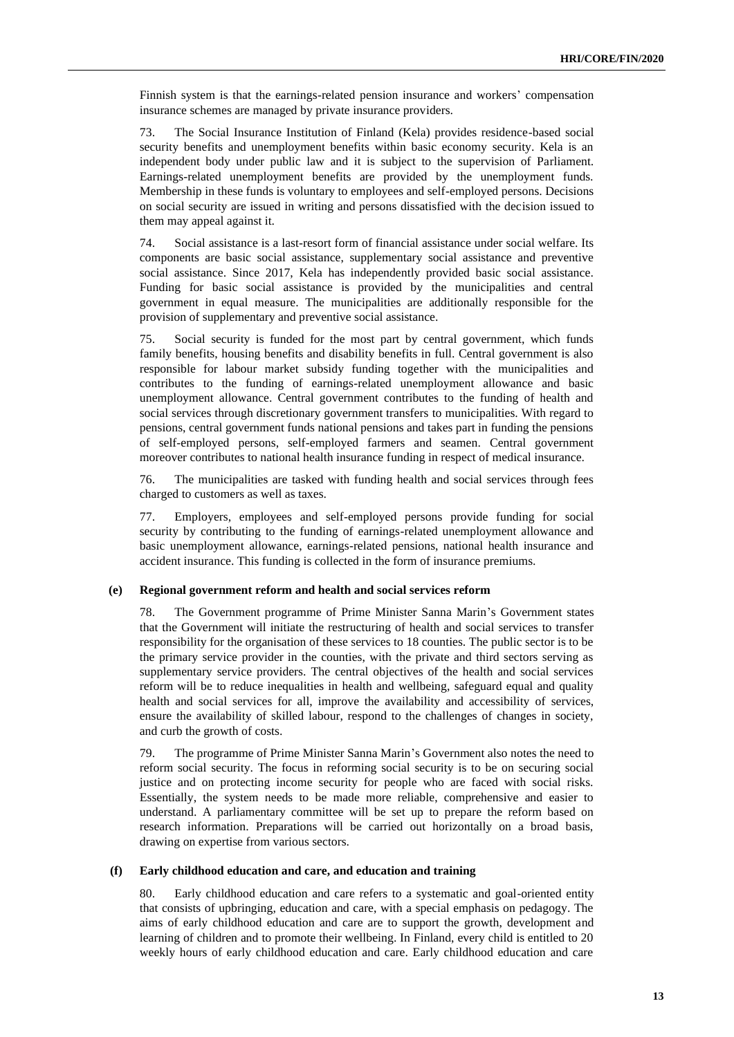Finnish system is that the earnings-related pension insurance and workers' compensation insurance schemes are managed by private insurance providers.

73. The Social Insurance Institution of Finland (Kela) provides residence-based social security benefits and unemployment benefits within basic economy security. Kela is an independent body under public law and it is subject to the supervision of Parliament. Earnings-related unemployment benefits are provided by the unemployment funds. Membership in these funds is voluntary to employees and self-employed persons. Decisions on social security are issued in writing and persons dissatisfied with the decision issued to them may appeal against it.

74. Social assistance is a last-resort form of financial assistance under social welfare. Its components are basic social assistance, supplementary social assistance and preventive social assistance. Since 2017, Kela has independently provided basic social assistance. Funding for basic social assistance is provided by the municipalities and central government in equal measure. The municipalities are additionally responsible for the provision of supplementary and preventive social assistance.

75. Social security is funded for the most part by central government, which funds family benefits, housing benefits and disability benefits in full. Central government is also responsible for labour market subsidy funding together with the municipalities and contributes to the funding of earnings-related unemployment allowance and basic unemployment allowance. Central government contributes to the funding of health and social services through discretionary government transfers to municipalities. With regard to pensions, central government funds national pensions and takes part in funding the pensions of self-employed persons, self-employed farmers and seamen. Central government moreover contributes to national health insurance funding in respect of medical insurance.

76. The municipalities are tasked with funding health and social services through fees charged to customers as well as taxes.

77. Employers, employees and self-employed persons provide funding for social security by contributing to the funding of earnings-related unemployment allowance and basic unemployment allowance, earnings-related pensions, national health insurance and accident insurance. This funding is collected in the form of insurance premiums.

### (e) Regional government reform and health and social services reform

78. The Government programme of Prime Minister Sanna Marin's Government states that the Government will initiate the restructuring of health and social services to transfer responsibility for the organisation of these services to 18 counties. The public sector is to be the primary service provider in the counties, with the private and third sectors serving as supplementary service providers. The central objectives of the health and social services reform will be to reduce inequalities in health and wellbeing, safeguard equal and quality health and social services for all, improve the availability and accessibility of services, ensure the availability of skilled labour, respond to the challenges of changes in society, and curb the growth of costs.

79. The programme of Prime Minister Sanna Marin's Government also notes the need to reform social security. The focus in reforming social security is to be on securing social justice and on protecting income security for people who are faced with social risks. Essentially, the system needs to be made more reliable, comprehensive and easier to understand. A parliamentary committee will be set up to prepare the reform based on research information. Preparations will be carried out horizontally on a broad basis, drawing on expertise from various sectors.

### (f) Early childhood education and care, and education and training

80. Early childhood education and care refers to a systematic and goal-oriented entity that consists of upbringing, education and care, with a special emphasis on pedagogy. The aims of early childhood education and care are to support the growth, development and learning of children and to promote their wellbeing. In Finland, every child is entitled to 20 weekly hours of early childhood education and care. Early childhood education and care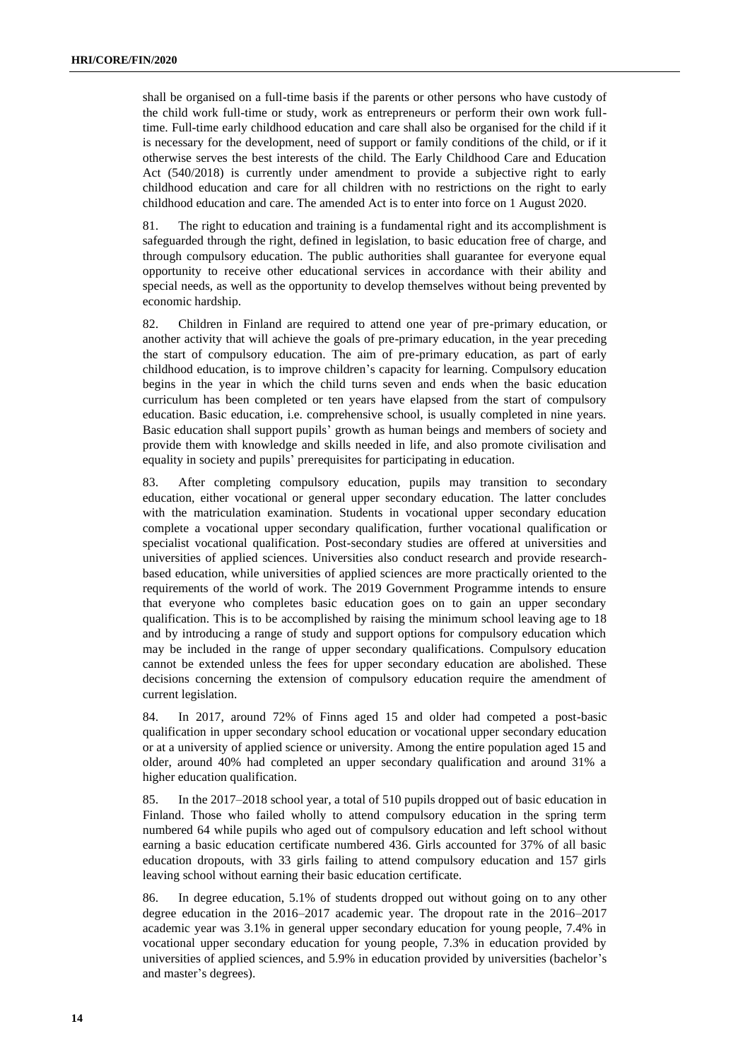shall be organised on a full-time basis if the parents or other persons who have custody of the child work full-time or study, work as entrepreneurs or perform their own work full-time. Full-time early childhood education and care shall also be organised for the child if it is necessary for the development, need of support or family conditions of the child, or if it otherwise serves the best interests of the child. The Early Childhood Care and Education Act (540/2018) is currently under amendment to provide a subjective right to early childhood education and care for all children with no restrictions on the right to early childhood education and care. The amended Act is to enter into force on 1 August 2020.

81. The right to education and training is a fundamental right and its accomplishment is safeguarded through the right, defined in legislation, to basic education free of charge, and through compulsory education. The public authorities shall guarantee for everyone equal opportunity to receive other educational services in accordance with their ability and special needs, as well as the opportunity to develop themselves without being prevented by economic hardship.

82. Children in Finland are required to attend one year of pre-primary education, or another activity that will achieve the goals of pre-primary education, in the year preceding the start of compulsory education. The aim of pre-primary education, as part of early childhood education, is to improve children's capacity for learning. Compulsory education begins in the year in which the child turns seven and ends when the basic education curriculum has been completed or ten years have elapsed from the start of compulsory education. Basic education, i.e. comprehensive school, is usually completed in nine years. Basic education shall support pupils' growth as human beings and members of society and provide them with knowledge and skills needed in life, and also promote civilisation and equality in society and pupils' prerequisites for participating in education.

83. After completing compulsory education, pupils may transition to secondary education, either vocational or general upper secondary education. The latter concludes with the matriculation examination. Students in vocational upper secondary education complete a vocational upper secondary qualification, further vocational qualification or specialist vocational qualification. Post-secondary studies are offered at universities and universities of applied sciences. Universities also conduct research and provide research-based education, while universities of applied sciences are more practically oriented to the requirements of the world of work. The 2019 Government Programme intends to ensure that everyone who completes basic education goes on to gain an upper secondary qualification. This is to be accomplished by raising the minimum school leaving age to 18 and by introducing a range of study and support options for compulsory education which may be included in the range of upper secondary qualifications. Compulsory education cannot be extended unless the fees for upper secondary education are abolished. These decisions concerning the extension of compulsory education require the amendment of current legislation.

84. In 2017, around 72% of Finns aged 15 and older had competed a post-basic qualification in upper secondary school education or vocational upper secondary education or at a university of applied science or university. Among the entire population aged 15 and older, around 40% had completed an upper secondary qualification and around 31% a higher education qualification.

85. In the 2017–2018 school year, a total of 510 pupils dropped out of basic education in Finland. Those who failed wholly to attend compulsory education in the spring term numbered 64 while pupils who aged out of compulsory education and left school without earning a basic education certificate numbered 436. Girls accounted for 37% of all basic education dropouts, with 33 girls failing to attend compulsory education and 157 girls leaving school without earning their basic education certificate.

86. In degree education, 5.1% of students dropped out without going on to any other degree education in the 2016–2017 academic year. The dropout rate in the 2016–2017 academic year was 3.1% in general upper secondary education for young people, 7.4% in vocational upper secondary education for young people, 7.3% in education provided by universities of applied sciences, and 5.9% in education provided by universities (bachelor's and master's degrees).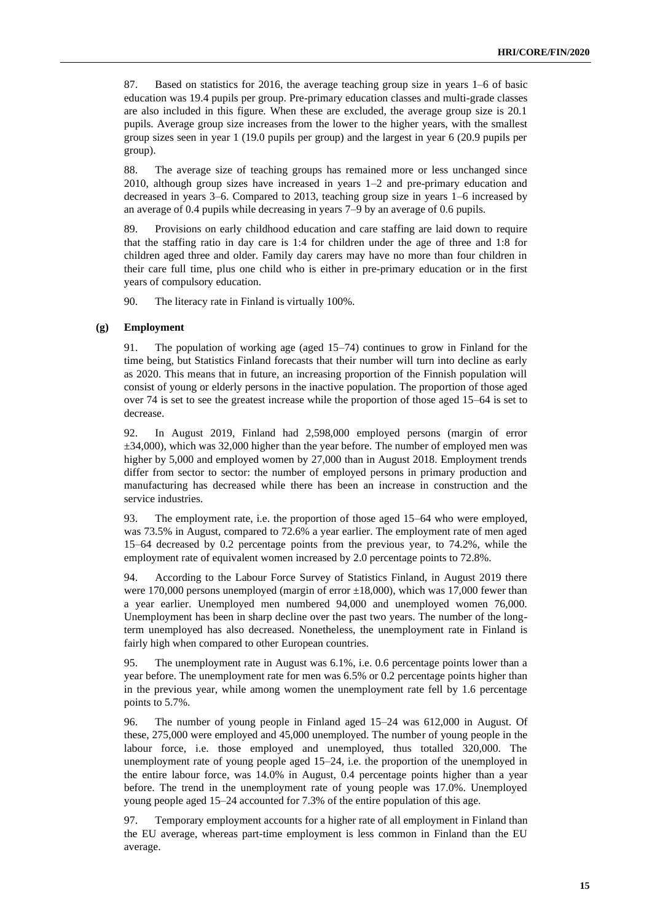87. Based on statistics for 2016, the average teaching group size in years 1–6 of basic education was 19.4 pupils per group. Pre-primary education classes and multi-grade classes are also included in this figure. When these are excluded, the average group size is 20.1 pupils. Average group size increases from the lower to the higher years, with the smallest group sizes seen in year 1 (19.0 pupils per group) and the largest in year 6 (20.9 pupils per group).

88. The average size of teaching groups has remained more or less unchanged since 2010, although group sizes have increased in years 1–2 and pre-primary education and decreased in years 3–6. Compared to 2013, teaching group size in years 1–6 increased by an average of 0.4 pupils while decreasing in years 7–9 by an average of 0.6 pupils.

89. Provisions on early childhood education and care staffing are laid down to require that the staffing ratio in day care is 1:4 for children under the age of three and 1:8 for children aged three and older. Family day carers may have no more than four children in their care full time, plus one child who is either in pre-primary education or in the first years of compulsory education.

90. The literacy rate in Finland is virtually 100%.

### (g) Employment

91. The population of working age (aged 15–74) continues to grow in Finland for the time being, but Statistics Finland forecasts that their number will turn into decline as early as 2020. This means that in future, an increasing proportion of the Finnish population will consist of young or elderly persons in the inactive population. The proportion of those aged over 74 is set to see the greatest increase while the proportion of those aged 15–64 is set to decrease.

92. In August 2019, Finland had 2,598,000 employed persons (margin of error ±34,000), which was 32,000 higher than the year before. The number of employed men was higher by 5,000 and employed women by 27,000 than in August 2018. Employment trends differ from sector to sector: the number of employed persons in primary production and manufacturing has decreased while there has been an increase in construction and the service industries.

93. The employment rate, i.e. the proportion of those aged 15–64 who were employed, was 73.5% in August, compared to 72.6% a year earlier. The employment rate of men aged 15–64 decreased by 0.2 percentage points from the previous year, to 74.2%, while the employment rate of equivalent women increased by 2.0 percentage points to 72.8%.

94. According to the Labour Force Survey of Statistics Finland, in August 2019 there were 170,000 persons unemployed (margin of error ±18,000), which was 17,000 fewer than a year earlier. Unemployed men numbered 94,000 and unemployed women 76,000. Unemployment has been in sharp decline over the past two years. The number of the long-term unemployed has also decreased. Nonetheless, the unemployment rate in Finland is fairly high when compared to other European countries.

95. The unemployment rate in August was 6.1%, i.e. 0.6 percentage points lower than a year before. The unemployment rate for men was 6.5% or 0.2 percentage points higher than in the previous year, while among women the unemployment rate fell by 1.6 percentage points to 5.7%.

96. The number of young people in Finland aged 15–24 was 612,000 in August. Of these, 275,000 were employed and 45,000 unemployed. The number of young people in the labour force, i.e. those employed and unemployed, thus totalled 320,000. The unemployment rate of young people aged 15–24, i.e. the proportion of the unemployed in the entire labour force, was 14.0% in August, 0.4 percentage points higher than a year before. The trend in the unemployment rate of young people was 17.0%. Unemployed young people aged 15–24 accounted for 7.3% of the entire population of this age.

97. Temporary employment accounts for a higher rate of all employment in Finland than the EU average, whereas part-time employment is less common in Finland than the EU average.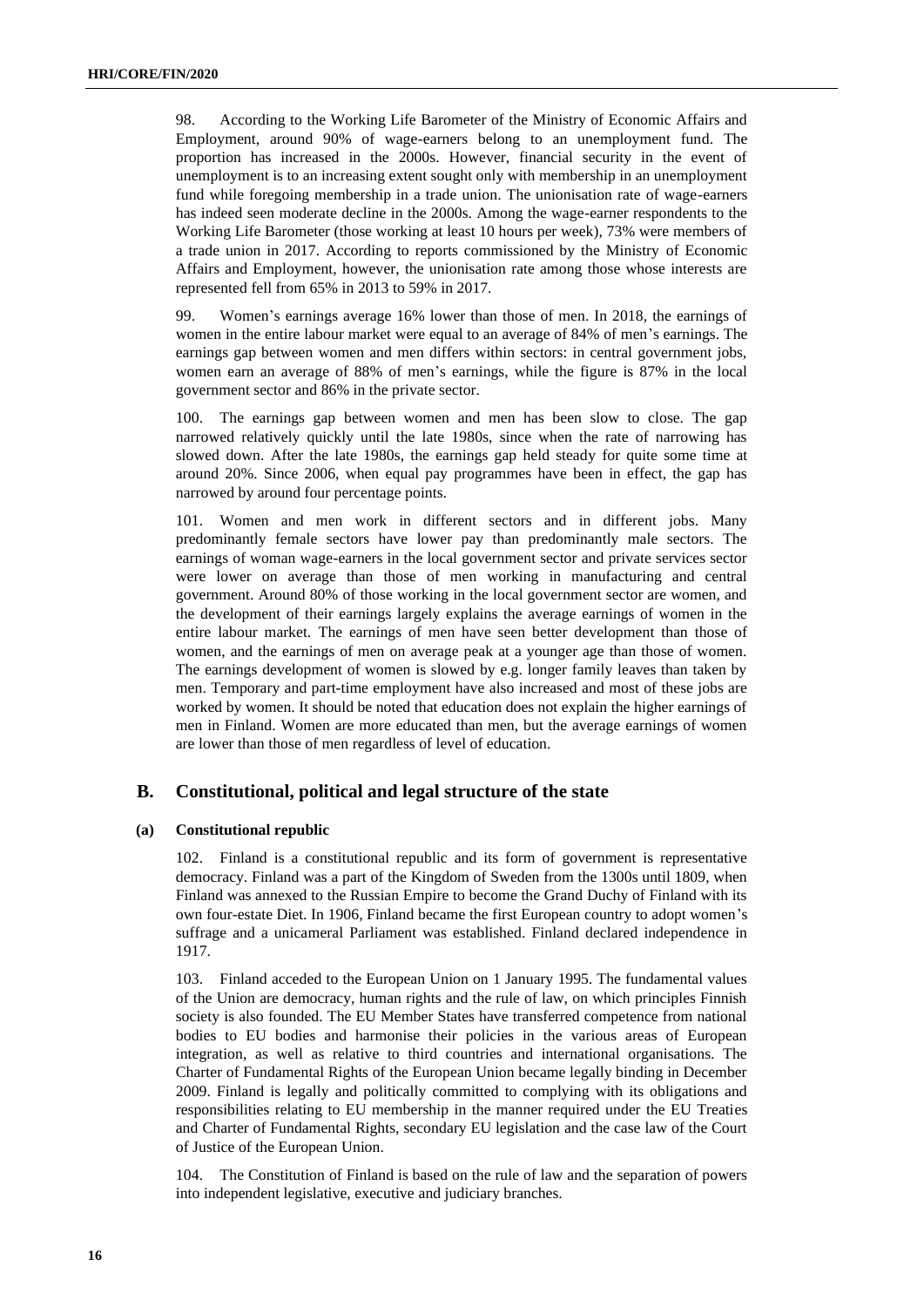98. According to the Working Life Barometer of the Ministry of Economic Affairs and Employment, around 90% of wage-earners belong to an unemployment fund. The proportion has increased in the 2000s. However, financial security in the event of unemployment is to an increasing extent sought only with membership in an unemployment fund while foregoing membership in a trade union. The unionisation rate of wage-earners has indeed seen moderate decline in the 2000s. Among the wage-earner respondents to the Working Life Barometer (those working at least 10 hours per week), 73% were members of a trade union in 2017. According to reports commissioned by the Ministry of Economic Affairs and Employment, however, the unionisation rate among those whose interests are represented fell from 65% in 2013 to 59% in 2017.

99. Women's earnings average 16% lower than those of men. In 2018, the earnings of women in the entire labour market were equal to an average of 84% of men's earnings. The earnings gap between women and men differs within sectors: in central government jobs, women earn an average of 88% of men's earnings, while the figure is 87% in the local government sector and 86% in the private sector.

100. The earnings gap between women and men has been slow to close. The gap narrowed relatively quickly until the late 1980s, since when the rate of narrowing has slowed down. After the late 1980s, the earnings gap held steady for quite some time at around 20%. Since 2006, when equal pay programmes have been in effect, the gap has narrowed by around four percentage points.

101. Women and men work in different sectors and in different jobs. Many predominantly female sectors have lower pay than predominantly male sectors. The earnings of woman wage-earners in the local government sector and private services sector were lower on average than those of men working in manufacturing and central government. Around 80% of those working in the local government sector are women, and the development of their earnings largely explains the average earnings of women in the entire labour market. The earnings of men have seen better development than those of women, and the earnings of men on average peak at a younger age than those of women. The earnings development of women is slowed by e.g. longer family leaves than taken by men. Temporary and part-time employment have also increased and most of these jobs are worked by women. It should be noted that education does not explain the higher earnings of men in Finland. Women are more educated than men, but the average earnings of women are lower than those of men regardless of level of education.

## B. Constitutional, political and legal structure of the state

### (a) Constitutional republic

102. Finland is a constitutional republic and its form of government is representative democracy. Finland was a part of the Kingdom of Sweden from the 1300s until 1809, when Finland was annexed to the Russian Empire to become the Grand Duchy of Finland with its own four-estate Diet. In 1906, Finland became the first European country to adopt women's suffrage and a unicameral Parliament was established. Finland declared independence in 1917.

103. Finland acceded to the European Union on 1 January 1995. The fundamental values of the Union are democracy, human rights and the rule of law, on which principles Finnish society is also founded. The EU Member States have transferred competence from national bodies to EU bodies and harmonise their policies in the various areas of European integration, as well as relative to third countries and international organisations. The Charter of Fundamental Rights of the European Union became legally binding in December 2009. Finland is legally and politically committed to complying with its obligations and responsibilities relating to EU membership in the manner required under the EU Treaties and Charter of Fundamental Rights, secondary EU legislation and the case law of the Court of Justice of the European Union.

104. The Constitution of Finland is based on the rule of law and the separation of powers into independent legislative, executive and judiciary branches.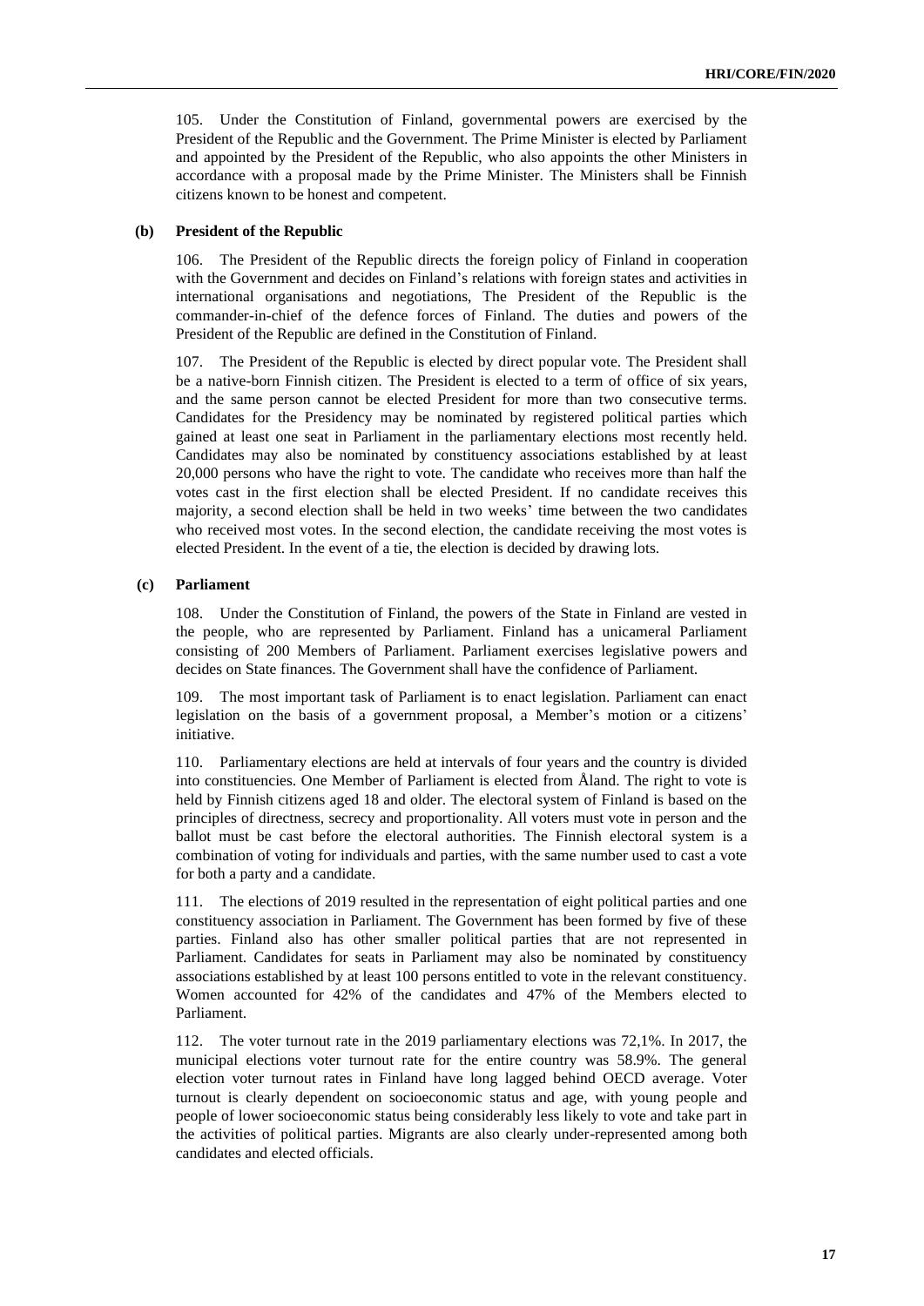105. Under the Constitution of Finland, governmental powers are exercised by the President of the Republic and the Government. The Prime Minister is elected by Parliament and appointed by the President of the Republic, who also appoints the other Ministers in accordance with a proposal made by the Prime Minister. The Ministers shall be Finnish citizens known to be honest and competent.

### (b) President of the Republic

106. The President of the Republic directs the foreign policy of Finland in cooperation with the Government and decides on Finland's relations with foreign states and activities in international organisations and negotiations, The President of the Republic is the commander-in-chief of the defence forces of Finland. The duties and powers of the President of the Republic are defined in the Constitution of Finland.

107. The President of the Republic is elected by direct popular vote. The President shall be a native-born Finnish citizen. The President is elected to a term of office of six years, and the same person cannot be elected President for more than two consecutive terms. Candidates for the Presidency may be nominated by registered political parties which gained at least one seat in Parliament in the parliamentary elections most recently held. Candidates may also be nominated by constituency associations established by at least 20,000 persons who have the right to vote. The candidate who receives more than half the votes cast in the first election shall be elected President. If no candidate receives this majority, a second election shall be held in two weeks' time between the two candidates who received most votes. In the second election, the candidate receiving the most votes is elected President. In the event of a tie, the election is decided by drawing lots.

### (c) Parliament

108. Under the Constitution of Finland, the powers of the State in Finland are vested in the people, who are represented by Parliament. Finland has a unicameral Parliament consisting of 200 Members of Parliament. Parliament exercises legislative powers and decides on State finances. The Government shall have the confidence of Parliament.

109. The most important task of Parliament is to enact legislation. Parliament can enact legislation on the basis of a government proposal, a Member's motion or a citizens' initiative.

110. Parliamentary elections are held at intervals of four years and the country is divided into constituencies. One Member of Parliament is elected from Åland. The right to vote is held by Finnish citizens aged 18 and older. The electoral system of Finland is based on the principles of directness, secrecy and proportionality. All voters must vote in person and the ballot must be cast before the electoral authorities. The Finnish electoral system is a combination of voting for individuals and parties, with the same number used to cast a vote for both a party and a candidate.

111. The elections of 2019 resulted in the representation of eight political parties and one constituency association in Parliament. The Government has been formed by five of these parties. Finland also has other smaller political parties that are not represented in Parliament. Candidates for seats in Parliament may also be nominated by constituency associations established by at least 100 persons entitled to vote in the relevant constituency. Women accounted for 42% of the candidates and 47% of the Members elected to Parliament.

112. The voter turnout rate in the 2019 parliamentary elections was 72,1%. In 2017, the municipal elections voter turnout rate for the entire country was 58.9%. The general election voter turnout rates in Finland have long lagged behind OECD average. Voter turnout is clearly dependent on socioeconomic status and age, with young people and people of lower socioeconomic status being considerably less likely to vote and take part in the activities of political parties. Migrants are also clearly under-represented among both candidates and elected officials.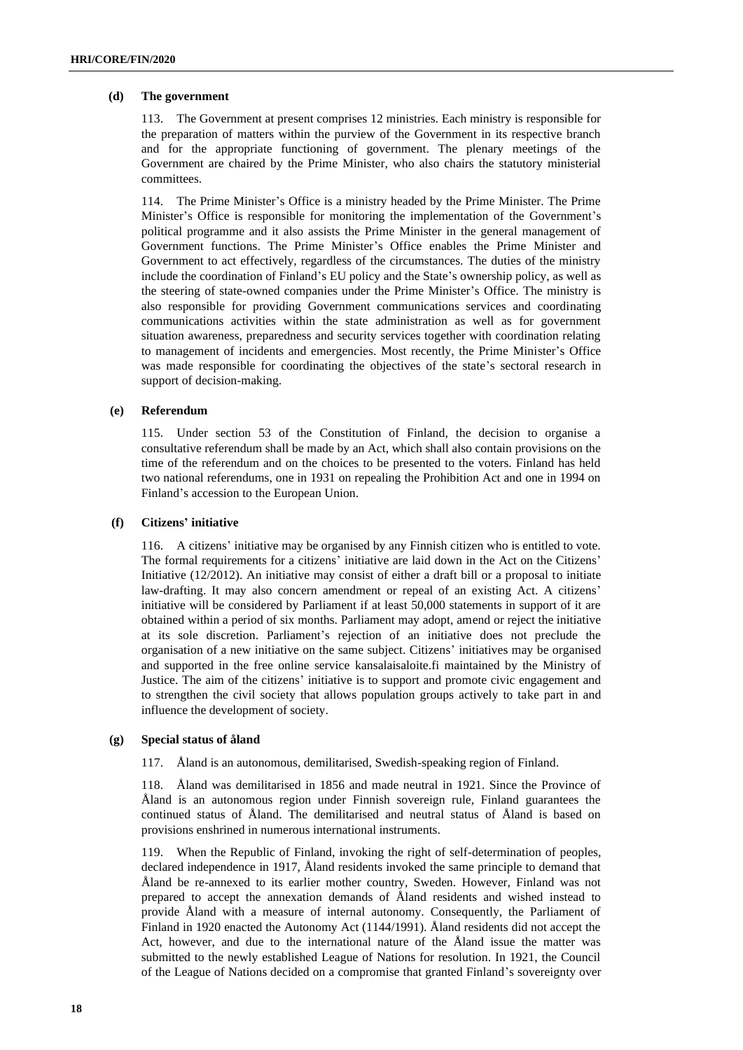#### (d) The government

113. The Government at present comprises 12 ministries. Each ministry is responsible for the preparation of matters within the purview of the Government in its respective branch and for the appropriate functioning of government. The plenary meetings of the Government are chaired by the Prime Minister, who also chairs the statutory ministerial committees.

114. The Prime Minister's Office is a ministry headed by the Prime Minister. The Prime Minister's Office is responsible for monitoring the implementation of the Government's political programme and it also assists the Prime Minister in the general management of Government functions. The Prime Minister's Office enables the Prime Minister and Government to act effectively, regardless of the circumstances. The duties of the ministry include the coordination of Finland's EU policy and the State's ownership policy, as well as the steering of state-owned companies under the Prime Minister's Office. The ministry is also responsible for providing Government communications services and coordinating communications activities within the state administration as well as for government situation awareness, preparedness and security services together with coordination relating to management of incidents and emergencies. Most recently, the Prime Minister's Office was made responsible for coordinating the objectives of the state's sectoral research in support of decision-making.

#### (e) Referendum

115. Under section 53 of the Constitution of Finland, the decision to organise a consultative referendum shall be made by an Act, which shall also contain provisions on the time of the referendum and on the choices to be presented to the voters. Finland has held two national referendums, one in 1931 on repealing the Prohibition Act and one in 1994 on Finland's accession to the European Union.

#### (f) Citizens' initiative

116. A citizens' initiative may be organised by any Finnish citizen who is entitled to vote. The formal requirements for a citizens' initiative are laid down in the Act on the Citizens' Initiative (12/2012). An initiative may consist of either a draft bill or a proposal to initiate law-drafting. It may also concern amendment or repeal of an existing Act. A citizens' initiative will be considered by Parliament if at least 50,000 statements in support of it are obtained within a period of six months. Parliament may adopt, amend or reject the initiative at its sole discretion. Parliament's rejection of an initiative does not preclude the organisation of a new initiative on the same subject. Citizens' initiatives may be organised and supported in the free online service kansalaisaloite.fi maintained by the Ministry of Justice. The aim of the citizens' initiative is to support and promote civic engagement and to strengthen the civil society that allows population groups actively to take part in and influence the development of society.

#### (g) Special status of åland

117. Åland is an autonomous, demilitarised, Swedish-speaking region of Finland.

118. Åland was demilitarised in 1856 and made neutral in 1921. Since the Province of Åland is an autonomous region under Finnish sovereign rule, Finland guarantees the continued status of Åland. The demilitarised and neutral status of Åland is based on provisions enshrined in numerous international instruments.

119. When the Republic of Finland, invoking the right of self-determination of peoples, declared independence in 1917, Åland residents invoked the same principle to demand that Åland be re-annexed to its earlier mother country, Sweden. However, Finland was not prepared to accept the annexation demands of Åland residents and wished instead to provide Åland with a measure of internal autonomy. Consequently, the Parliament of Finland in 1920 enacted the Autonomy Act (1144/1991). Åland residents did not accept the Act, however, and due to the international nature of the Åland issue the matter was submitted to the newly established League of Nations for resolution. In 1921, the Council of the League of Nations decided on a compromise that granted Finland's sovereignty over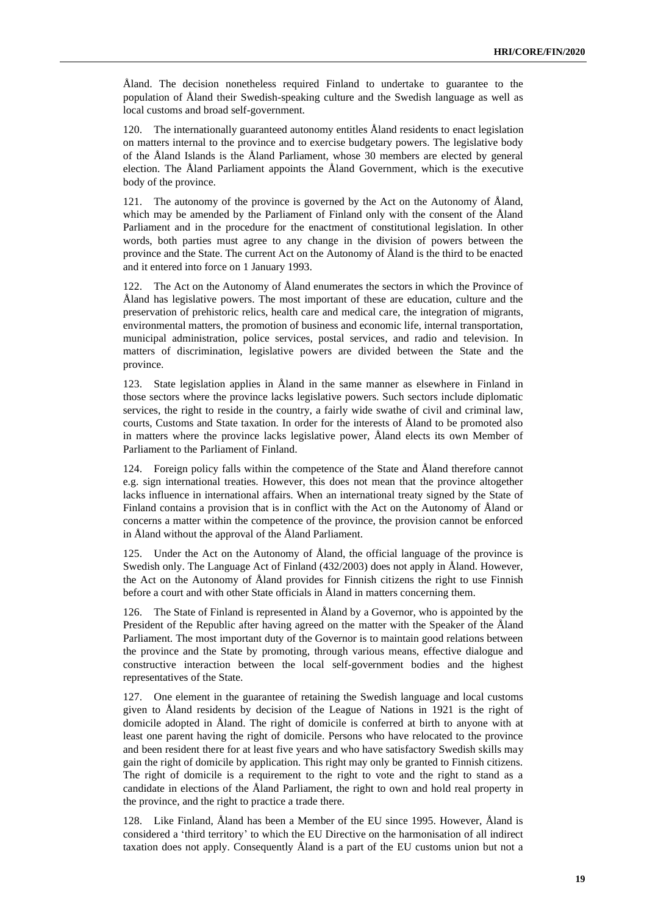Åland. The decision nonetheless required Finland to undertake to guarantee to the population of Åland their Swedish-speaking culture and the Swedish language as well as local customs and broad self-government.

120. The internationally guaranteed autonomy entitles Åland residents to enact legislation on matters internal to the province and to exercise budgetary powers. The legislative body of the Åland Islands is the Åland Parliament, whose 30 members are elected by general election. The Åland Parliament appoints the Åland Government, which is the executive body of the province.

121. The autonomy of the province is governed by the Act on the Autonomy of Åland, which may be amended by the Parliament of Finland only with the consent of the Åland Parliament and in the procedure for the enactment of constitutional legislation. In other words, both parties must agree to any change in the division of powers between the province and the State. The current Act on the Autonomy of Åland is the third to be enacted and it entered into force on 1 January 1993.

122. The Act on the Autonomy of Åland enumerates the sectors in which the Province of Åland has legislative powers. The most important of these are education, culture and the preservation of prehistoric relics, health care and medical care, the integration of migrants, environmental matters, the promotion of business and economic life, internal transportation, municipal administration, police services, postal services, and radio and television. In matters of discrimination, legislative powers are divided between the State and the province.

123. State legislation applies in Åland in the same manner as elsewhere in Finland in those sectors where the province lacks legislative powers. Such sectors include diplomatic services, the right to reside in the country, a fairly wide swathe of civil and criminal law, courts, Customs and State taxation. In order for the interests of Åland to be promoted also in matters where the province lacks legislative power, Åland elects its own Member of Parliament to the Parliament of Finland.

124. Foreign policy falls within the competence of the State and Åland therefore cannot e.g. sign international treaties. However, this does not mean that the province altogether lacks influence in international affairs. When an international treaty signed by the State of Finland contains a provision that is in conflict with the Act on the Autonomy of Åland or concerns a matter within the competence of the province, the provision cannot be enforced in Åland without the approval of the Åland Parliament.

125. Under the Act on the Autonomy of Åland, the official language of the province is Swedish only. The Language Act of Finland (432/2003) does not apply in Åland. However, the Act on the Autonomy of Åland provides for Finnish citizens the right to use Finnish before a court and with other State officials in Åland in matters concerning them.

126. The State of Finland is represented in Åland by a Governor, who is appointed by the President of the Republic after having agreed on the matter with the Speaker of the Åland Parliament. The most important duty of the Governor is to maintain good relations between the province and the State by promoting, through various means, effective dialogue and constructive interaction between the local self-government bodies and the highest representatives of the State.

127. One element in the guarantee of retaining the Swedish language and local customs given to Åland residents by decision of the League of Nations in 1921 is the right of domicile adopted in Åland. The right of domicile is conferred at birth to anyone with at least one parent having the right of domicile. Persons who have relocated to the province and been resident there for at least five years and who have satisfactory Swedish skills may gain the right of domicile by application. This right may only be granted to Finnish citizens. The right of domicile is a requirement to the right to vote and the right to stand as a candidate in elections of the Åland Parliament, the right to own and hold real property in the province, and the right to practice a trade there.

128. Like Finland, Åland has been a Member of the EU since 1995. However, Åland is considered a 'third territory' to which the EU Directive on the harmonisation of all indirect taxation does not apply. Consequently Åland is a part of the EU customs union but not a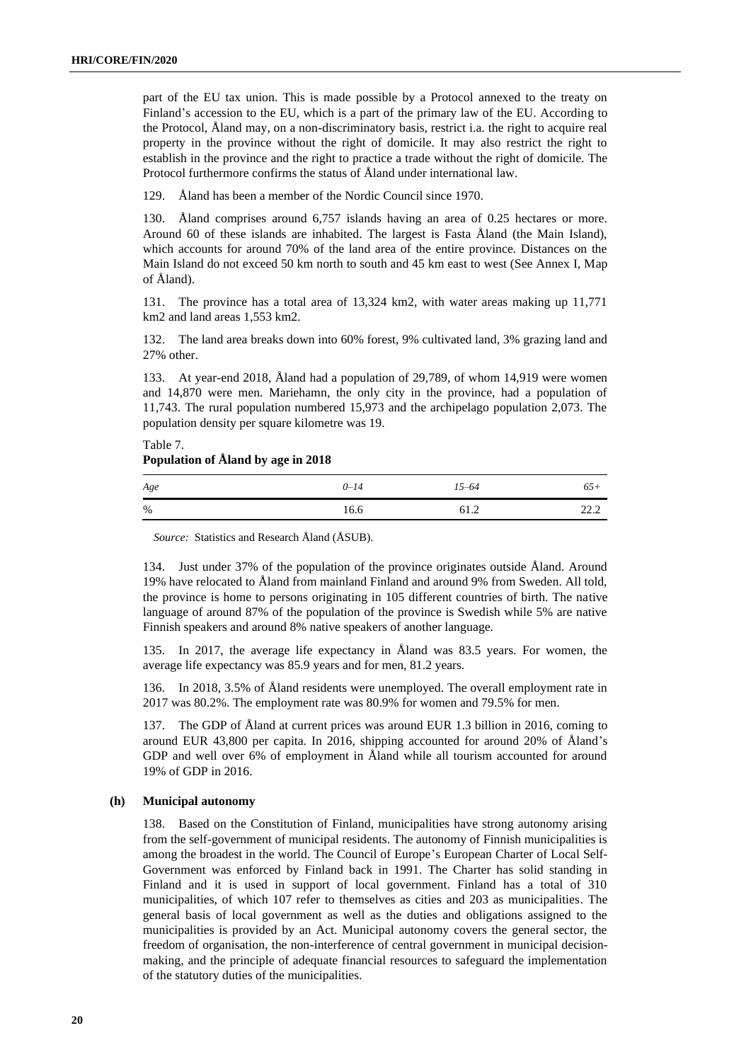part of the EU tax union. This is made possible by a Protocol annexed to the treaty on Finland's accession to the EU, which is a part of the primary law of the EU. According to the Protocol, Åland may, on a non-discriminatory basis, restrict i.a. the right to acquire real property in the province without the right of domicile. It may also restrict the right to establish in the province and the right to practice a trade without the right of domicile. The Protocol furthermore confirms the status of Åland under international law.

129. Åland has been a member of the Nordic Council since 1970.

130. Åland comprises around 6,757 islands having an area of 0.25 hectares or more. Around 60 of these islands are inhabited. The largest is Fasta Åland (the Main Island), which accounts for around 70% of the land area of the entire province. Distances on the Main Island do not exceed 50 km north to south and 45 km east to west (See Annex I, Map of Åland).

131. The province has a total area of 13,324 km2, with water areas making up 11,771 km2 and land areas 1,553 km2.

132. The land area breaks down into 60% forest, 9% cultivated land, 3% grazing land and 27% other.

133. At year-end 2018, Åland had a population of 29,789, of whom 14,919 were women and 14,870 were men. Mariehamn, the only city in the province, had a population of 11,743. The rural population numbered 15,973 and the archipelago population 2,073. The population density per square kilometre was 19.

Table 7.
**Population of Åland by age in 2018**

| *Age* | *0–14* | *15–64* | *65+* |
|---|---|---|---|
| % | 16.6 | 61.2 | 22.2 |

*Source:* Statistics and Research Åland (ÅSUB).

134. Just under 37% of the population of the province originates outside Åland. Around 19% have relocated to Åland from mainland Finland and around 9% from Sweden. All told, the province is home to persons originating in 105 different countries of birth. The native language of around 87% of the population of the province is Swedish while 5% are native Finnish speakers and around 8% native speakers of another language.

135. In 2017, the average life expectancy in Åland was 83.5 years. For women, the average life expectancy was 85.9 years and for men, 81.2 years.

136. In 2018, 3.5% of Åland residents were unemployed. The overall employment rate in 2017 was 80.2%. The employment rate was 80.9% for women and 79.5% for men.

137. The GDP of Åland at current prices was around EUR 1.3 billion in 2016, coming to around EUR 43,800 per capita. In 2016, shipping accounted for around 20% of Åland's GDP and well over 6% of employment in Åland while all tourism accounted for around 19% of GDP in 2016.

### (h) Municipal autonomy

138. Based on the Constitution of Finland, municipalities have strong autonomy arising from the self-government of municipal residents. The autonomy of Finnish municipalities is among the broadest in the world. The Council of Europe's European Charter of Local Self-Government was enforced by Finland back in 1991. The Charter has solid standing in Finland and it is used in support of local government. Finland has a total of 310 municipalities, of which 107 refer to themselves as cities and 203 as municipalities. The general basis of local government as well as the duties and obligations assigned to the municipalities is provided by an Act. Municipal autonomy covers the general sector, the freedom of organisation, the non-interference of central government in municipal decision-making, and the principle of adequate financial resources to safeguard the implementation of the statutory duties of the municipalities.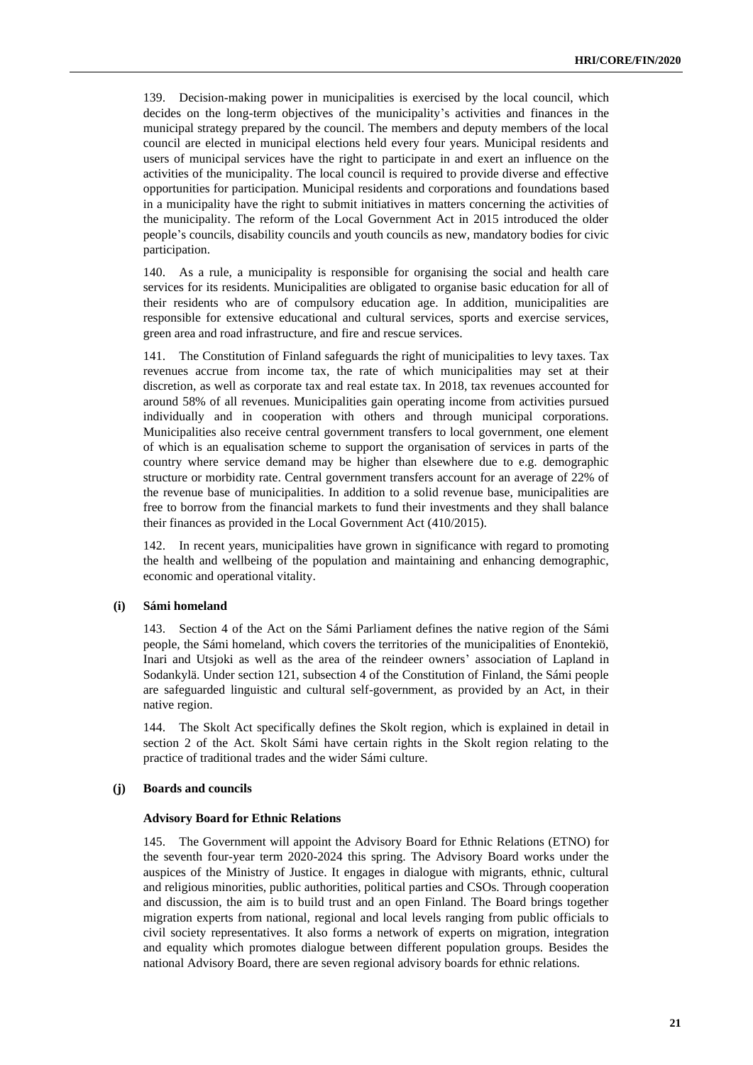139. Decision-making power in municipalities is exercised by the local council, which decides on the long-term objectives of the municipality's activities and finances in the municipal strategy prepared by the council. The members and deputy members of the local council are elected in municipal elections held every four years. Municipal residents and users of municipal services have the right to participate in and exert an influence on the activities of the municipality. The local council is required to provide diverse and effective opportunities for participation. Municipal residents and corporations and foundations based in a municipality have the right to submit initiatives in matters concerning the activities of the municipality. The reform of the Local Government Act in 2015 introduced the older people's councils, disability councils and youth councils as new, mandatory bodies for civic participation.

140. As a rule, a municipality is responsible for organising the social and health care services for its residents. Municipalities are obligated to organise basic education for all of their residents who are of compulsory education age. In addition, municipalities are responsible for extensive educational and cultural services, sports and exercise services, green area and road infrastructure, and fire and rescue services.

141. The Constitution of Finland safeguards the right of municipalities to levy taxes. Tax revenues accrue from income tax, the rate of which municipalities may set at their discretion, as well as corporate tax and real estate tax. In 2018, tax revenues accounted for around 58% of all revenues. Municipalities gain operating income from activities pursued individually and in cooperation with others and through municipal corporations. Municipalities also receive central government transfers to local government, one element of which is an equalisation scheme to support the organisation of services in parts of the country where service demand may be higher than elsewhere due to e.g. demographic structure or morbidity rate. Central government transfers account for an average of 22% of the revenue base of municipalities. In addition to a solid revenue base, municipalities are free to borrow from the financial markets to fund their investments and they shall balance their finances as provided in the Local Government Act (410/2015).

142. In recent years, municipalities have grown in significance with regard to promoting the health and wellbeing of the population and maintaining and enhancing demographic, economic and operational vitality.

### (i) Sámi homeland

143. Section 4 of the Act on the Sámi Parliament defines the native region of the Sámi people, the Sámi homeland, which covers the territories of the municipalities of Enontekiö, Inari and Utsjoki as well as the area of the reindeer owners' association of Lapland in Sodankylä. Under section 121, subsection 4 of the Constitution of Finland, the Sámi people are safeguarded linguistic and cultural self-government, as provided by an Act, in their native region.

144. The Skolt Act specifically defines the Skolt region, which is explained in detail in section 2 of the Act. Skolt Sámi have certain rights in the Skolt region relating to the practice of traditional trades and the wider Sámi culture.

### (j) Boards and councils

#### Advisory Board for Ethnic Relations

145. The Government will appoint the Advisory Board for Ethnic Relations (ETNO) for the seventh four-year term 2020-2024 this spring. The Advisory Board works under the auspices of the Ministry of Justice. It engages in dialogue with migrants, ethnic, cultural and religious minorities, public authorities, political parties and CSOs. Through cooperation and discussion, the aim is to build trust and an open Finland. The Board brings together migration experts from national, regional and local levels ranging from public officials to civil society representatives. It also forms a network of experts on migration, integration and equality which promotes dialogue between different population groups. Besides the national Advisory Board, there are seven regional advisory boards for ethnic relations.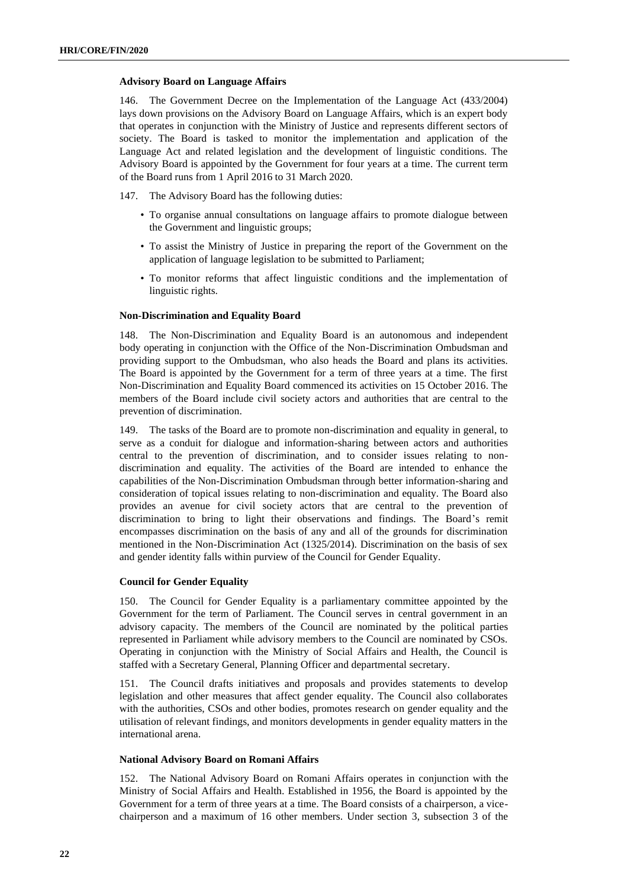### Advisory Board on Language Affairs

146. The Government Decree on the Implementation of the Language Act (433/2004) lays down provisions on the Advisory Board on Language Affairs, which is an expert body that operates in conjunction with the Ministry of Justice and represents different sectors of society. The Board is tasked to monitor the implementation and application of the Language Act and related legislation and the development of linguistic conditions. The Advisory Board is appointed by the Government for four years at a time. The current term of the Board runs from 1 April 2016 to 31 March 2020.

147. The Advisory Board has the following duties:

- To organise annual consultations on language affairs to promote dialogue between the Government and linguistic groups;
- To assist the Ministry of Justice in preparing the report of the Government on the application of language legislation to be submitted to Parliament;
- To monitor reforms that affect linguistic conditions and the implementation of linguistic rights.

### Non-Discrimination and Equality Board

148. The Non-Discrimination and Equality Board is an autonomous and independent body operating in conjunction with the Office of the Non-Discrimination Ombudsman and providing support to the Ombudsman, who also heads the Board and plans its activities. The Board is appointed by the Government for a term of three years at a time. The first Non-Discrimination and Equality Board commenced its activities on 15 October 2016. The members of the Board include civil society actors and authorities that are central to the prevention of discrimination.

149. The tasks of the Board are to promote non-discrimination and equality in general, to serve as a conduit for dialogue and information-sharing between actors and authorities central to the prevention of discrimination, and to consider issues relating to non-discrimination and equality. The activities of the Board are intended to enhance the capabilities of the Non-Discrimination Ombudsman through better information-sharing and consideration of topical issues relating to non-discrimination and equality. The Board also provides an avenue for civil society actors that are central to the prevention of discrimination to bring to light their observations and findings. The Board's remit encompasses discrimination on the basis of any and all of the grounds for discrimination mentioned in the Non-Discrimination Act (1325/2014). Discrimination on the basis of sex and gender identity falls within purview of the Council for Gender Equality.

### Council for Gender Equality

150. The Council for Gender Equality is a parliamentary committee appointed by the Government for the term of Parliament. The Council serves in central government in an advisory capacity. The members of the Council are nominated by the political parties represented in Parliament while advisory members to the Council are nominated by CSOs. Operating in conjunction with the Ministry of Social Affairs and Health, the Council is staffed with a Secretary General, Planning Officer and departmental secretary.

151. The Council drafts initiatives and proposals and provides statements to develop legislation and other measures that affect gender equality. The Council also collaborates with the authorities, CSOs and other bodies, promotes research on gender equality and the utilisation of relevant findings, and monitors developments in gender equality matters in the international arena.

### National Advisory Board on Romani Affairs

152. The National Advisory Board on Romani Affairs operates in conjunction with the Ministry of Social Affairs and Health. Established in 1956, the Board is appointed by the Government for a term of three years at a time. The Board consists of a chairperson, a vice-chairperson and a maximum of 16 other members. Under section 3, subsection 3 of the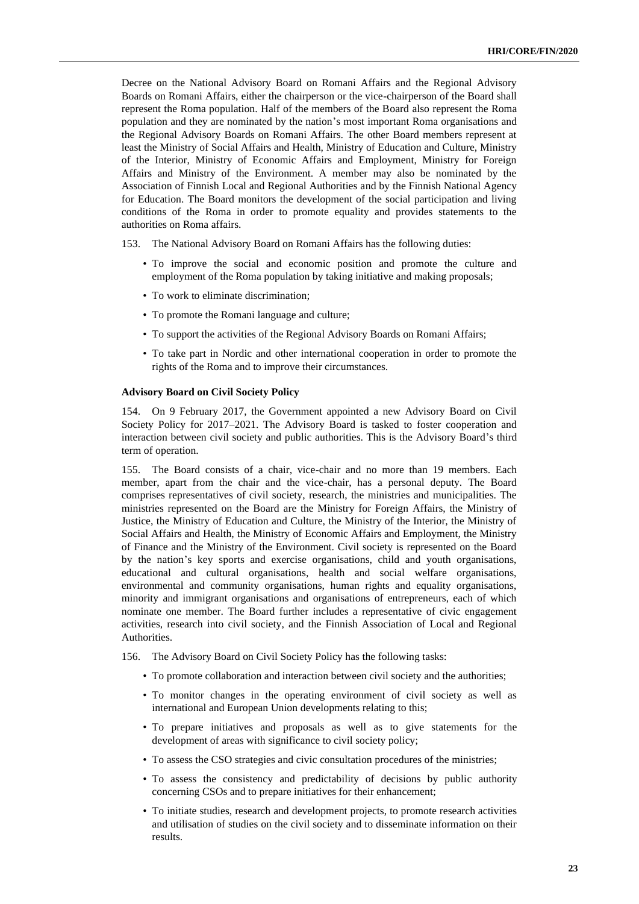Decree on the National Advisory Board on Romani Affairs and the Regional Advisory Boards on Romani Affairs, either the chairperson or the vice-chairperson of the Board shall represent the Roma population. Half of the members of the Board also represent the Roma population and they are nominated by the nation's most important Roma organisations and the Regional Advisory Boards on Romani Affairs. The other Board members represent at least the Ministry of Social Affairs and Health, Ministry of Education and Culture, Ministry of the Interior, Ministry of Economic Affairs and Employment, Ministry for Foreign Affairs and Ministry of the Environment. A member may also be nominated by the Association of Finnish Local and Regional Authorities and by the Finnish National Agency for Education. The Board monitors the development of the social participation and living conditions of the Roma in order to promote equality and provides statements to the authorities on Roma affairs.

153. The National Advisory Board on Romani Affairs has the following duties:

- To improve the social and economic position and promote the culture and employment of the Roma population by taking initiative and making proposals;
- To work to eliminate discrimination;
- To promote the Romani language and culture;
- To support the activities of the Regional Advisory Boards on Romani Affairs;
- To take part in Nordic and other international cooperation in order to promote the rights of the Roma and to improve their circumstances.

**Advisory Board on Civil Society Policy**

154. On 9 February 2017, the Government appointed a new Advisory Board on Civil Society Policy for 2017–2021. The Advisory Board is tasked to foster cooperation and interaction between civil society and public authorities. This is the Advisory Board's third term of operation.

155. The Board consists of a chair, vice-chair and no more than 19 members. Each member, apart from the chair and the vice-chair, has a personal deputy. The Board comprises representatives of civil society, research, the ministries and municipalities. The ministries represented on the Board are the Ministry for Foreign Affairs, the Ministry of Justice, the Ministry of Education and Culture, the Ministry of the Interior, the Ministry of Social Affairs and Health, the Ministry of Economic Affairs and Employment, the Ministry of Finance and the Ministry of the Environment. Civil society is represented on the Board by the nation's key sports and exercise organisations, child and youth organisations, educational and cultural organisations, health and social welfare organisations, environmental and community organisations, human rights and equality organisations, minority and immigrant organisations and organisations of entrepreneurs, each of which nominate one member. The Board further includes a representative of civic engagement activities, research into civil society, and the Finnish Association of Local and Regional Authorities.

156. The Advisory Board on Civil Society Policy has the following tasks:

- To promote collaboration and interaction between civil society and the authorities;
- To monitor changes in the operating environment of civil society as well as international and European Union developments relating to this;
- To prepare initiatives and proposals as well as to give statements for the development of areas with significance to civil society policy;
- To assess the CSO strategies and civic consultation procedures of the ministries;
- To assess the consistency and predictability of decisions by public authority concerning CSOs and to prepare initiatives for their enhancement;
- To initiate studies, research and development projects, to promote research activities and utilisation of studies on the civil society and to disseminate information on their results.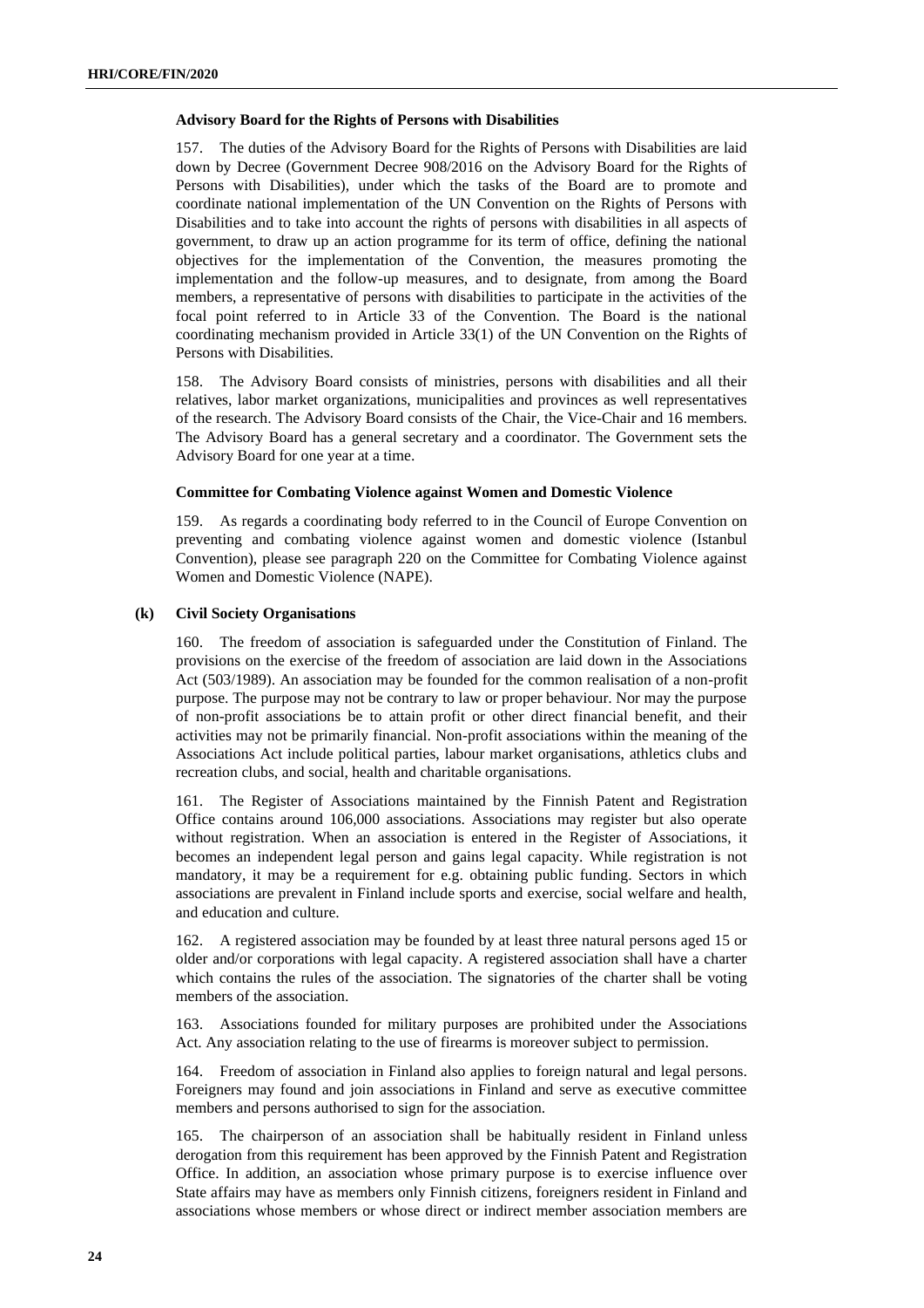#### Advisory Board for the Rights of Persons with Disabilities

157. The duties of the Advisory Board for the Rights of Persons with Disabilities are laid down by Decree (Government Decree 908/2016 on the Advisory Board for the Rights of Persons with Disabilities), under which the tasks of the Board are to promote and coordinate national implementation of the UN Convention on the Rights of Persons with Disabilities and to take into account the rights of persons with disabilities in all aspects of government, to draw up an action programme for its term of office, defining the national objectives for the implementation of the Convention, the measures promoting the implementation and the follow-up measures, and to designate, from among the Board members, a representative of persons with disabilities to participate in the activities of the focal point referred to in Article 33 of the Convention. The Board is the national coordinating mechanism provided in Article 33(1) of the UN Convention on the Rights of Persons with Disabilities.

158. The Advisory Board consists of ministries, persons with disabilities and all their relatives, labor market organizations, municipalities and provinces as well representatives of the research. The Advisory Board consists of the Chair, the Vice-Chair and 16 members. The Advisory Board has a general secretary and a coordinator. The Government sets the Advisory Board for one year at a time.

#### Committee for Combating Violence against Women and Domestic Violence

159. As regards a coordinating body referred to in the Council of Europe Convention on preventing and combating violence against women and domestic violence (Istanbul Convention), please see paragraph 220 on the Committee for Combating Violence against Women and Domestic Violence (NAPE).

### (k) Civil Society Organisations

160. The freedom of association is safeguarded under the Constitution of Finland. The provisions on the exercise of the freedom of association are laid down in the Associations Act (503/1989). An association may be founded for the common realisation of a non-profit purpose. The purpose may not be contrary to law or proper behaviour. Nor may the purpose of non-profit associations be to attain profit or other direct financial benefit, and their activities may not be primarily financial. Non-profit associations within the meaning of the Associations Act include political parties, labour market organisations, athletics clubs and recreation clubs, and social, health and charitable organisations.

161. The Register of Associations maintained by the Finnish Patent and Registration Office contains around 106,000 associations. Associations may register but also operate without registration. When an association is entered in the Register of Associations, it becomes an independent legal person and gains legal capacity. While registration is not mandatory, it may be a requirement for e.g. obtaining public funding. Sectors in which associations are prevalent in Finland include sports and exercise, social welfare and health, and education and culture.

162. A registered association may be founded by at least three natural persons aged 15 or older and/or corporations with legal capacity. A registered association shall have a charter which contains the rules of the association. The signatories of the charter shall be voting members of the association.

163. Associations founded for military purposes are prohibited under the Associations Act. Any association relating to the use of firearms is moreover subject to permission.

164. Freedom of association in Finland also applies to foreign natural and legal persons. Foreigners may found and join associations in Finland and serve as executive committee members and persons authorised to sign for the association.

165. The chairperson of an association shall be habitually resident in Finland unless derogation from this requirement has been approved by the Finnish Patent and Registration Office. In addition, an association whose primary purpose is to exercise influence over State affairs may have as members only Finnish citizens, foreigners resident in Finland and associations whose members or whose direct or indirect member association members are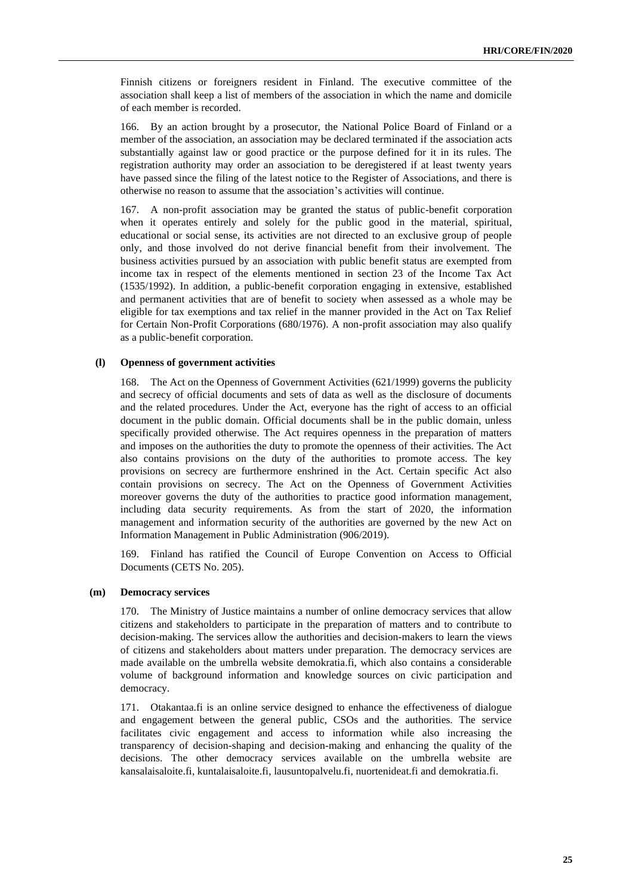Finnish citizens or foreigners resident in Finland. The executive committee of the association shall keep a list of members of the association in which the name and domicile of each member is recorded.

166. By an action brought by a prosecutor, the National Police Board of Finland or a member of the association, an association may be declared terminated if the association acts substantially against law or good practice or the purpose defined for it in its rules. The registration authority may order an association to be deregistered if at least twenty years have passed since the filing of the latest notice to the Register of Associations, and there is otherwise no reason to assume that the association's activities will continue.

167. A non-profit association may be granted the status of public-benefit corporation when it operates entirely and solely for the public good in the material, spiritual, educational or social sense, its activities are not directed to an exclusive group of people only, and those involved do not derive financial benefit from their involvement. The business activities pursued by an association with public benefit status are exempted from income tax in respect of the elements mentioned in section 23 of the Income Tax Act (1535/1992). In addition, a public-benefit corporation engaging in extensive, established and permanent activities that are of benefit to society when assessed as a whole may be eligible for tax exemptions and tax relief in the manner provided in the Act on Tax Relief for Certain Non-Profit Corporations (680/1976). A non-profit association may also qualify as a public-benefit corporation.

### (l) Openness of government activities

168. The Act on the Openness of Government Activities (621/1999) governs the publicity and secrecy of official documents and sets of data as well as the disclosure of documents and the related procedures. Under the Act, everyone has the right of access to an official document in the public domain. Official documents shall be in the public domain, unless specifically provided otherwise. The Act requires openness in the preparation of matters and imposes on the authorities the duty to promote the openness of their activities. The Act also contains provisions on the duty of the authorities to promote access. The key provisions on secrecy are furthermore enshrined in the Act. Certain specific Act also contain provisions on secrecy. The Act on the Openness of Government Activities moreover governs the duty of the authorities to practice good information management, including data security requirements. As from the start of 2020, the information management and information security of the authorities are governed by the new Act on Information Management in Public Administration (906/2019).

169. Finland has ratified the Council of Europe Convention on Access to Official Documents (CETS No. 205).

### (m) Democracy services

170. The Ministry of Justice maintains a number of online democracy services that allow citizens and stakeholders to participate in the preparation of matters and to contribute to decision-making. The services allow the authorities and decision-makers to learn the views of citizens and stakeholders about matters under preparation. The democracy services are made available on the umbrella website demokratia.fi, which also contains a considerable volume of background information and knowledge sources on civic participation and democracy.

171. Otakantaa.fi is an online service designed to enhance the effectiveness of dialogue and engagement between the general public, CSOs and the authorities. The service facilitates civic engagement and access to information while also increasing the transparency of decision-shaping and decision-making and enhancing the quality of the decisions. The other democracy services available on the umbrella website are kansalaisaloite.fi, kuntalaisaloite.fi, lausuntopalvelu.fi, nuortenideat.fi and demokratia.fi.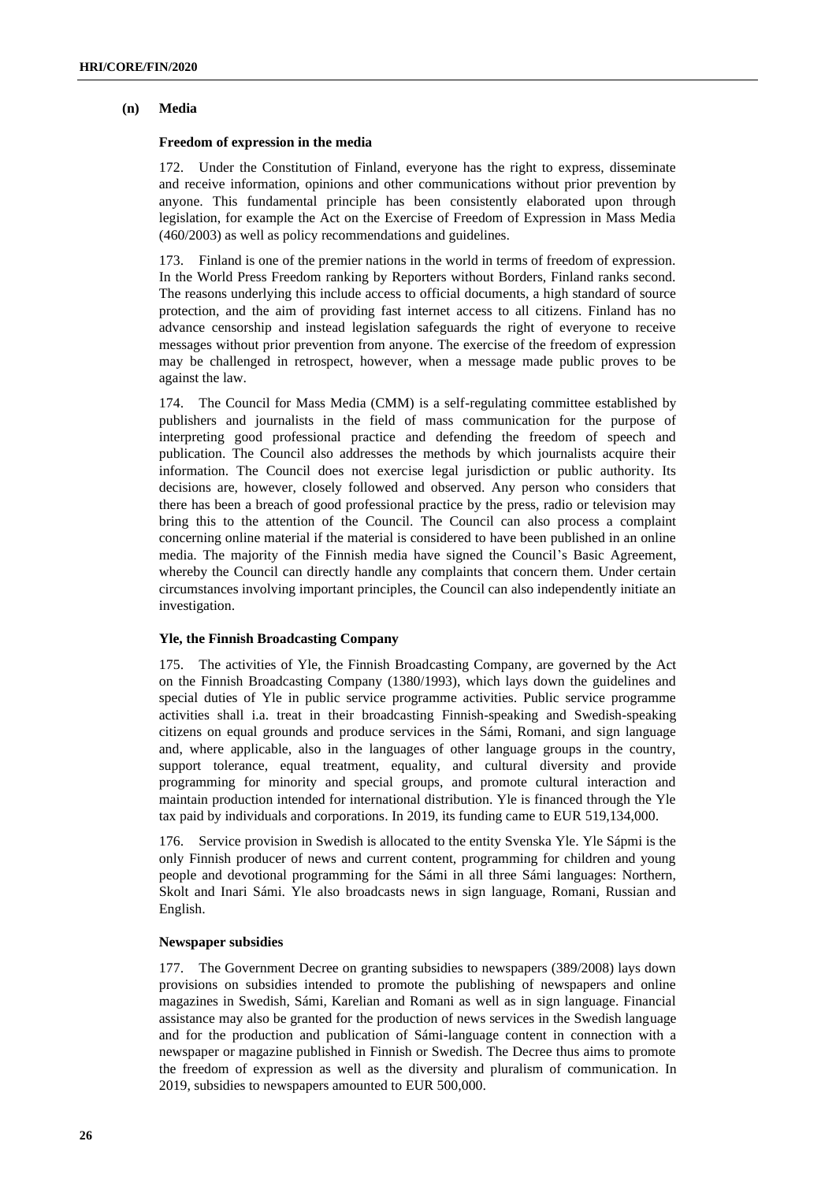### (n) Media

#### Freedom of expression in the media

172. Under the Constitution of Finland, everyone has the right to express, disseminate and receive information, opinions and other communications without prior prevention by anyone. This fundamental principle has been consistently elaborated upon through legislation, for example the Act on the Exercise of Freedom of Expression in Mass Media (460/2003) as well as policy recommendations and guidelines.

173. Finland is one of the premier nations in the world in terms of freedom of expression. In the World Press Freedom ranking by Reporters without Borders, Finland ranks second. The reasons underlying this include access to official documents, a high standard of source protection, and the aim of providing fast internet access to all citizens. Finland has no advance censorship and instead legislation safeguards the right of everyone to receive messages without prior prevention from anyone. The exercise of the freedom of expression may be challenged in retrospect, however, when a message made public proves to be against the law.

174. The Council for Mass Media (CMM) is a self-regulating committee established by publishers and journalists in the field of mass communication for the purpose of interpreting good professional practice and defending the freedom of speech and publication. The Council also addresses the methods by which journalists acquire their information. The Council does not exercise legal jurisdiction or public authority. Its decisions are, however, closely followed and observed. Any person who considers that there has been a breach of good professional practice by the press, radio or television may bring this to the attention of the Council. The Council can also process a complaint concerning online material if the material is considered to have been published in an online media. The majority of the Finnish media have signed the Council's Basic Agreement, whereby the Council can directly handle any complaints that concern them. Under certain circumstances involving important principles, the Council can also independently initiate an investigation.

#### Yle, the Finnish Broadcasting Company

175. The activities of Yle, the Finnish Broadcasting Company, are governed by the Act on the Finnish Broadcasting Company (1380/1993), which lays down the guidelines and special duties of Yle in public service programme activities. Public service programme activities shall i.a. treat in their broadcasting Finnish-speaking and Swedish-speaking citizens on equal grounds and produce services in the Sámi, Romani, and sign language and, where applicable, also in the languages of other language groups in the country, support tolerance, equal treatment, equality, and cultural diversity and provide programming for minority and special groups, and promote cultural interaction and maintain production intended for international distribution. Yle is financed through the Yle tax paid by individuals and corporations. In 2019, its funding came to EUR 519,134,000.

176. Service provision in Swedish is allocated to the entity Svenska Yle. Yle Sápmi is the only Finnish producer of news and current content, programming for children and young people and devotional programming for the Sámi in all three Sámi languages: Northern, Skolt and Inari Sámi. Yle also broadcasts news in sign language, Romani, Russian and English.

#### Newspaper subsidies

177. The Government Decree on granting subsidies to newspapers (389/2008) lays down provisions on subsidies intended to promote the publishing of newspapers and online magazines in Swedish, Sámi, Karelian and Romani as well as in sign language. Financial assistance may also be granted for the production of news services in the Swedish language and for the production and publication of Sámi-language content in connection with a newspaper or magazine published in Finnish or Swedish. The Decree thus aims to promote the freedom of expression as well as the diversity and pluralism of communication. In 2019, subsidies to newspapers amounted to EUR 500,000.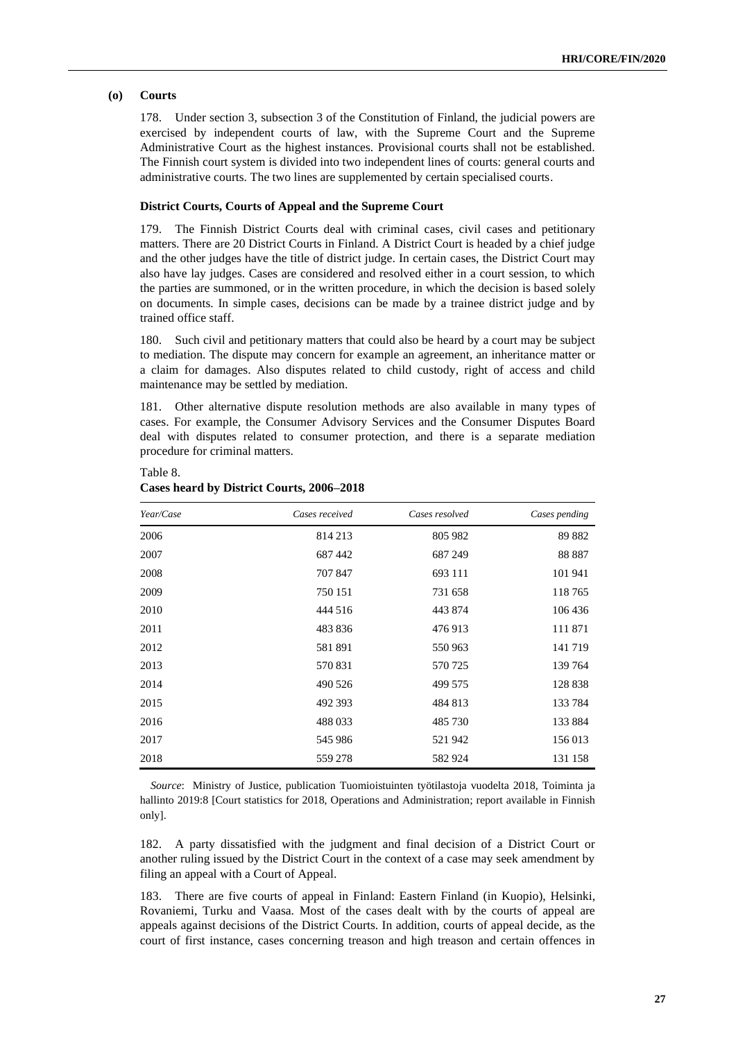### (o) Courts

178. Under section 3, subsection 3 of the Constitution of Finland, the judicial powers are exercised by independent courts of law, with the Supreme Court and the Supreme Administrative Court as the highest instances. Provisional courts shall not be established. The Finnish court system is divided into two independent lines of courts: general courts and administrative courts. The two lines are supplemented by certain specialised courts.

#### District Courts, Courts of Appeal and the Supreme Court

179. The Finnish District Courts deal with criminal cases, civil cases and petitionary matters. There are 20 District Courts in Finland. A District Court is headed by a chief judge and the other judges have the title of district judge. In certain cases, the District Court may also have lay judges. Cases are considered and resolved either in a court session, to which the parties are summoned, or in the written procedure, in which the decision is based solely on documents. In simple cases, decisions can be made by a trainee district judge and by trained office staff.

180. Such civil and petitionary matters that could also be heard by a court may be subject to mediation. The dispute may concern for example an agreement, an inheritance matter or a claim for damages. Also disputes related to child custody, right of access and child maintenance may be settled by mediation.

181. Other alternative dispute resolution methods are also available in many types of cases. For example, the Consumer Advisory Services and the Consumer Disputes Board deal with disputes related to consumer protection, and there is a separate mediation procedure for criminal matters.

Table 8.
**Cases heard by District Courts, 2006–2018**

| *Year/Case* | *Cases received* | *Cases resolved* | *Cases pending* |
|---|---|---|---|
| 2006 | 814 213 | 805 982 | 89 882 |
| 2007 | 687 442 | 687 249 | 88 887 |
| 2008 | 707 847 | 693 111 | 101 941 |
| 2009 | 750 151 | 731 658 | 118 765 |
| 2010 | 444 516 | 443 874 | 106 436 |
| 2011 | 483 836 | 476 913 | 111 871 |
| 2012 | 581 891 | 550 963 | 141 719 |
| 2013 | 570 831 | 570 725 | 139 764 |
| 2014 | 490 526 | 499 575 | 128 838 |
| 2015 | 492 393 | 484 813 | 133 784 |
| 2016 | 488 033 | 485 730 | 133 884 |
| 2017 | 545 986 | 521 942 | 156 013 |
| 2018 | 559 278 | 582 924 | 131 158 |

*Source*: Ministry of Justice, publication Tuomioistuinten työtilastoja vuodelta 2018, Toiminta ja hallinto 2019:8 [Court statistics for 2018, Operations and Administration; report available in Finnish only].

182. A party dissatisfied with the judgment and final decision of a District Court or another ruling issued by the District Court in the context of a case may seek amendment by filing an appeal with a Court of Appeal.

183. There are five courts of appeal in Finland: Eastern Finland (in Kuopio), Helsinki, Rovaniemi, Turku and Vaasa. Most of the cases dealt with by the courts of appeal are appeals against decisions of the District Courts. In addition, courts of appeal decide, as the court of first instance, cases concerning treason and high treason and certain offences in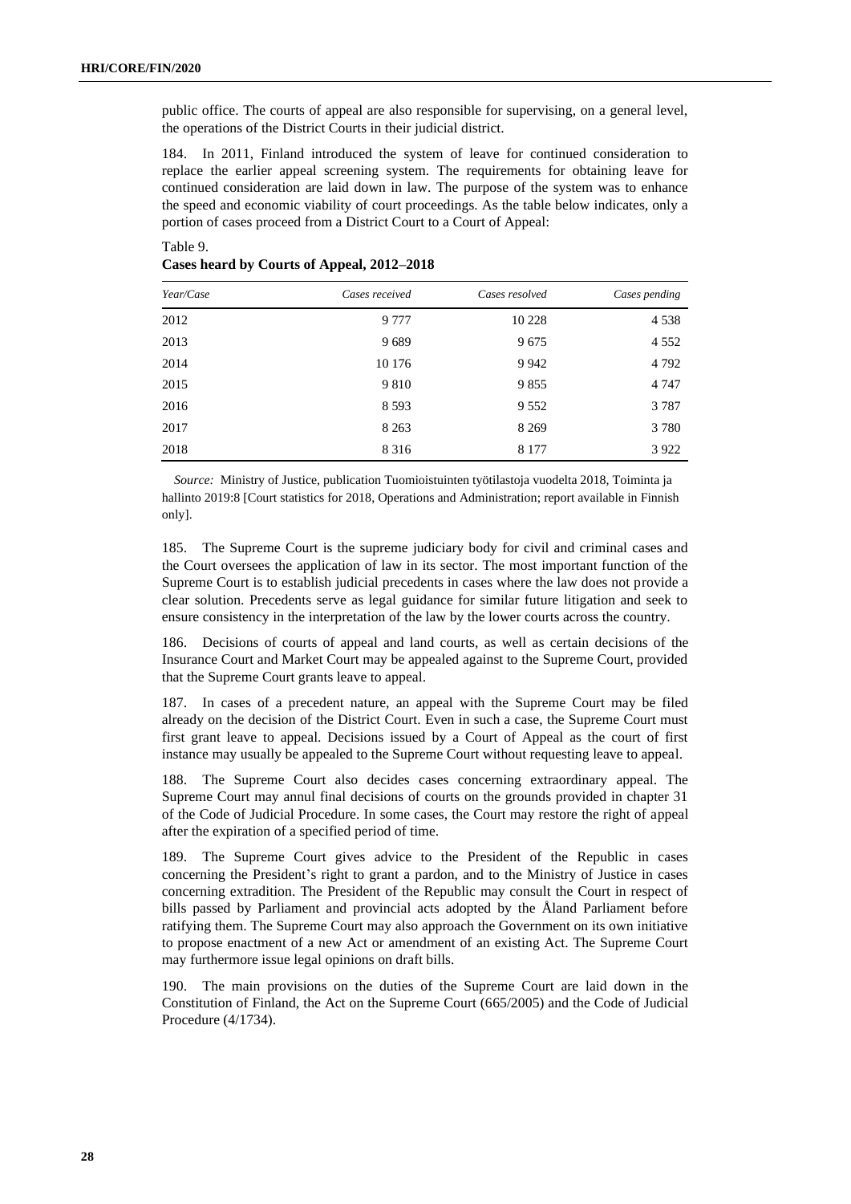public office. The courts of appeal are also responsible for supervising, on a general level, the operations of the District Courts in their judicial district.

184. In 2011, Finland introduced the system of leave for continued consideration to replace the earlier appeal screening system. The requirements for obtaining leave for continued consideration are laid down in law. The purpose of the system was to enhance the speed and economic viability of court proceedings. As the table below indicates, only a portion of cases proceed from a District Court to a Court of Appeal:

Table 9.
**Cases heard by Courts of Appeal, 2012–2018**

| *Year/Case* | *Cases received* | *Cases resolved* | *Cases pending* |
|---|---|---|---|
| 2012 | 9 777 | 10 228 | 4 538 |
| 2013 | 9 689 | 9 675 | 4 552 |
| 2014 | 10 176 | 9 942 | 4 792 |
| 2015 | 9 810 | 9 855 | 4 747 |
| 2016 | 8 593 | 9 552 | 3 787 |
| 2017 | 8 263 | 8 269 | 3 780 |
| 2018 | 8 316 | 8 177 | 3 922 |

*Source:* Ministry of Justice, publication Tuomioistuinten työtilastoja vuodelta 2018, Toiminta ja hallinto 2019:8 [Court statistics for 2018, Operations and Administration; report available in Finnish only].

185. The Supreme Court is the supreme judiciary body for civil and criminal cases and the Court oversees the application of law in its sector. The most important function of the Supreme Court is to establish judicial precedents in cases where the law does not provide a clear solution. Precedents serve as legal guidance for similar future litigation and seek to ensure consistency in the interpretation of the law by the lower courts across the country.

186. Decisions of courts of appeal and land courts, as well as certain decisions of the Insurance Court and Market Court may be appealed against to the Supreme Court, provided that the Supreme Court grants leave to appeal.

187. In cases of a precedent nature, an appeal with the Supreme Court may be filed already on the decision of the District Court. Even in such a case, the Supreme Court must first grant leave to appeal. Decisions issued by a Court of Appeal as the court of first instance may usually be appealed to the Supreme Court without requesting leave to appeal.

188. The Supreme Court also decides cases concerning extraordinary appeal. The Supreme Court may annul final decisions of courts on the grounds provided in chapter 31 of the Code of Judicial Procedure. In some cases, the Court may restore the right of appeal after the expiration of a specified period of time.

189. The Supreme Court gives advice to the President of the Republic in cases concerning the President's right to grant a pardon, and to the Ministry of Justice in cases concerning extradition. The President of the Republic may consult the Court in respect of bills passed by Parliament and provincial acts adopted by the Åland Parliament before ratifying them. The Supreme Court may also approach the Government on its own initiative to propose enactment of a new Act or amendment of an existing Act. The Supreme Court may furthermore issue legal opinions on draft bills.

190. The main provisions on the duties of the Supreme Court are laid down in the Constitution of Finland, the Act on the Supreme Court (665/2005) and the Code of Judicial Procedure (4/1734).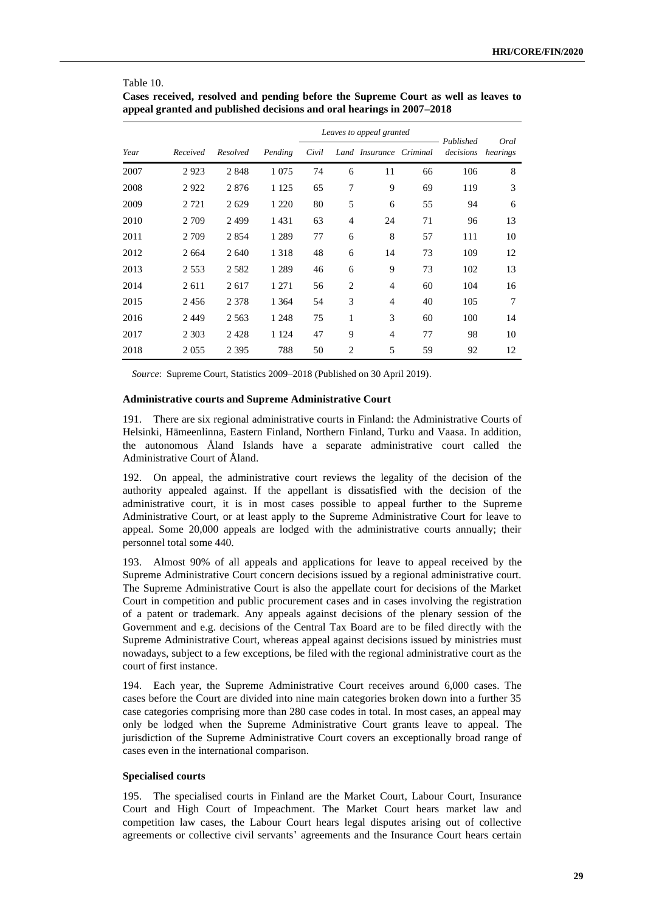Table 10.
**Cases received, resolved and pending before the Supreme Court as well as leaves to appeal granted and published decisions and oral hearings in 2007–2018**

| Year | Received | Resolved | Pending | *Leaves to appeal granted* | | | | Published decisions | Oral hearings |
|---|---|---|---|---|---|---|---|---|---|
| | | | | Civil | Land | Insurance | Criminal | | |
| 2007 | 2 923 | 2 848 | 1 075 | 74 | 6 | 11 | 66 | 106 | 8 |
| 2008 | 2 922 | 2 876 | 1 125 | 65 | 7 | 9 | 69 | 119 | 3 |
| 2009 | 2 721 | 2 629 | 1 220 | 80 | 5 | 6 | 55 | 94 | 6 |
| 2010 | 2 709 | 2 499 | 1 431 | 63 | 4 | 24 | 71 | 96 | 13 |
| 2011 | 2 709 | 2 854 | 1 289 | 77 | 6 | 8 | 57 | 111 | 10 |
| 2012 | 2 664 | 2 640 | 1 318 | 48 | 6 | 14 | 73 | 109 | 12 |
| 2013 | 2 553 | 2 582 | 1 289 | 46 | 6 | 9 | 73 | 102 | 13 |
| 2014 | 2 611 | 2 617 | 1 271 | 56 | 2 | 4 | 60 | 104 | 16 |
| 2015 | 2 456 | 2 378 | 1 364 | 54 | 3 | 4 | 40 | 105 | 7 |
| 2016 | 2 449 | 2 563 | 1 248 | 75 | 1 | 3 | 60 | 100 | 14 |
| 2017 | 2 303 | 2 428 | 1 124 | 47 | 9 | 4 | 77 | 98 | 10 |
| 2018 | 2 055 | 2 395 | 788 | 50 | 2 | 5 | 59 | 92 | 12 |

*Source*: Supreme Court, Statistics 2009–2018 (Published on 30 April 2019).

#### Administrative courts and Supreme Administrative Court

191. There are six regional administrative courts in Finland: the Administrative Courts of Helsinki, Hämeenlinna, Eastern Finland, Northern Finland, Turku and Vaasa. In addition, the autonomous Åland Islands have a separate administrative court called the Administrative Court of Åland.

192. On appeal, the administrative court reviews the legality of the decision of the authority appealed against. If the appellant is dissatisfied with the decision of the administrative court, it is in most cases possible to appeal further to the Supreme Administrative Court, or at least apply to the Supreme Administrative Court for leave to appeal. Some 20,000 appeals are lodged with the administrative courts annually; their personnel total some 440.

193. Almost 90% of all appeals and applications for leave to appeal received by the Supreme Administrative Court concern decisions issued by a regional administrative court. The Supreme Administrative Court is also the appellate court for decisions of the Market Court in competition and public procurement cases and in cases involving the registration of a patent or trademark. Any appeals against decisions of the plenary session of the Government and e.g. decisions of the Central Tax Board are to be filed directly with the Supreme Administrative Court, whereas appeal against decisions issued by ministries must nowadays, subject to a few exceptions, be filed with the regional administrative court as the court of first instance.

194. Each year, the Supreme Administrative Court receives around 6,000 cases. The cases before the Court are divided into nine main categories broken down into a further 35 case categories comprising more than 280 case codes in total. In most cases, an appeal may only be lodged when the Supreme Administrative Court grants leave to appeal. The jurisdiction of the Supreme Administrative Court covers an exceptionally broad range of cases even in the international comparison.

#### Specialised courts

195. The specialised courts in Finland are the Market Court, Labour Court, Insurance Court and High Court of Impeachment. The Market Court hears market law and competition law cases, the Labour Court hears legal disputes arising out of collective agreements or collective civil servants' agreements and the Insurance Court hears certain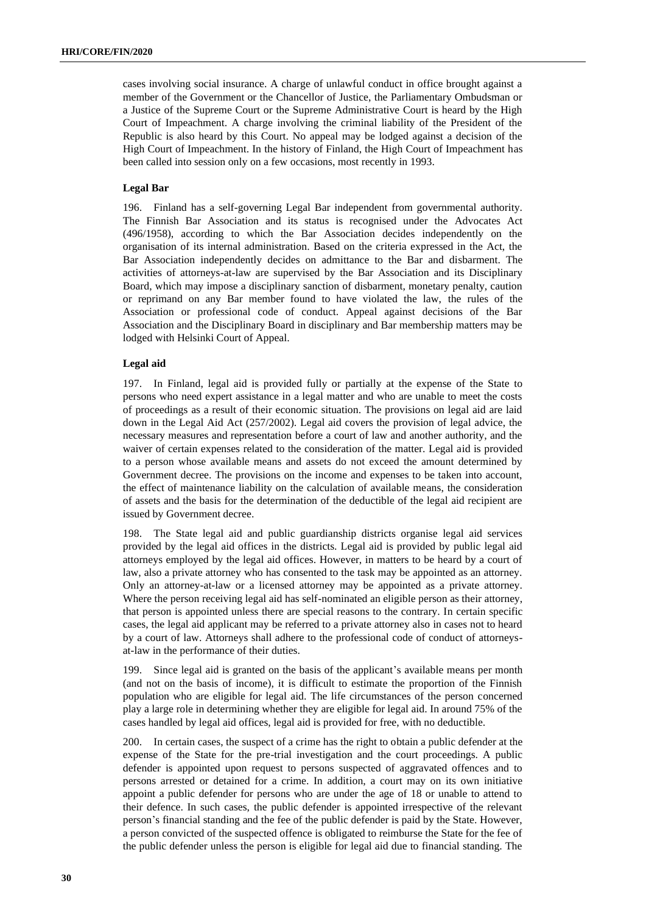cases involving social insurance. A charge of unlawful conduct in office brought against a member of the Government or the Chancellor of Justice, the Parliamentary Ombudsman or a Justice of the Supreme Court or the Supreme Administrative Court is heard by the High Court of Impeachment. A charge involving the criminal liability of the President of the Republic is also heard by this Court. No appeal may be lodged against a decision of the High Court of Impeachment. In the history of Finland, the High Court of Impeachment has been called into session only on a few occasions, most recently in 1993.

**Legal Bar**

196. Finland has a self-governing Legal Bar independent from governmental authority. The Finnish Bar Association and its status is recognised under the Advocates Act (496/1958), according to which the Bar Association decides independently on the organisation of its internal administration. Based on the criteria expressed in the Act, the Bar Association independently decides on admittance to the Bar and disbarment. The activities of attorneys-at-law are supervised by the Bar Association and its Disciplinary Board, which may impose a disciplinary sanction of disbarment, monetary penalty, caution or reprimand on any Bar member found to have violated the law, the rules of the Association or professional code of conduct. Appeal against decisions of the Bar Association and the Disciplinary Board in disciplinary and Bar membership matters may be lodged with Helsinki Court of Appeal.

**Legal aid**

197. In Finland, legal aid is provided fully or partially at the expense of the State to persons who need expert assistance in a legal matter and who are unable to meet the costs of proceedings as a result of their economic situation. The provisions on legal aid are laid down in the Legal Aid Act (257/2002). Legal aid covers the provision of legal advice, the necessary measures and representation before a court of law and another authority, and the waiver of certain expenses related to the consideration of the matter. Legal aid is provided to a person whose available means and assets do not exceed the amount determined by Government decree. The provisions on the income and expenses to be taken into account, the effect of maintenance liability on the calculation of available means, the consideration of assets and the basis for the determination of the deductible of the legal aid recipient are issued by Government decree.

198. The State legal aid and public guardianship districts organise legal aid services provided by the legal aid offices in the districts. Legal aid is provided by public legal aid attorneys employed by the legal aid offices. However, in matters to be heard by a court of law, also a private attorney who has consented to the task may be appointed as an attorney. Only an attorney-at-law or a licensed attorney may be appointed as a private attorney. Where the person receiving legal aid has self-nominated an eligible person as their attorney, that person is appointed unless there are special reasons to the contrary. In certain specific cases, the legal aid applicant may be referred to a private attorney also in cases not to heard by a court of law. Attorneys shall adhere to the professional code of conduct of attorneys-at-law in the performance of their duties.

199. Since legal aid is granted on the basis of the applicant's available means per month (and not on the basis of income), it is difficult to estimate the proportion of the Finnish population who are eligible for legal aid. The life circumstances of the person concerned play a large role in determining whether they are eligible for legal aid. In around 75% of the cases handled by legal aid offices, legal aid is provided for free, with no deductible.

200. In certain cases, the suspect of a crime has the right to obtain a public defender at the expense of the State for the pre-trial investigation and the court proceedings. A public defender is appointed upon request to persons suspected of aggravated offences and to persons arrested or detained for a crime. In addition, a court may on its own initiative appoint a public defender for persons who are under the age of 18 or unable to attend to their defence. In such cases, the public defender is appointed irrespective of the relevant person's financial standing and the fee of the public defender is paid by the State. However, a person convicted of the suspected offence is obligated to reimburse the State for the fee of the public defender unless the person is eligible for legal aid due to financial standing. The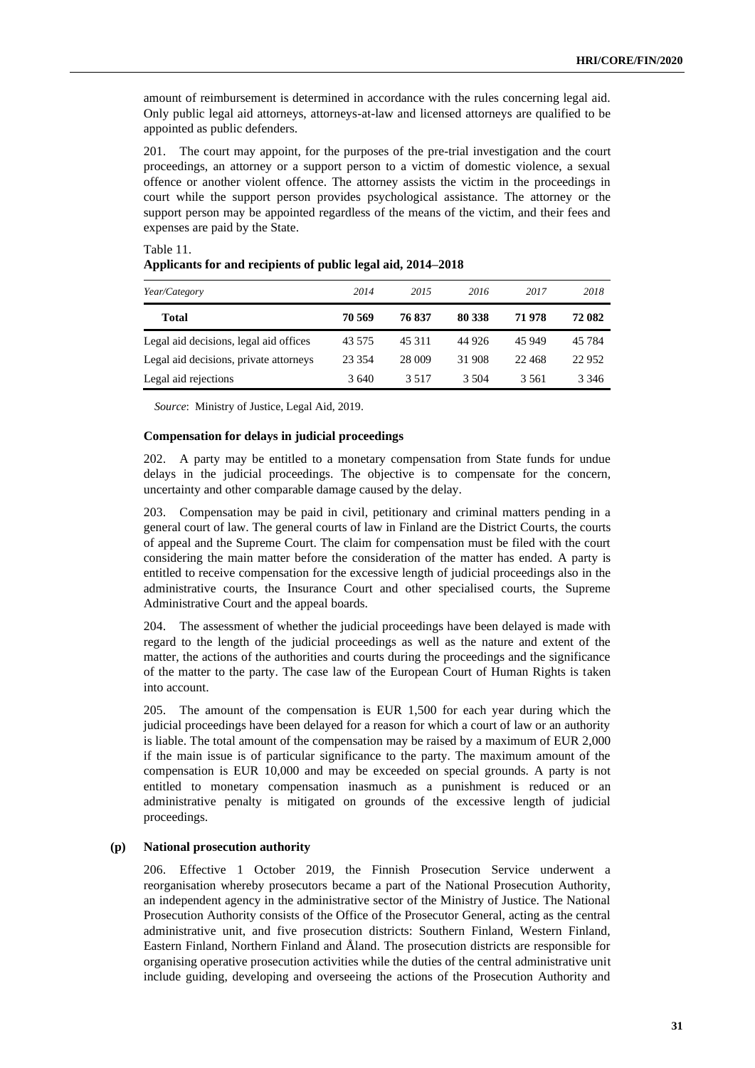amount of reimbursement is determined in accordance with the rules concerning legal aid. Only public legal aid attorneys, attorneys-at-law and licensed attorneys are qualified to be appointed as public defenders.

201. The court may appoint, for the purposes of the pre-trial investigation and the court proceedings, an attorney or a support person to a victim of domestic violence, a sexual offence or another violent offence. The attorney assists the victim in the proceedings in court while the support person provides psychological assistance. The attorney or the support person may be appointed regardless of the means of the victim, and their fees and expenses are paid by the State.

Table 11.
**Applicants for and recipients of public legal aid, 2014–2018**

| *Year/Category* | *2014* | *2015* | *2016* | *2017* | *2018* |
|---|---|---|---|---|---|
| **Total** | **70 569** | **76 837** | **80 338** | **71 978** | **72 082** |
| Legal aid decisions, legal aid offices | 43 575 | 45 311 | 44 926 | 45 949 | 45 784 |
| Legal aid decisions, private attorneys | 23 354 | 28 009 | 31 908 | 22 468 | 22 952 |
| Legal aid rejections | 3 640 | 3 517 | 3 504 | 3 561 | 3 346 |

*Source*: Ministry of Justice, Legal Aid, 2019.

**Compensation for delays in judicial proceedings**

202. A party may be entitled to a monetary compensation from State funds for undue delays in the judicial proceedings. The objective is to compensate for the concern, uncertainty and other comparable damage caused by the delay.

203. Compensation may be paid in civil, petitionary and criminal matters pending in a general court of law. The general courts of law in Finland are the District Courts, the courts of appeal and the Supreme Court. The claim for compensation must be filed with the court considering the main matter before the consideration of the matter has ended. A party is entitled to receive compensation for the excessive length of judicial proceedings also in the administrative courts, the Insurance Court and other specialised courts, the Supreme Administrative Court and the appeal boards.

204. The assessment of whether the judicial proceedings have been delayed is made with regard to the length of the judicial proceedings as well as the nature and extent of the matter, the actions of the authorities and courts during the proceedings and the significance of the matter to the party. The case law of the European Court of Human Rights is taken into account.

205. The amount of the compensation is EUR 1,500 for each year during which the judicial proceedings have been delayed for a reason for which a court of law or an authority is liable. The total amount of the compensation may be raised by a maximum of EUR 2,000 if the main issue is of particular significance to the party. The maximum amount of the compensation is EUR 10,000 and may be exceeded on special grounds. A party is not entitled to monetary compensation inasmuch as a punishment is reduced or an administrative penalty is mitigated on grounds of the excessive length of judicial proceedings.

### (p) National prosecution authority

206. Effective 1 October 2019, the Finnish Prosecution Service underwent a reorganisation whereby prosecutors became a part of the National Prosecution Authority, an independent agency in the administrative sector of the Ministry of Justice. The National Prosecution Authority consists of the Office of the Prosecutor General, acting as the central administrative unit, and five prosecution districts: Southern Finland, Western Finland, Eastern Finland, Northern Finland and Åland. The prosecution districts are responsible for organising operative prosecution activities while the duties of the central administrative unit include guiding, developing and overseeing the actions of the Prosecution Authority and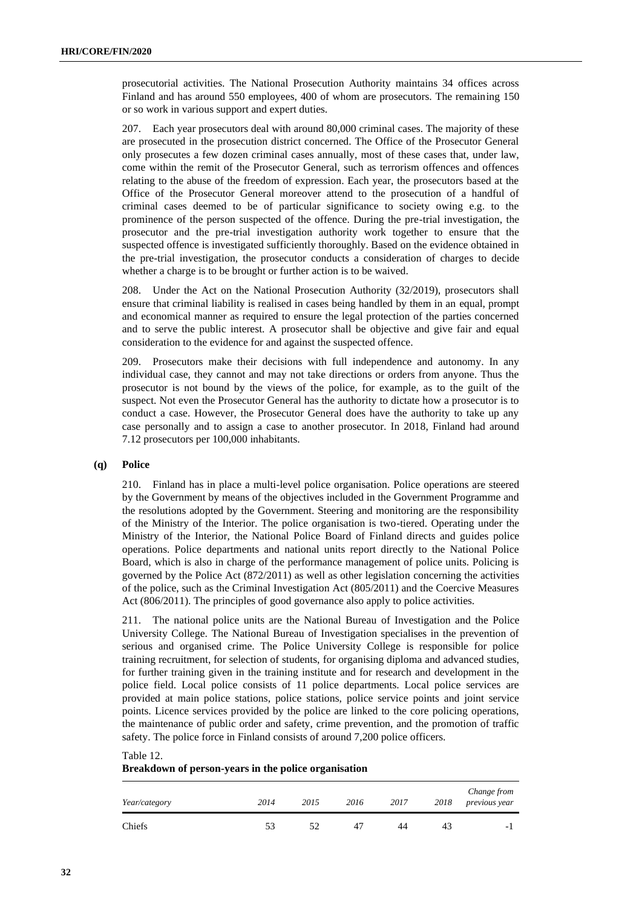prosecutorial activities. The National Prosecution Authority maintains 34 offices across Finland and has around 550 employees, 400 of whom are prosecutors. The remaining 150 or so work in various support and expert duties.

207. Each year prosecutors deal with around 80,000 criminal cases. The majority of these are prosecuted in the prosecution district concerned. The Office of the Prosecutor General only prosecutes a few dozen criminal cases annually, most of these cases that, under law, come within the remit of the Prosecutor General, such as terrorism offences and offences relating to the abuse of the freedom of expression. Each year, the prosecutors based at the Office of the Prosecutor General moreover attend to the prosecution of a handful of criminal cases deemed to be of particular significance to society owing e.g. to the prominence of the person suspected of the offence. During the pre-trial investigation, the prosecutor and the pre-trial investigation authority work together to ensure that the suspected offence is investigated sufficiently thoroughly. Based on the evidence obtained in the pre-trial investigation, the prosecutor conducts a consideration of charges to decide whether a charge is to be brought or further action is to be waived.

208. Under the Act on the National Prosecution Authority (32/2019), prosecutors shall ensure that criminal liability is realised in cases being handled by them in an equal, prompt and economical manner as required to ensure the legal protection of the parties concerned and to serve the public interest. A prosecutor shall be objective and give fair and equal consideration to the evidence for and against the suspected offence.

209. Prosecutors make their decisions with full independence and autonomy. In any individual case, they cannot and may not take directions or orders from anyone. Thus the prosecutor is not bound by the views of the police, for example, as to the guilt of the suspect. Not even the Prosecutor General has the authority to dictate how a prosecutor is to conduct a case. However, the Prosecutor General does have the authority to take up any case personally and to assign a case to another prosecutor. In 2018, Finland had around 7.12 prosecutors per 100,000 inhabitants.

### (q) Police

210. Finland has in place a multi-level police organisation. Police operations are steered by the Government by means of the objectives included in the Government Programme and the resolutions adopted by the Government. Steering and monitoring are the responsibility of the Ministry of the Interior. The police organisation is two-tiered. Operating under the Ministry of the Interior, the National Police Board of Finland directs and guides police operations. Police departments and national units report directly to the National Police Board, which is also in charge of the performance management of police units. Policing is governed by the Police Act (872/2011) as well as other legislation concerning the activities of the police, such as the Criminal Investigation Act (805/2011) and the Coercive Measures Act (806/2011). The principles of good governance also apply to police activities.

211. The national police units are the National Bureau of Investigation and the Police University College. The National Bureau of Investigation specialises in the prevention of serious and organised crime. The Police University College is responsible for police training recruitment, for selection of students, for organising diploma and advanced studies, for further training given in the training institute and for research and development in the police field. Local police consists of 11 police departments. Local police services are provided at main police stations, police stations, police service points and joint service points. Licence services provided by the police are linked to the core policing operations, the maintenance of public order and safety, crime prevention, and the promotion of traffic safety. The police force in Finland consists of around 7,200 police officers.

Table 12.
**Breakdown of person-years in the police organisation**

| *Year/category* | *2014* | *2015* | *2016* | *2017* | *2018* | *Change from previous year* |
|---|---|---|---|---|---|---|
| Chiefs | 53 | 52 | 47 | 44 | 43 | -1 |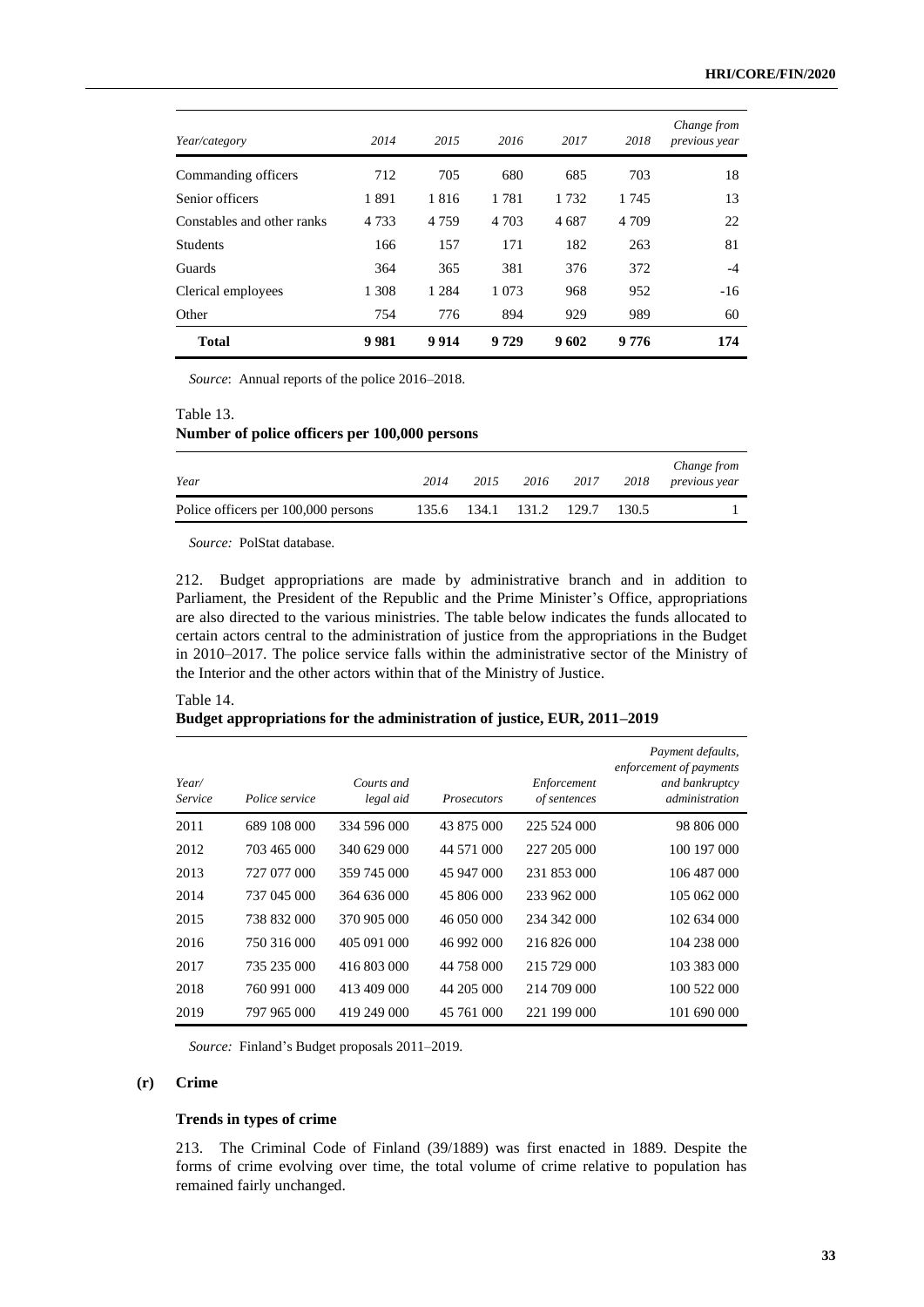| Year/category | 2014 | 2015 | 2016 | 2017 | 2018 | Change from previous year |
|---|---|---|---|---|---|---|
| Commanding officers | 712 | 705 | 680 | 685 | 703 | 18 |
| Senior officers | 1 891 | 1 816 | 1 781 | 1 732 | 1 745 | 13 |
| Constables and other ranks | 4 733 | 4 759 | 4 703 | 4 687 | 4 709 | 22 |
| Students | 166 | 157 | 171 | 182 | 263 | 81 |
| Guards | 364 | 365 | 381 | 376 | 372 | -4 |
| Clerical employees | 1 308 | 1 284 | 1 073 | 968 | 952 | -16 |
| Other | 754 | 776 | 894 | 929 | 989 | 60 |
| **Total** | **9 981** | **9 914** | **9 729** | **9 602** | **9 776** | **174** |

*Source*: Annual reports of the police 2016–2018.

Table 13.
**Number of police officers per 100,000 persons**

| Year | 2014 | 2015 | 2016 | 2017 | 2018 | Change from previous year |
|---|---|---|---|---|---|---|
| Police officers per 100,000 persons | 135.6 | 134.1 | 131.2 | 129.7 | 130.5 | 1 |

*Source:* PolStat database.

212. Budget appropriations are made by administrative branch and in addition to Parliament, the President of the Republic and the Prime Minister's Office, appropriations are also directed to the various ministries. The table below indicates the funds allocated to certain actors central to the administration of justice from the appropriations in the Budget in 2010–2017. The police service falls within the administrative sector of the Ministry of the Interior and the other actors within that of the Ministry of Justice.

Table 14.
**Budget appropriations for the administration of justice, EUR, 2011–2019**

| Year/ Service | Police service | Courts and legal aid | Prosecutors | Enforcement of sentences | Payment defaults, enforcement of payments and bankruptcy administration |
|---|---|---|---|---|---|
| 2011 | 689 108 000 | 334 596 000 | 43 875 000 | 225 524 000 | 98 806 000 |
| 2012 | 703 465 000 | 340 629 000 | 44 571 000 | 227 205 000 | 100 197 000 |
| 2013 | 727 077 000 | 359 745 000 | 45 947 000 | 231 853 000 | 106 487 000 |
| 2014 | 737 045 000 | 364 636 000 | 45 806 000 | 233 962 000 | 105 062 000 |
| 2015 | 738 832 000 | 370 905 000 | 46 050 000 | 234 342 000 | 102 634 000 |
| 2016 | 750 316 000 | 405 091 000 | 46 992 000 | 216 826 000 | 104 238 000 |
| 2017 | 735 235 000 | 416 803 000 | 44 758 000 | 215 729 000 | 103 383 000 |
| 2018 | 760 991 000 | 413 409 000 | 44 205 000 | 214 709 000 | 100 522 000 |
| 2019 | 797 965 000 | 419 249 000 | 45 761 000 | 221 199 000 | 101 690 000 |

*Source:* Finland's Budget proposals 2011–2019.

### (r) Crime

#### Trends in types of crime

213. The Criminal Code of Finland (39/1889) was first enacted in 1889. Despite the forms of crime evolving over time, the total volume of crime relative to population has remained fairly unchanged.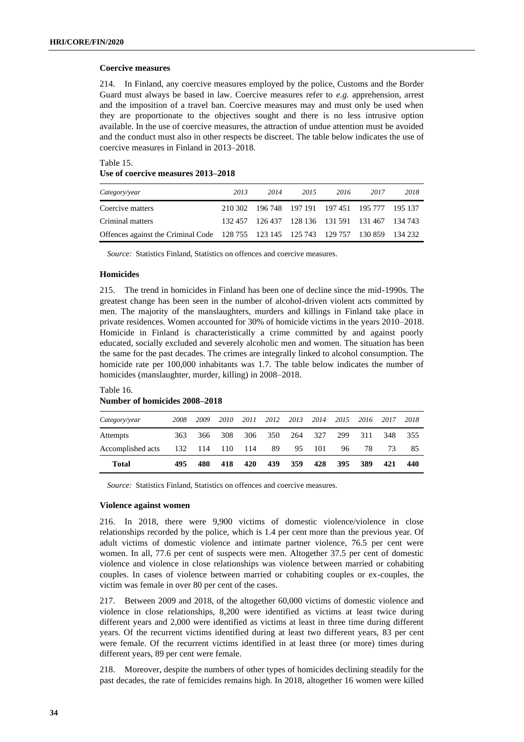**Coercive measures**

214. In Finland, any coercive measures employed by the police, Customs and the Border Guard must always be based in law. Coercive measures refer to *e.g.* apprehension, arrest and the imposition of a travel ban. Coercive measures may and must only be used when they are proportionate to the objectives sought and there is no less intrusive option available. In the use of coercive measures, the attraction of undue attention must be avoided and the conduct must also in other respects be discreet. The table below indicates the use of coercive measures in Finland in 2013–2018.

Table 15.
**Use of coercive measures 2013–2018**

| *Category/year* | *2013* | *2014* | *2015* | *2016* | *2017* | *2018* |
|---|---|---|---|---|---|---|
| Coercive matters | 210 302 | 196 748 | 197 191 | 197 451 | 195 777 | 195 137 |
| Criminal matters | 132 457 | 126 437 | 128 136 | 131 591 | 131 467 | 134 743 |
| Offences against the Criminal Code | 128 755 | 123 145 | 125 743 | 129 757 | 130 859 | 134 232 |

*Source:* Statistics Finland, Statistics on offences and coercive measures.

**Homicides**

215. The trend in homicides in Finland has been one of decline since the mid-1990s. The greatest change has been seen in the number of alcohol-driven violent acts committed by men. The majority of the manslaughters, murders and killings in Finland take place in private residences. Women accounted for 30% of homicide victims in the years 2010–2018. Homicide in Finland is characteristically a crime committed by and against poorly educated, socially excluded and severely alcoholic men and women. The situation has been the same for the past decades. The crimes are integrally linked to alcohol consumption. The homicide rate per 100,000 inhabitants was 1.7. The table below indicates the number of homicides (manslaughter, murder, killing) in 2008–2018.

Table 16.
**Number of homicides 2008–2018**

| *Category/year* | *2008* | *2009* | *2010* | *2011* | *2012* | *2013* | *2014* | *2015* | *2016* | *2017* | *2018* |
|---|---|---|---|---|---|---|---|---|---|---|---|
| Attempts | 363 | 366 | 308 | 306 | 350 | 264 | 327 | 299 | 311 | 348 | 355 |
| Accomplished acts | 132 | 114 | 110 | 114 | 89 | 95 | 101 | 96 | 78 | 73 | 85 |
| **Total** | **495** | **480** | **418** | **420** | **439** | **359** | **428** | **395** | **389** | **421** | **440** |

*Source:* Statistics Finland, Statistics on offences and coercive measures.

**Violence against women**

216. In 2018, there were 9,900 victims of domestic violence/violence in close relationships recorded by the police, which is 1.4 per cent more than the previous year. Of adult victims of domestic violence and intimate partner violence, 76.5 per cent were women. In all, 77.6 per cent of suspects were men. Altogether 37.5 per cent of domestic violence and violence in close relationships was violence between married or cohabiting couples. In cases of violence between married or cohabiting couples or ex-couples, the victim was female in over 80 per cent of the cases.

217. Between 2009 and 2018, of the altogether 60,000 victims of domestic violence and violence in close relationships, 8,200 were identified as victims at least twice during different years and 2,000 were identified as victims at least in three time during different years. Of the recurrent victims identified during at least two different years, 83 per cent were female. Of the recurrent victims identified in at least three (or more) times during different years, 89 per cent were female.

218. Moreover, despite the numbers of other types of homicides declining steadily for the past decades, the rate of femicides remains high. In 2018, altogether 16 women were killed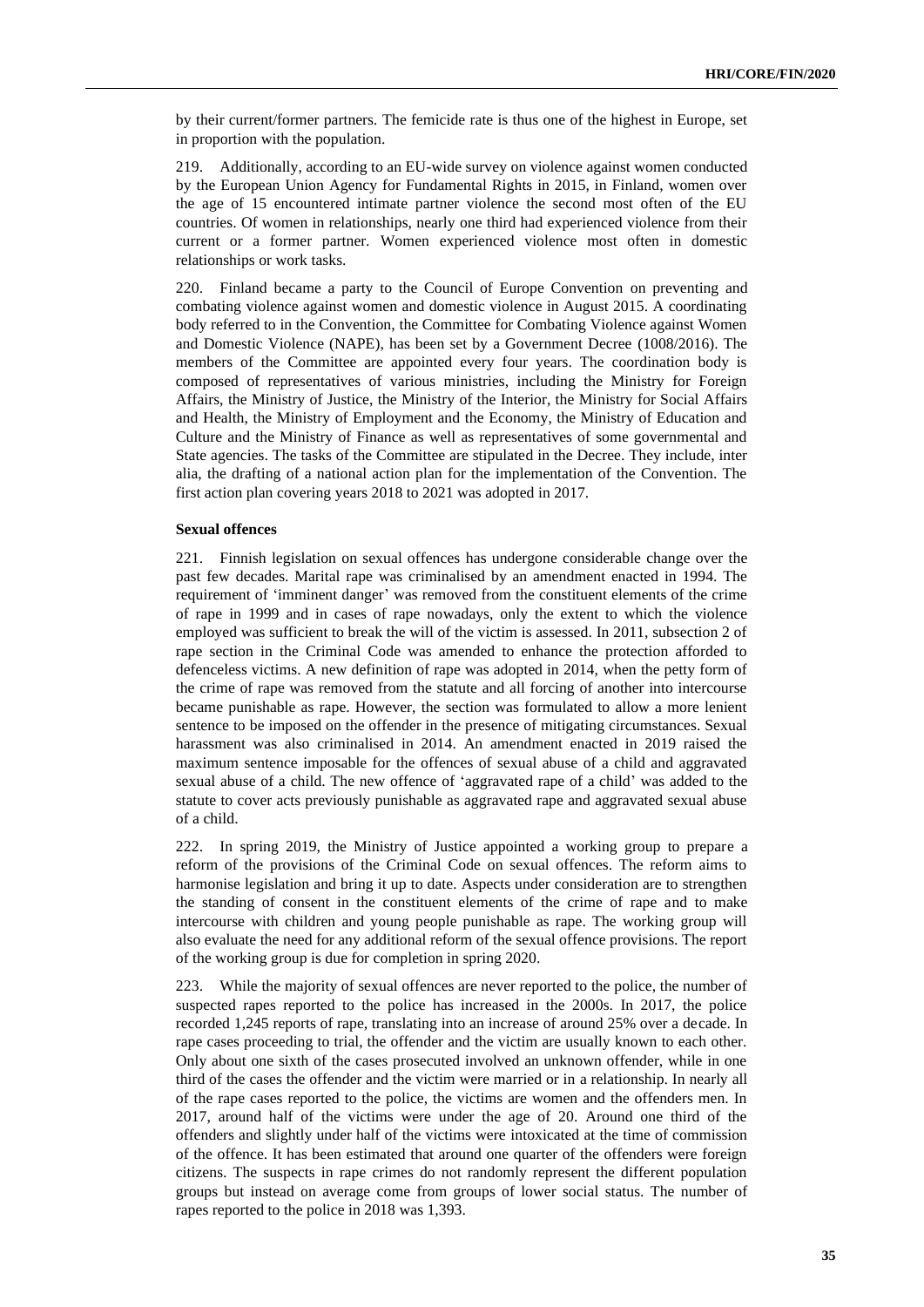by their current/former partners. The femicide rate is thus one of the highest in Europe, set in proportion with the population.

219. Additionally, according to an EU-wide survey on violence against women conducted by the European Union Agency for Fundamental Rights in 2015, in Finland, women over the age of 15 encountered intimate partner violence the second most often of the EU countries. Of women in relationships, nearly one third had experienced violence from their current or a former partner. Women experienced violence most often in domestic relationships or work tasks.

220. Finland became a party to the Council of Europe Convention on preventing and combating violence against women and domestic violence in August 2015. A coordinating body referred to in the Convention, the Committee for Combating Violence against Women and Domestic Violence (NAPE), has been set by a Government Decree (1008/2016). The members of the Committee are appointed every four years. The coordination body is composed of representatives of various ministries, including the Ministry for Foreign Affairs, the Ministry of Justice, the Ministry of the Interior, the Ministry for Social Affairs and Health, the Ministry of Employment and the Economy, the Ministry of Education and Culture and the Ministry of Finance as well as representatives of some governmental and State agencies. The tasks of the Committee are stipulated in the Decree. They include, inter alia, the drafting of a national action plan for the implementation of the Convention. The first action plan covering years 2018 to 2021 was adopted in 2017.

**Sexual offences**

221. Finnish legislation on sexual offences has undergone considerable change over the past few decades. Marital rape was criminalised by an amendment enacted in 1994. The requirement of 'imminent danger' was removed from the constituent elements of the crime of rape in 1999 and in cases of rape nowadays, only the extent to which the violence employed was sufficient to break the will of the victim is assessed. In 2011, subsection 2 of rape section in the Criminal Code was amended to enhance the protection afforded to defenceless victims. A new definition of rape was adopted in 2014, when the petty form of the crime of rape was removed from the statute and all forcing of another into intercourse became punishable as rape. However, the section was formulated to allow a more lenient sentence to be imposed on the offender in the presence of mitigating circumstances. Sexual harassment was also criminalised in 2014. An amendment enacted in 2019 raised the maximum sentence imposable for the offences of sexual abuse of a child and aggravated sexual abuse of a child. The new offence of 'aggravated rape of a child' was added to the statute to cover acts previously punishable as aggravated rape and aggravated sexual abuse of a child.

222. In spring 2019, the Ministry of Justice appointed a working group to prepare a reform of the provisions of the Criminal Code on sexual offences. The reform aims to harmonise legislation and bring it up to date. Aspects under consideration are to strengthen the standing of consent in the constituent elements of the crime of rape and to make intercourse with children and young people punishable as rape. The working group will also evaluate the need for any additional reform of the sexual offence provisions. The report of the working group is due for completion in spring 2020.

223. While the majority of sexual offences are never reported to the police, the number of suspected rapes reported to the police has increased in the 2000s. In 2017, the police recorded 1,245 reports of rape, translating into an increase of around 25% over a decade. In rape cases proceeding to trial, the offender and the victim are usually known to each other. Only about one sixth of the cases prosecuted involved an unknown offender, while in one third of the cases the offender and the victim were married or in a relationship. In nearly all of the rape cases reported to the police, the victims are women and the offenders men. In 2017, around half of the victims were under the age of 20. Around one third of the offenders and slightly under half of the victims were intoxicated at the time of commission of the offence. It has been estimated that around one quarter of the offenders were foreign citizens. The suspects in rape crimes do not randomly represent the different population groups but instead on average come from groups of lower social status. The number of rapes reported to the police in 2018 was 1,393.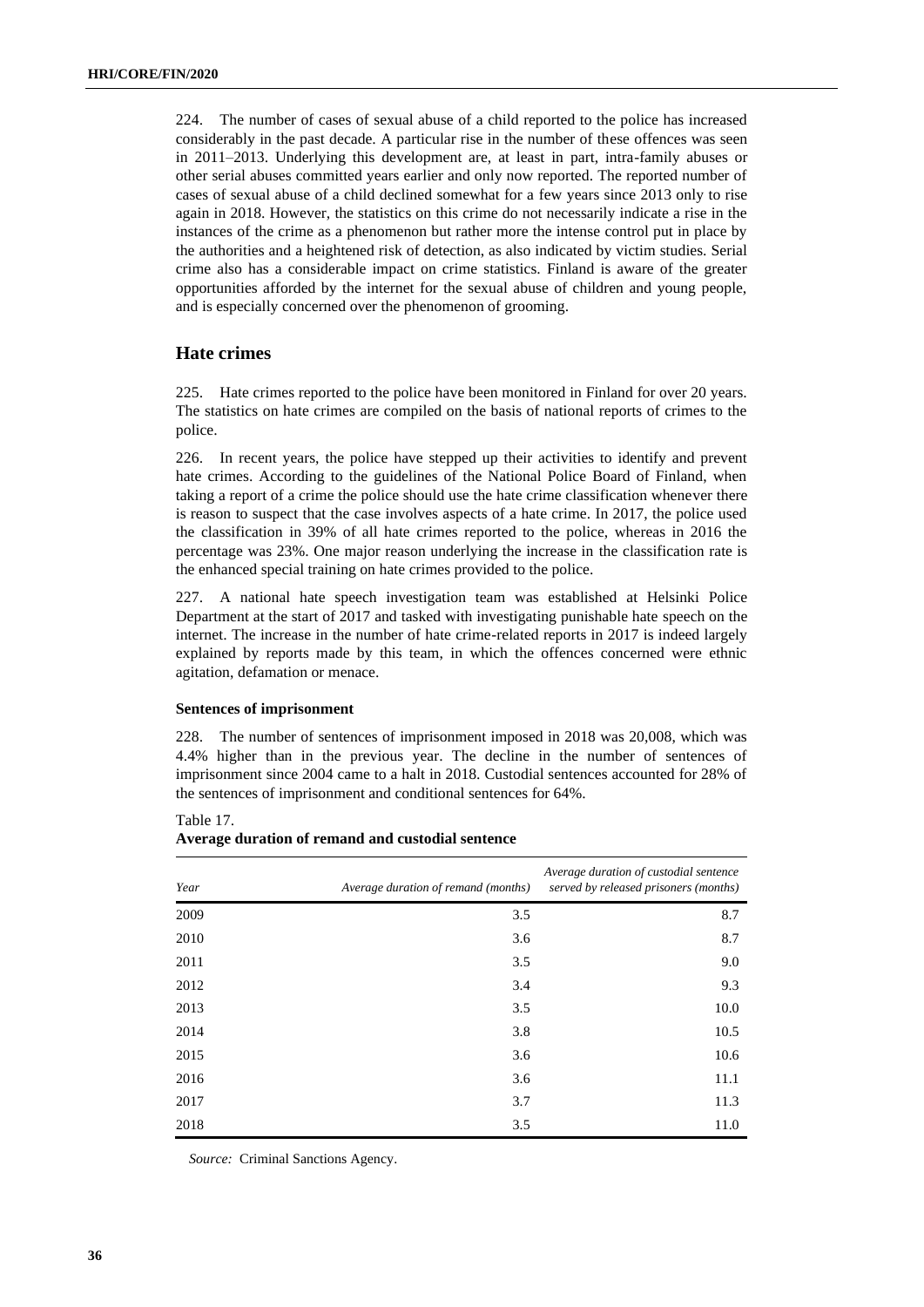224. The number of cases of sexual abuse of a child reported to the police has increased considerably in the past decade. A particular rise in the number of these offences was seen in 2011–2013. Underlying this development are, at least in part, intra-family abuses or other serial abuses committed years earlier and only now reported. The reported number of cases of sexual abuse of a child declined somewhat for a few years since 2013 only to rise again in 2018. However, the statistics on this crime do not necessarily indicate a rise in the instances of the crime as a phenomenon but rather more the intense control put in place by the authorities and a heightened risk of detection, as also indicated by victim studies. Serial crime also has a considerable impact on crime statistics. Finland is aware of the greater opportunities afforded by the internet for the sexual abuse of children and young people, and is especially concerned over the phenomenon of grooming.

## Hate crimes

225. Hate crimes reported to the police have been monitored in Finland for over 20 years. The statistics on hate crimes are compiled on the basis of national reports of crimes to the police.

226. In recent years, the police have stepped up their activities to identify and prevent hate crimes. According to the guidelines of the National Police Board of Finland, when taking a report of a crime the police should use the hate crime classification whenever there is reason to suspect that the case involves aspects of a hate crime. In 2017, the police used the classification in 39% of all hate crimes reported to the police, whereas in 2016 the percentage was 23%. One major reason underlying the increase in the classification rate is the enhanced special training on hate crimes provided to the police.

227. A national hate speech investigation team was established at Helsinki Police Department at the start of 2017 and tasked with investigating punishable hate speech on the internet. The increase in the number of hate crime-related reports in 2017 is indeed largely explained by reports made by this team, in which the offences concerned were ethnic agitation, defamation or menace.

#### Sentences of imprisonment

228. The number of sentences of imprisonment imposed in 2018 was 20,008, which was 4.4% higher than in the previous year. The decline in the number of sentences of imprisonment since 2004 came to a halt in 2018. Custodial sentences accounted for 28% of the sentences of imprisonment and conditional sentences for 64%.

Table 17.
**Average duration of remand and custodial sentence**

| *Year* | *Average duration of remand (months)* | *Average duration of custodial sentence served by released prisoners (months)* |
|---|---|---|
| 2009 | 3.5 | 8.7 |
| 2010 | 3.6 | 8.7 |
| 2011 | 3.5 | 9.0 |
| 2012 | 3.4 | 9.3 |
| 2013 | 3.5 | 10.0 |
| 2014 | 3.8 | 10.5 |
| 2015 | 3.6 | 10.6 |
| 2016 | 3.6 | 11.1 |
| 2017 | 3.7 | 11.3 |
| 2018 | 3.5 | 11.0 |

*Source:* Criminal Sanctions Agency.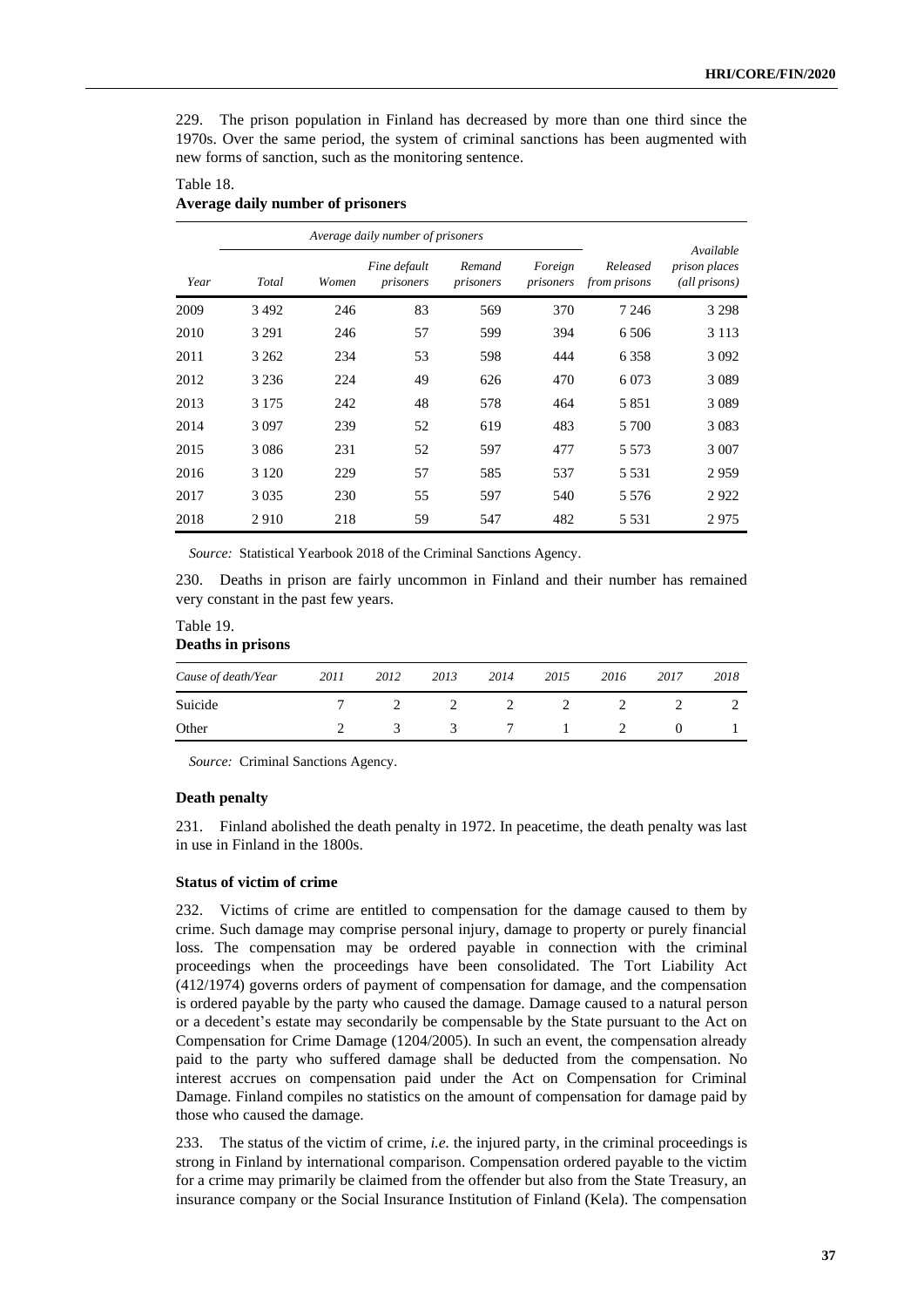229. The prison population in Finland has decreased by more than one third since the 1970s. Over the same period, the system of criminal sanctions has been augmented with new forms of sanction, such as the monitoring sentence.

Table 18.
**Average daily number of prisoners**

| | Average daily number of prisoners | | | | | | |
|---|---|---|---|---|---|---|---|
| *Year* | *Total* | *Women* | *Fine default prisoners* | *Remand prisoners* | *Foreign prisoners* | *Released from prisons* | *Available prison places (all prisons)* |
| 2009 | 3 492 | 246 | 83 | 569 | 370 | 7 246 | 3 298 |
| 2010 | 3 291 | 246 | 57 | 599 | 394 | 6 506 | 3 113 |
| 2011 | 3 262 | 234 | 53 | 598 | 444 | 6 358 | 3 092 |
| 2012 | 3 236 | 224 | 49 | 626 | 470 | 6 073 | 3 089 |
| 2013 | 3 175 | 242 | 48 | 578 | 464 | 5 851 | 3 089 |
| 2014 | 3 097 | 239 | 52 | 619 | 483 | 5 700 | 3 083 |
| 2015 | 3 086 | 231 | 52 | 597 | 477 | 5 573 | 3 007 |
| 2016 | 3 120 | 229 | 57 | 585 | 537 | 5 531 | 2 959 |
| 2017 | 3 035 | 230 | 55 | 597 | 540 | 5 576 | 2 922 |
| 2018 | 2 910 | 218 | 59 | 547 | 482 | 5 531 | 2 975 |

*Source:* Statistical Yearbook 2018 of the Criminal Sanctions Agency.

230. Deaths in prison are fairly uncommon in Finland and their number has remained very constant in the past few years.

Table 19.
**Deaths in prisons**

| *Cause of death/Year* | *2011* | *2012* | *2013* | *2014* | *2015* | *2016* | *2017* | *2018* |
|---|---|---|---|---|---|---|---|---|
| Suicide | 7 | 2 | 2 | 2 | 2 | 2 | 2 | 2 |
| Other | 2 | 3 | 3 | 7 | 1 | 2 | 0 | 1 |

*Source:* Criminal Sanctions Agency.

### Death penalty

231. Finland abolished the death penalty in 1972. In peacetime, the death penalty was last in use in Finland in the 1800s.

### Status of victim of crime

232. Victims of crime are entitled to compensation for the damage caused to them by crime. Such damage may comprise personal injury, damage to property or purely financial loss. The compensation may be ordered payable in connection with the criminal proceedings when the proceedings have been consolidated. The Tort Liability Act (412/1974) governs orders of payment of compensation for damage, and the compensation is ordered payable by the party who caused the damage. Damage caused to a natural person or a decedent's estate may secondarily be compensable by the State pursuant to the Act on Compensation for Crime Damage (1204/2005). In such an event, the compensation already paid to the party who suffered damage shall be deducted from the compensation. No interest accrues on compensation paid under the Act on Compensation for Criminal Damage. Finland compiles no statistics on the amount of compensation for damage paid by those who caused the damage.

233. The status of the victim of crime, *i.e.* the injured party, in the criminal proceedings is strong in Finland by international comparison. Compensation ordered payable to the victim for a crime may primarily be claimed from the offender but also from the State Treasury, an insurance company or the Social Insurance Institution of Finland (Kela). The compensation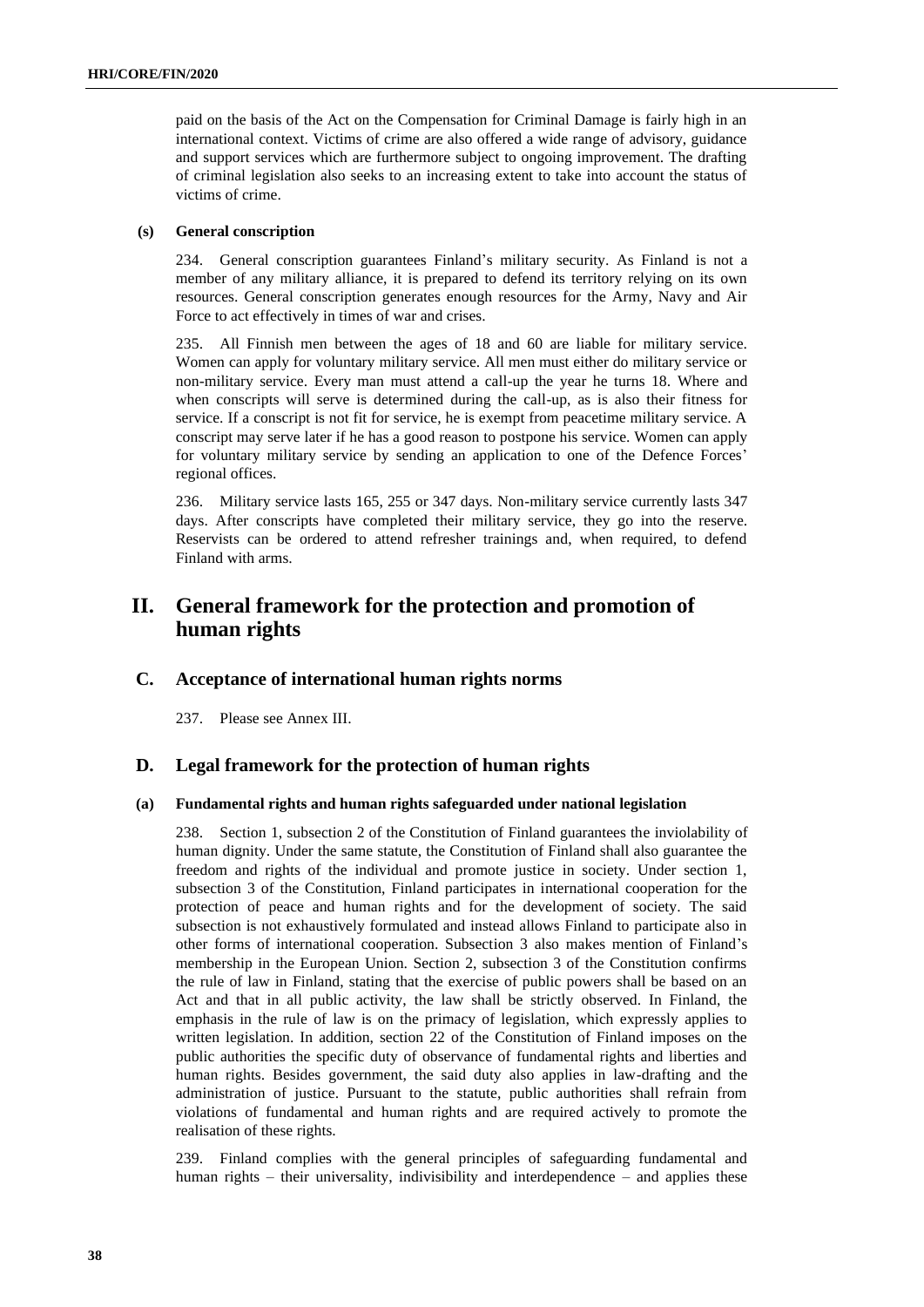paid on the basis of the Act on the Compensation for Criminal Damage is fairly high in an international context. Victims of crime are also offered a wide range of advisory, guidance and support services which are furthermore subject to ongoing improvement. The drafting of criminal legislation also seeks to an increasing extent to take into account the status of victims of crime.

#### (s) General conscription

234. General conscription guarantees Finland's military security. As Finland is not a member of any military alliance, it is prepared to defend its territory relying on its own resources. General conscription generates enough resources for the Army, Navy and Air Force to act effectively in times of war and crises.

235. All Finnish men between the ages of 18 and 60 are liable for military service. Women can apply for voluntary military service. All men must either do military service or non-military service. Every man must attend a call-up the year he turns 18. Where and when conscripts will serve is determined during the call-up, as is also their fitness for service. If a conscript is not fit for service, he is exempt from peacetime military service. A conscript may serve later if he has a good reason to postpone his service. Women can apply for voluntary military service by sending an application to one of the Defence Forces' regional offices.

236. Military service lasts 165, 255 or 347 days. Non-military service currently lasts 347 days. After conscripts have completed their military service, they go into the reserve. Reservists can be ordered to attend refresher trainings and, when required, to defend Finland with arms.

# II. General framework for the protection and promotion of human rights

## C. Acceptance of international human rights norms

237. Please see Annex III.

## D. Legal framework for the protection of human rights

#### (a) Fundamental rights and human rights safeguarded under national legislation

238. Section 1, subsection 2 of the Constitution of Finland guarantees the inviolability of human dignity. Under the same statute, the Constitution of Finland shall also guarantee the freedom and rights of the individual and promote justice in society. Under section 1, subsection 3 of the Constitution, Finland participates in international cooperation for the protection of peace and human rights and for the development of society. The said subsection is not exhaustively formulated and instead allows Finland to participate also in other forms of international cooperation. Subsection 3 also makes mention of Finland's membership in the European Union. Section 2, subsection 3 of the Constitution confirms the rule of law in Finland, stating that the exercise of public powers shall be based on an Act and that in all public activity, the law shall be strictly observed. In Finland, the emphasis in the rule of law is on the primacy of legislation, which expressly applies to written legislation. In addition, section 22 of the Constitution of Finland imposes on the public authorities the specific duty of observance of fundamental rights and liberties and human rights. Besides government, the said duty also applies in law-drafting and the administration of justice. Pursuant to the statute, public authorities shall refrain from violations of fundamental and human rights and are required actively to promote the realisation of these rights.

239. Finland complies with the general principles of safeguarding fundamental and human rights – their universality, indivisibility and interdependence – and applies these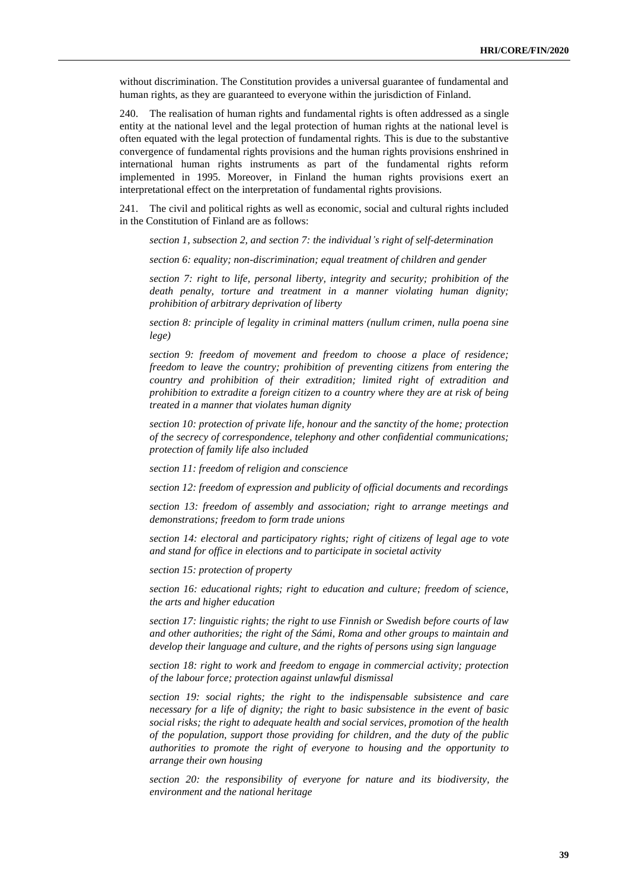without discrimination. The Constitution provides a universal guarantee of fundamental and human rights, as they are guaranteed to everyone within the jurisdiction of Finland.

240. The realisation of human rights and fundamental rights is often addressed as a single entity at the national level and the legal protection of human rights at the national level is often equated with the legal protection of fundamental rights. This is due to the substantive convergence of fundamental rights provisions and the human rights provisions enshrined in international human rights instruments as part of the fundamental rights reform implemented in 1995. Moreover, in Finland the human rights provisions exert an interpretational effect on the interpretation of fundamental rights provisions.

241. The civil and political rights as well as economic, social and cultural rights included in the Constitution of Finland are as follows:

*section 1, subsection 2, and section 7: the individual's right of self-determination*

*section 6: equality; non-discrimination; equal treatment of children and gender*

*section 7: right to life, personal liberty, integrity and security; prohibition of the death penalty, torture and treatment in a manner violating human dignity; prohibition of arbitrary deprivation of liberty*

*section 8: principle of legality in criminal matters (nullum crimen, nulla poena sine lege)*

*section 9: freedom of movement and freedom to choose a place of residence; freedom to leave the country; prohibition of preventing citizens from entering the country and prohibition of their extradition; limited right of extradition and prohibition to extradite a foreign citizen to a country where they are at risk of being treated in a manner that violates human dignity*

*section 10: protection of private life, honour and the sanctity of the home; protection of the secrecy of correspondence, telephony and other confidential communications; protection of family life also included*

*section 11: freedom of religion and conscience*

*section 12: freedom of expression and publicity of official documents and recordings*

*section 13: freedom of assembly and association; right to arrange meetings and demonstrations; freedom to form trade unions*

*section 14: electoral and participatory rights; right of citizens of legal age to vote and stand for office in elections and to participate in societal activity*

*section 15: protection of property*

*section 16: educational rights; right to education and culture; freedom of science, the arts and higher education*

*section 17: linguistic rights; the right to use Finnish or Swedish before courts of law and other authorities; the right of the Sámi, Roma and other groups to maintain and develop their language and culture, and the rights of persons using sign language*

*section 18: right to work and freedom to engage in commercial activity; protection of the labour force; protection against unlawful dismissal*

*section 19: social rights; the right to the indispensable subsistence and care necessary for a life of dignity; the right to basic subsistence in the event of basic social risks; the right to adequate health and social services, promotion of the health of the population, support those providing for children, and the duty of the public authorities to promote the right of everyone to housing and the opportunity to arrange their own housing*

*section 20: the responsibility of everyone for nature and its biodiversity, the environment and the national heritage*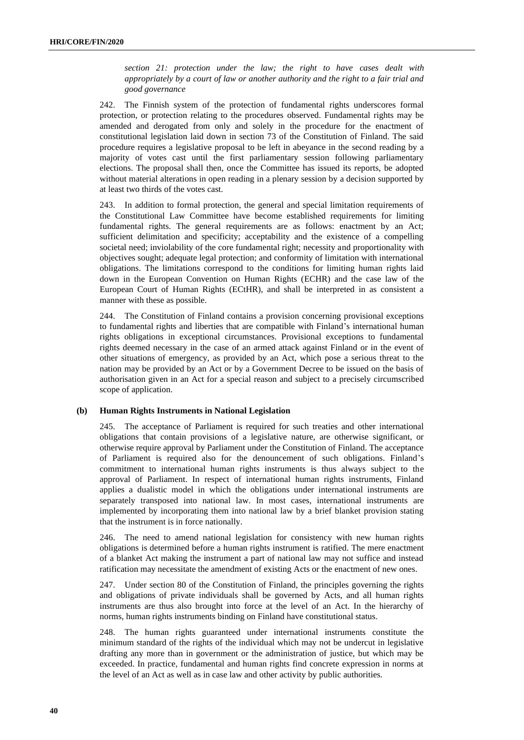*section 21: protection under the law; the right to have cases dealt with appropriately by a court of law or another authority and the right to a fair trial and good governance*

242. The Finnish system of the protection of fundamental rights underscores formal protection, or protection relating to the procedures observed. Fundamental rights may be amended and derogated from only and solely in the procedure for the enactment of constitutional legislation laid down in section 73 of the Constitution of Finland. The said procedure requires a legislative proposal to be left in abeyance in the second reading by a majority of votes cast until the first parliamentary session following parliamentary elections. The proposal shall then, once the Committee has issued its reports, be adopted without material alterations in open reading in a plenary session by a decision supported by at least two thirds of the votes cast.

243. In addition to formal protection, the general and special limitation requirements of the Constitutional Law Committee have become established requirements for limiting fundamental rights. The general requirements are as follows: enactment by an Act; sufficient delimitation and specificity; acceptability and the existence of a compelling societal need; inviolability of the core fundamental right; necessity and proportionality with objectives sought; adequate legal protection; and conformity of limitation with international obligations. The limitations correspond to the conditions for limiting human rights laid down in the European Convention on Human Rights (ECHR) and the case law of the European Court of Human Rights (ECtHR), and shall be interpreted in as consistent a manner with these as possible.

244. The Constitution of Finland contains a provision concerning provisional exceptions to fundamental rights and liberties that are compatible with Finland's international human rights obligations in exceptional circumstances. Provisional exceptions to fundamental rights deemed necessary in the case of an armed attack against Finland or in the event of other situations of emergency, as provided by an Act, which pose a serious threat to the nation may be provided by an Act or by a Government Decree to be issued on the basis of authorisation given in an Act for a special reason and subject to a precisely circumscribed scope of application.

### (b) Human Rights Instruments in National Legislation

245. The acceptance of Parliament is required for such treaties and other international obligations that contain provisions of a legislative nature, are otherwise significant, or otherwise require approval by Parliament under the Constitution of Finland. The acceptance of Parliament is required also for the denouncement of such obligations. Finland's commitment to international human rights instruments is thus always subject to the approval of Parliament. In respect of international human rights instruments, Finland applies a dualistic model in which the obligations under international instruments are separately transposed into national law. In most cases, international instruments are implemented by incorporating them into national law by a brief blanket provision stating that the instrument is in force nationally.

246. The need to amend national legislation for consistency with new human rights obligations is determined before a human rights instrument is ratified. The mere enactment of a blanket Act making the instrument a part of national law may not suffice and instead ratification may necessitate the amendment of existing Acts or the enactment of new ones.

247. Under section 80 of the Constitution of Finland, the principles governing the rights and obligations of private individuals shall be governed by Acts, and all human rights instruments are thus also brought into force at the level of an Act. In the hierarchy of norms, human rights instruments binding on Finland have constitutional status.

248. The human rights guaranteed under international instruments constitute the minimum standard of the rights of the individual which may not be undercut in legislative drafting any more than in government or the administration of justice, but which may be exceeded. In practice, fundamental and human rights find concrete expression in norms at the level of an Act as well as in case law and other activity by public authorities.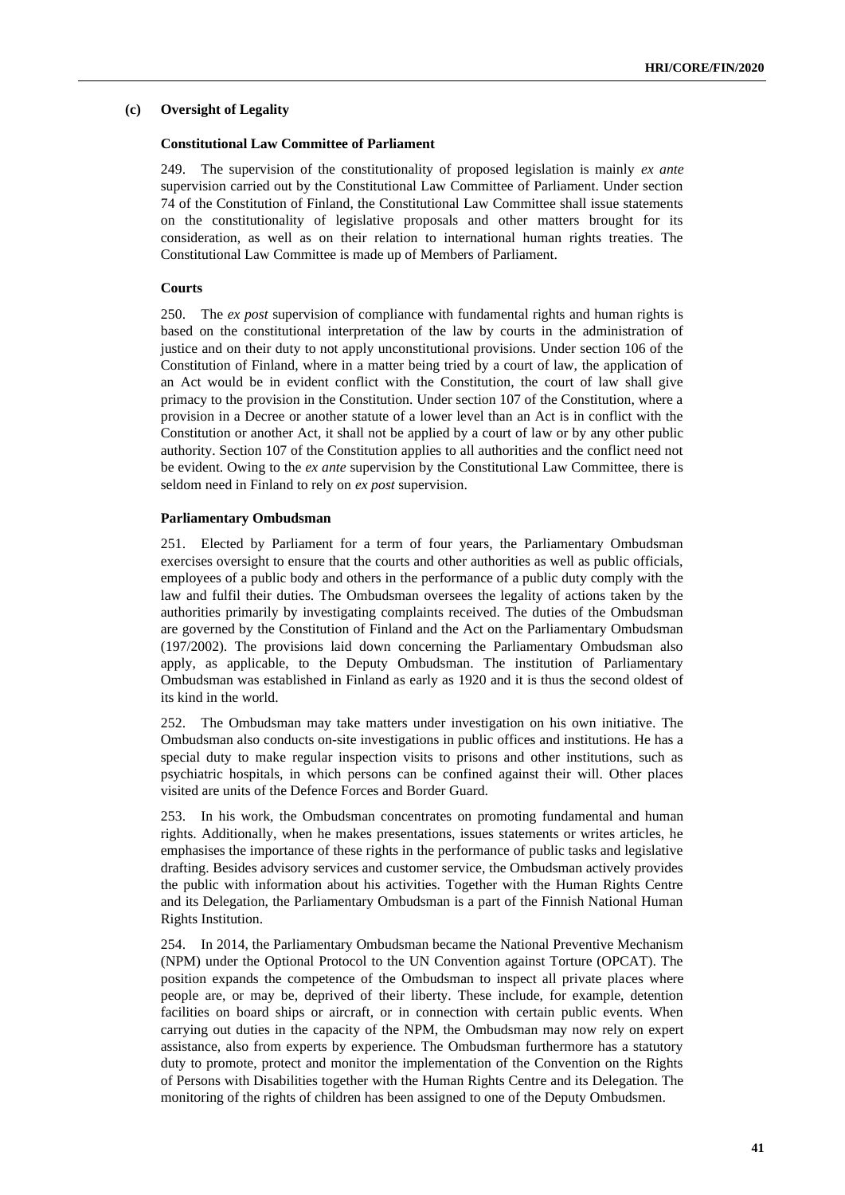### (c) Oversight of Legality

#### Constitutional Law Committee of Parliament

249. The supervision of the constitutionality of proposed legislation is mainly *ex ante* supervision carried out by the Constitutional Law Committee of Parliament. Under section 74 of the Constitution of Finland, the Constitutional Law Committee shall issue statements on the constitutionality of legislative proposals and other matters brought for its consideration, as well as on their relation to international human rights treaties. The Constitutional Law Committee is made up of Members of Parliament.

#### Courts

250. The *ex post* supervision of compliance with fundamental rights and human rights is based on the constitutional interpretation of the law by courts in the administration of justice and on their duty to not apply unconstitutional provisions. Under section 106 of the Constitution of Finland, where in a matter being tried by a court of law, the application of an Act would be in evident conflict with the Constitution, the court of law shall give primacy to the provision in the Constitution. Under section 107 of the Constitution, where a provision in a Decree or another statute of a lower level than an Act is in conflict with the Constitution or another Act, it shall not be applied by a court of law or by any other public authority. Section 107 of the Constitution applies to all authorities and the conflict need not be evident. Owing to the *ex ante* supervision by the Constitutional Law Committee, there is seldom need in Finland to rely on *ex post* supervision.

#### Parliamentary Ombudsman

251. Elected by Parliament for a term of four years, the Parliamentary Ombudsman exercises oversight to ensure that the courts and other authorities as well as public officials, employees of a public body and others in the performance of a public duty comply with the law and fulfil their duties. The Ombudsman oversees the legality of actions taken by the authorities primarily by investigating complaints received. The duties of the Ombudsman are governed by the Constitution of Finland and the Act on the Parliamentary Ombudsman (197/2002). The provisions laid down concerning the Parliamentary Ombudsman also apply, as applicable, to the Deputy Ombudsman. The institution of Parliamentary Ombudsman was established in Finland as early as 1920 and it is thus the second oldest of its kind in the world.

252. The Ombudsman may take matters under investigation on his own initiative. The Ombudsman also conducts on-site investigations in public offices and institutions. He has a special duty to make regular inspection visits to prisons and other institutions, such as psychiatric hospitals, in which persons can be confined against their will. Other places visited are units of the Defence Forces and Border Guard.

253. In his work, the Ombudsman concentrates on promoting fundamental and human rights. Additionally, when he makes presentations, issues statements or writes articles, he emphasises the importance of these rights in the performance of public tasks and legislative drafting. Besides advisory services and customer service, the Ombudsman actively provides the public with information about his activities. Together with the Human Rights Centre and its Delegation, the Parliamentary Ombudsman is a part of the Finnish National Human Rights Institution.

254. In 2014, the Parliamentary Ombudsman became the National Preventive Mechanism (NPM) under the Optional Protocol to the UN Convention against Torture (OPCAT). The position expands the competence of the Ombudsman to inspect all private places where people are, or may be, deprived of their liberty. These include, for example, detention facilities on board ships or aircraft, or in connection with certain public events. When carrying out duties in the capacity of the NPM, the Ombudsman may now rely on expert assistance, also from experts by experience. The Ombudsman furthermore has a statutory duty to promote, protect and monitor the implementation of the Convention on the Rights of Persons with Disabilities together with the Human Rights Centre and its Delegation. The monitoring of the rights of children has been assigned to one of the Deputy Ombudsmen.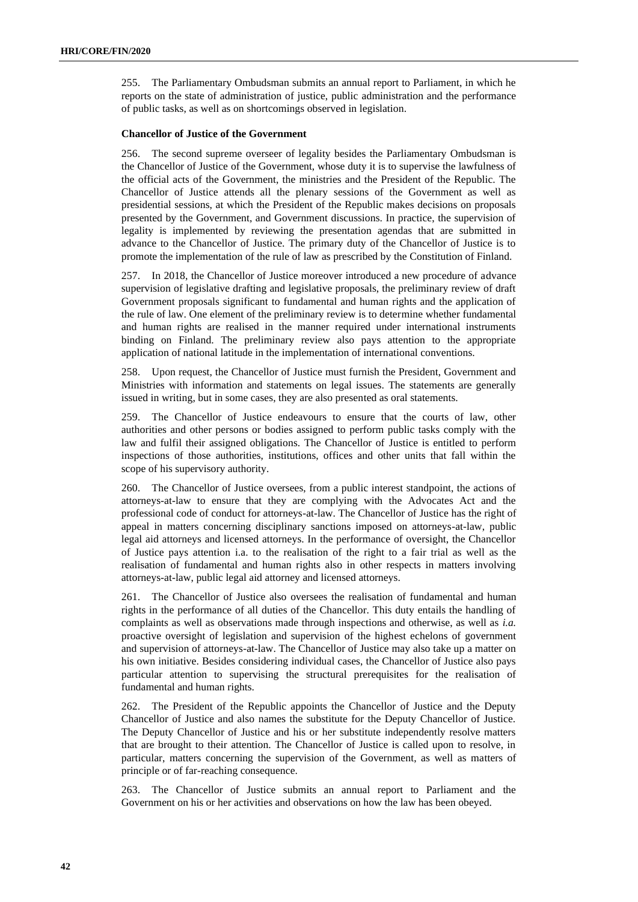255. The Parliamentary Ombudsman submits an annual report to Parliament, in which he reports on the state of administration of justice, public administration and the performance of public tasks, as well as on shortcomings observed in legislation.

**Chancellor of Justice of the Government**

256. The second supreme overseer of legality besides the Parliamentary Ombudsman is the Chancellor of Justice of the Government, whose duty it is to supervise the lawfulness of the official acts of the Government, the ministries and the President of the Republic. The Chancellor of Justice attends all the plenary sessions of the Government as well as presidential sessions, at which the President of the Republic makes decisions on proposals presented by the Government, and Government discussions. In practice, the supervision of legality is implemented by reviewing the presentation agendas that are submitted in advance to the Chancellor of Justice. The primary duty of the Chancellor of Justice is to promote the implementation of the rule of law as prescribed by the Constitution of Finland.

257. In 2018, the Chancellor of Justice moreover introduced a new procedure of advance supervision of legislative drafting and legislative proposals, the preliminary review of draft Government proposals significant to fundamental and human rights and the application of the rule of law. One element of the preliminary review is to determine whether fundamental and human rights are realised in the manner required under international instruments binding on Finland. The preliminary review also pays attention to the appropriate application of national latitude in the implementation of international conventions.

258. Upon request, the Chancellor of Justice must furnish the President, Government and Ministries with information and statements on legal issues. The statements are generally issued in writing, but in some cases, they are also presented as oral statements.

259. The Chancellor of Justice endeavours to ensure that the courts of law, other authorities and other persons or bodies assigned to perform public tasks comply with the law and fulfil their assigned obligations. The Chancellor of Justice is entitled to perform inspections of those authorities, institutions, offices and other units that fall within the scope of his supervisory authority.

260. The Chancellor of Justice oversees, from a public interest standpoint, the actions of attorneys-at-law to ensure that they are complying with the Advocates Act and the professional code of conduct for attorneys-at-law. The Chancellor of Justice has the right of appeal in matters concerning disciplinary sanctions imposed on attorneys-at-law, public legal aid attorneys and licensed attorneys. In the performance of oversight, the Chancellor of Justice pays attention i.a. to the realisation of the right to a fair trial as well as the realisation of fundamental and human rights also in other respects in matters involving attorneys-at-law, public legal aid attorney and licensed attorneys.

261. The Chancellor of Justice also oversees the realisation of fundamental and human rights in the performance of all duties of the Chancellor. This duty entails the handling of complaints as well as observations made through inspections and otherwise, as well as *i.a.* proactive oversight of legislation and supervision of the highest echelons of government and supervision of attorneys-at-law. The Chancellor of Justice may also take up a matter on his own initiative. Besides considering individual cases, the Chancellor of Justice also pays particular attention to supervising the structural prerequisites for the realisation of fundamental and human rights.

262. The President of the Republic appoints the Chancellor of Justice and the Deputy Chancellor of Justice and also names the substitute for the Deputy Chancellor of Justice. The Deputy Chancellor of Justice and his or her substitute independently resolve matters that are brought to their attention. The Chancellor of Justice is called upon to resolve, in particular, matters concerning the supervision of the Government, as well as matters of principle or of far-reaching consequence.

263. The Chancellor of Justice submits an annual report to Parliament and the Government on his or her activities and observations on how the law has been obeyed.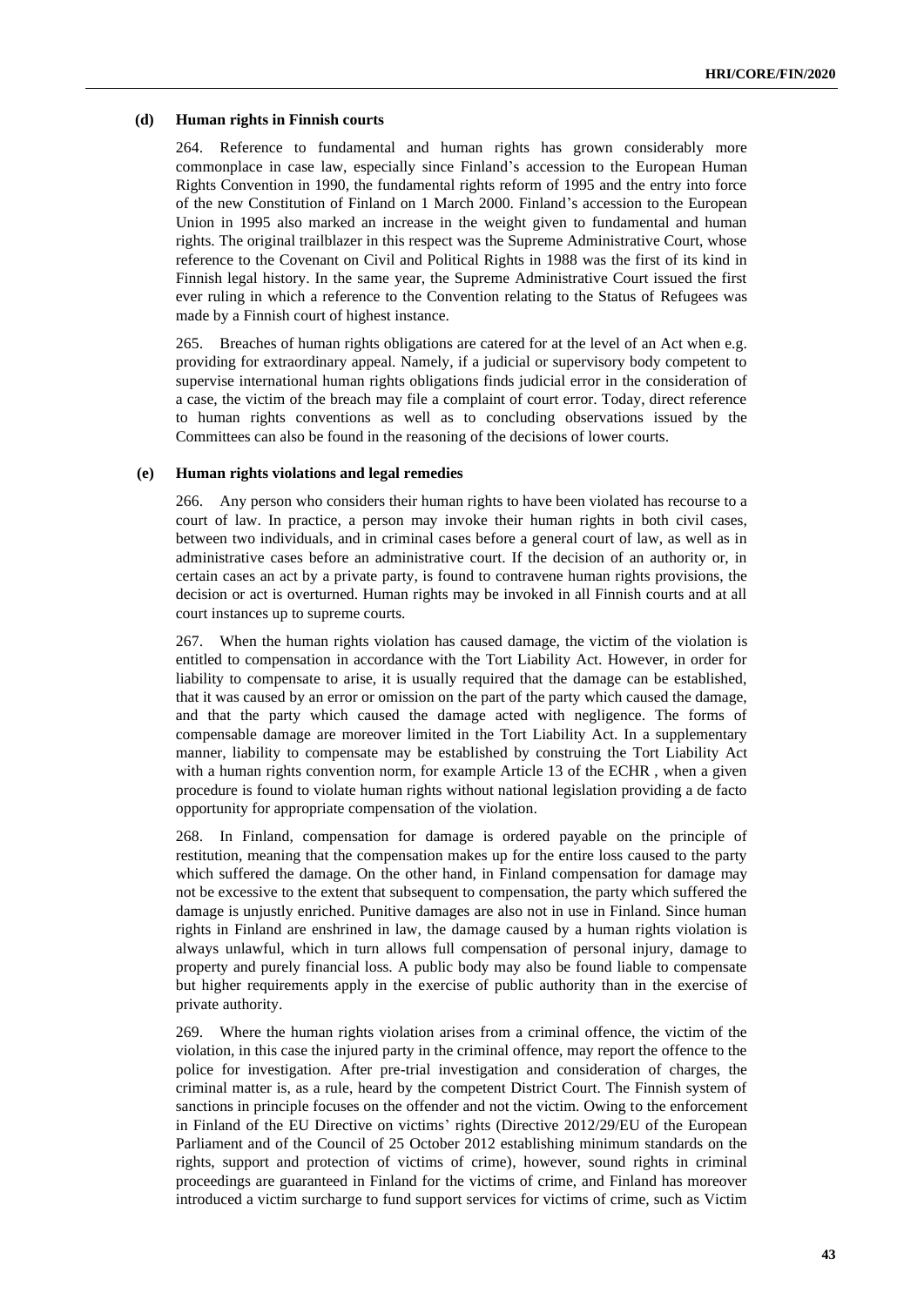#### (d) Human rights in Finnish courts

264. Reference to fundamental and human rights has grown considerably more commonplace in case law, especially since Finland's accession to the European Human Rights Convention in 1990, the fundamental rights reform of 1995 and the entry into force of the new Constitution of Finland on 1 March 2000. Finland's accession to the European Union in 1995 also marked an increase in the weight given to fundamental and human rights. The original trailblazer in this respect was the Supreme Administrative Court, whose reference to the Covenant on Civil and Political Rights in 1988 was the first of its kind in Finnish legal history. In the same year, the Supreme Administrative Court issued the first ever ruling in which a reference to the Convention relating to the Status of Refugees was made by a Finnish court of highest instance.

265. Breaches of human rights obligations are catered for at the level of an Act when e.g. providing for extraordinary appeal. Namely, if a judicial or supervisory body competent to supervise international human rights obligations finds judicial error in the consideration of a case, the victim of the breach may file a complaint of court error. Today, direct reference to human rights conventions as well as to concluding observations issued by the Committees can also be found in the reasoning of the decisions of lower courts.

#### (e) Human rights violations and legal remedies

266. Any person who considers their human rights to have been violated has recourse to a court of law. In practice, a person may invoke their human rights in both civil cases, between two individuals, and in criminal cases before a general court of law, as well as in administrative cases before an administrative court. If the decision of an authority or, in certain cases an act by a private party, is found to contravene human rights provisions, the decision or act is overturned. Human rights may be invoked in all Finnish courts and at all court instances up to supreme courts.

267. When the human rights violation has caused damage, the victim of the violation is entitled to compensation in accordance with the Tort Liability Act. However, in order for liability to compensate to arise, it is usually required that the damage can be established, that it was caused by an error or omission on the part of the party which caused the damage, and that the party which caused the damage acted with negligence. The forms of compensable damage are moreover limited in the Tort Liability Act. In a supplementary manner, liability to compensate may be established by construing the Tort Liability Act with a human rights convention norm, for example Article 13 of the ECHR , when a given procedure is found to violate human rights without national legislation providing a de facto opportunity for appropriate compensation of the violation.

268. In Finland, compensation for damage is ordered payable on the principle of restitution, meaning that the compensation makes up for the entire loss caused to the party which suffered the damage. On the other hand, in Finland compensation for damage may not be excessive to the extent that subsequent to compensation, the party which suffered the damage is unjustly enriched. Punitive damages are also not in use in Finland. Since human rights in Finland are enshrined in law, the damage caused by a human rights violation is always unlawful, which in turn allows full compensation of personal injury, damage to property and purely financial loss. A public body may also be found liable to compensate but higher requirements apply in the exercise of public authority than in the exercise of private authority.

269. Where the human rights violation arises from a criminal offence, the victim of the violation, in this case the injured party in the criminal offence, may report the offence to the police for investigation. After pre-trial investigation and consideration of charges, the criminal matter is, as a rule, heard by the competent District Court. The Finnish system of sanctions in principle focuses on the offender and not the victim. Owing to the enforcement in Finland of the EU Directive on victims' rights (Directive 2012/29/EU of the European Parliament and of the Council of 25 October 2012 establishing minimum standards on the rights, support and protection of victims of crime), however, sound rights in criminal proceedings are guaranteed in Finland for the victims of crime, and Finland has moreover introduced a victim surcharge to fund support services for victims of crime, such as Victim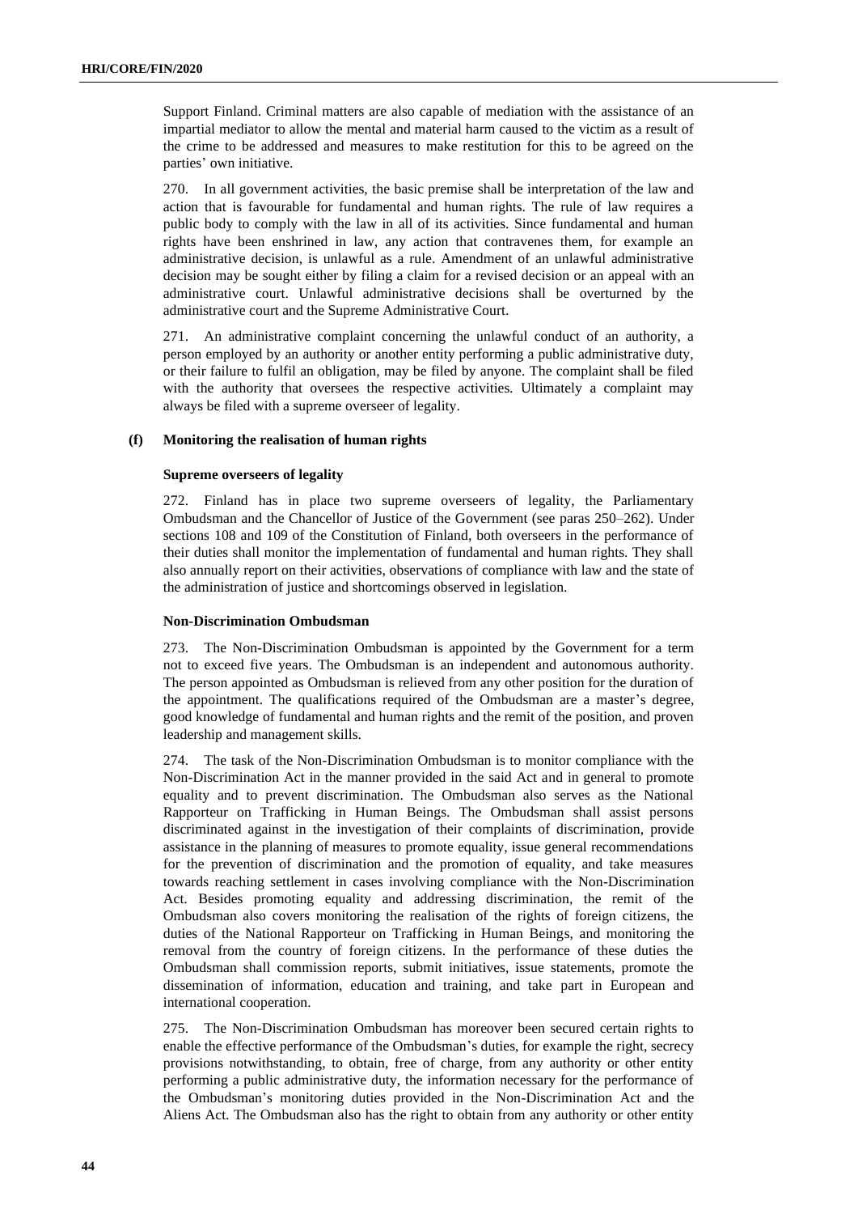Support Finland. Criminal matters are also capable of mediation with the assistance of an impartial mediator to allow the mental and material harm caused to the victim as a result of the crime to be addressed and measures to make restitution for this to be agreed on the parties' own initiative.

270. In all government activities, the basic premise shall be interpretation of the law and action that is favourable for fundamental and human rights. The rule of law requires a public body to comply with the law in all of its activities. Since fundamental and human rights have been enshrined in law, any action that contravenes them, for example an administrative decision, is unlawful as a rule. Amendment of an unlawful administrative decision may be sought either by filing a claim for a revised decision or an appeal with an administrative court. Unlawful administrative decisions shall be overturned by the administrative court and the Supreme Administrative Court.

271. An administrative complaint concerning the unlawful conduct of an authority, a person employed by an authority or another entity performing a public administrative duty, or their failure to fulfil an obligation, may be filed by anyone. The complaint shall be filed with the authority that oversees the respective activities. Ultimately a complaint may always be filed with a supreme overseer of legality.

### (f) Monitoring the realisation of human rights

#### Supreme overseers of legality

272. Finland has in place two supreme overseers of legality, the Parliamentary Ombudsman and the Chancellor of Justice of the Government (see paras 250–262). Under sections 108 and 109 of the Constitution of Finland, both overseers in the performance of their duties shall monitor the implementation of fundamental and human rights. They shall also annually report on their activities, observations of compliance with law and the state of the administration of justice and shortcomings observed in legislation.

#### Non-Discrimination Ombudsman

273. The Non-Discrimination Ombudsman is appointed by the Government for a term not to exceed five years. The Ombudsman is an independent and autonomous authority. The person appointed as Ombudsman is relieved from any other position for the duration of the appointment. The qualifications required of the Ombudsman are a master's degree, good knowledge of fundamental and human rights and the remit of the position, and proven leadership and management skills.

274. The task of the Non-Discrimination Ombudsman is to monitor compliance with the Non-Discrimination Act in the manner provided in the said Act and in general to promote equality and to prevent discrimination. The Ombudsman also serves as the National Rapporteur on Trafficking in Human Beings. The Ombudsman shall assist persons discriminated against in the investigation of their complaints of discrimination, provide assistance in the planning of measures to promote equality, issue general recommendations for the prevention of discrimination and the promotion of equality, and take measures towards reaching settlement in cases involving compliance with the Non-Discrimination Act. Besides promoting equality and addressing discrimination, the remit of the Ombudsman also covers monitoring the realisation of the rights of foreign citizens, the duties of the National Rapporteur on Trafficking in Human Beings, and monitoring the removal from the country of foreign citizens. In the performance of these duties the Ombudsman shall commission reports, submit initiatives, issue statements, promote the dissemination of information, education and training, and take part in European and international cooperation.

275. The Non-Discrimination Ombudsman has moreover been secured certain rights to enable the effective performance of the Ombudsman's duties, for example the right, secrecy provisions notwithstanding, to obtain, free of charge, from any authority or other entity performing a public administrative duty, the information necessary for the performance of the Ombudsman's monitoring duties provided in the Non-Discrimination Act and the Aliens Act. The Ombudsman also has the right to obtain from any authority or other entity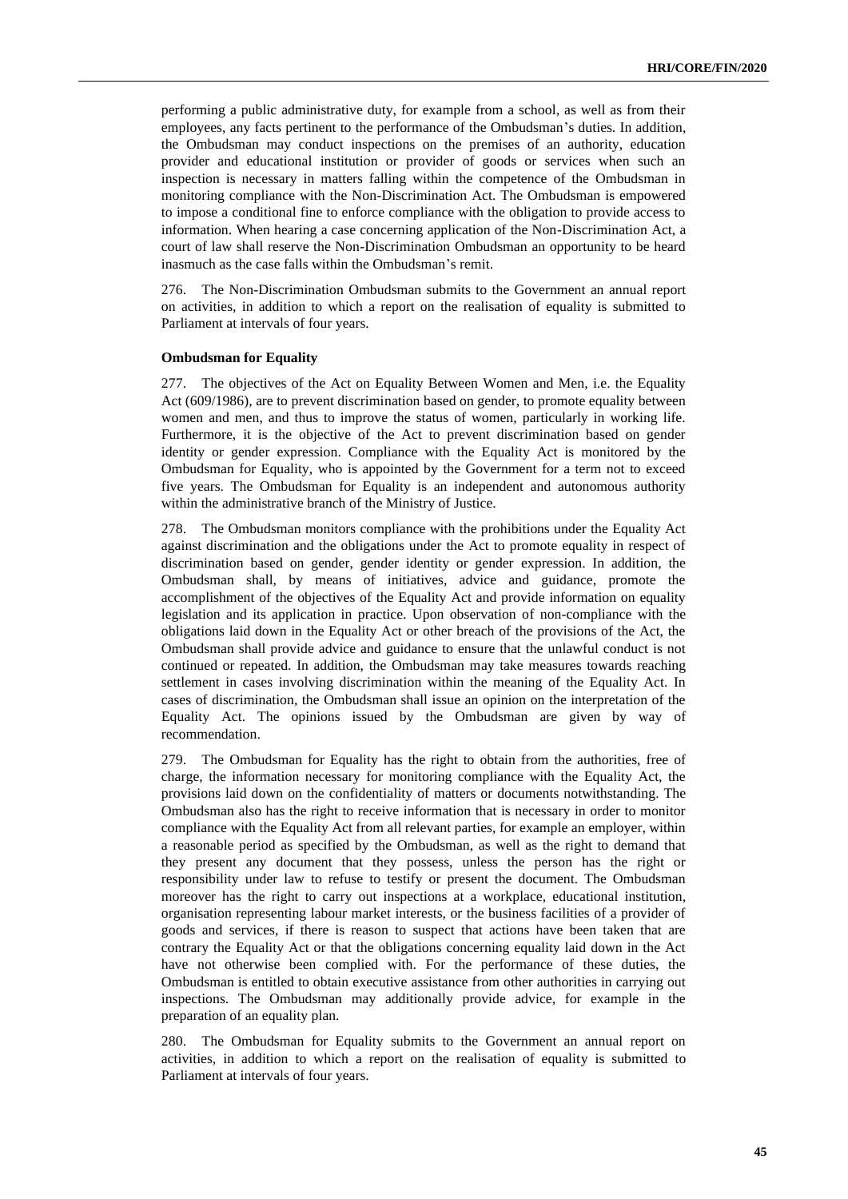performing a public administrative duty, for example from a school, as well as from their employees, any facts pertinent to the performance of the Ombudsman's duties. In addition, the Ombudsman may conduct inspections on the premises of an authority, education provider and educational institution or provider of goods or services when such an inspection is necessary in matters falling within the competence of the Ombudsman in monitoring compliance with the Non-Discrimination Act. The Ombudsman is empowered to impose a conditional fine to enforce compliance with the obligation to provide access to information. When hearing a case concerning application of the Non-Discrimination Act, a court of law shall reserve the Non-Discrimination Ombudsman an opportunity to be heard inasmuch as the case falls within the Ombudsman's remit.

276. The Non-Discrimination Ombudsman submits to the Government an annual report on activities, in addition to which a report on the realisation of equality is submitted to Parliament at intervals of four years.

**Ombudsman for Equality**

277. The objectives of the Act on Equality Between Women and Men, i.e. the Equality Act (609/1986), are to prevent discrimination based on gender, to promote equality between women and men, and thus to improve the status of women, particularly in working life. Furthermore, it is the objective of the Act to prevent discrimination based on gender identity or gender expression. Compliance with the Equality Act is monitored by the Ombudsman for Equality, who is appointed by the Government for a term not to exceed five years. The Ombudsman for Equality is an independent and autonomous authority within the administrative branch of the Ministry of Justice.

278. The Ombudsman monitors compliance with the prohibitions under the Equality Act against discrimination and the obligations under the Act to promote equality in respect of discrimination based on gender, gender identity or gender expression. In addition, the Ombudsman shall, by means of initiatives, advice and guidance, promote the accomplishment of the objectives of the Equality Act and provide information on equality legislation and its application in practice. Upon observation of non-compliance with the obligations laid down in the Equality Act or other breach of the provisions of the Act, the Ombudsman shall provide advice and guidance to ensure that the unlawful conduct is not continued or repeated. In addition, the Ombudsman may take measures towards reaching settlement in cases involving discrimination within the meaning of the Equality Act. In cases of discrimination, the Ombudsman shall issue an opinion on the interpretation of the Equality Act. The opinions issued by the Ombudsman are given by way of recommendation.

279. The Ombudsman for Equality has the right to obtain from the authorities, free of charge, the information necessary for monitoring compliance with the Equality Act, the provisions laid down on the confidentiality of matters or documents notwithstanding. The Ombudsman also has the right to receive information that is necessary in order to monitor compliance with the Equality Act from all relevant parties, for example an employer, within a reasonable period as specified by the Ombudsman, as well as the right to demand that they present any document that they possess, unless the person has the right or responsibility under law to refuse to testify or present the document. The Ombudsman moreover has the right to carry out inspections at a workplace, educational institution, organisation representing labour market interests, or the business facilities of a provider of goods and services, if there is reason to suspect that actions have been taken that are contrary the Equality Act or that the obligations concerning equality laid down in the Act have not otherwise been complied with. For the performance of these duties, the Ombudsman is entitled to obtain executive assistance from other authorities in carrying out inspections. The Ombudsman may additionally provide advice, for example in the preparation of an equality plan.

280. The Ombudsman for Equality submits to the Government an annual report on activities, in addition to which a report on the realisation of equality is submitted to Parliament at intervals of four years.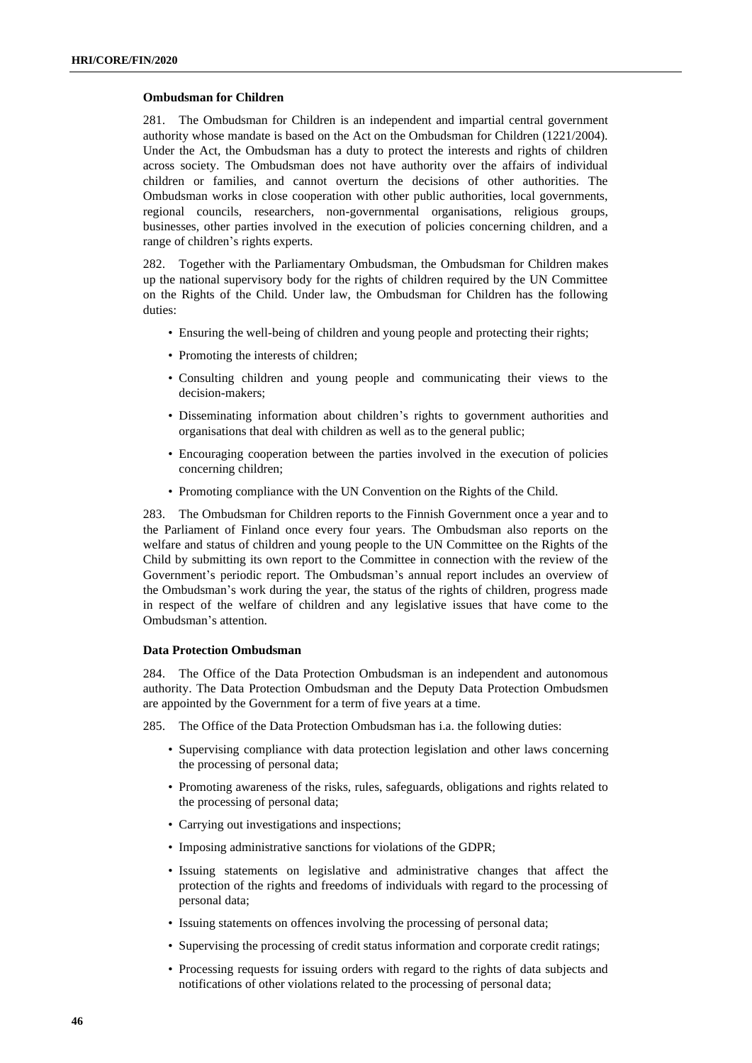### Ombudsman for Children

281. The Ombudsman for Children is an independent and impartial central government authority whose mandate is based on the Act on the Ombudsman for Children (1221/2004). Under the Act, the Ombudsman has a duty to protect the interests and rights of children across society. The Ombudsman does not have authority over the affairs of individual children or families, and cannot overturn the decisions of other authorities. The Ombudsman works in close cooperation with other public authorities, local governments, regional councils, researchers, non-governmental organisations, religious groups, businesses, other parties involved in the execution of policies concerning children, and a range of children's rights experts.

282. Together with the Parliamentary Ombudsman, the Ombudsman for Children makes up the national supervisory body for the rights of children required by the UN Committee on the Rights of the Child. Under law, the Ombudsman for Children has the following duties:

- Ensuring the well-being of children and young people and protecting their rights;
- Promoting the interests of children;
- Consulting children and young people and communicating their views to the decision-makers;
- Disseminating information about children's rights to government authorities and organisations that deal with children as well as to the general public;
- Encouraging cooperation between the parties involved in the execution of policies concerning children;
- Promoting compliance with the UN Convention on the Rights of the Child.

283. The Ombudsman for Children reports to the Finnish Government once a year and to the Parliament of Finland once every four years. The Ombudsman also reports on the welfare and status of children and young people to the UN Committee on the Rights of the Child by submitting its own report to the Committee in connection with the review of the Government's periodic report. The Ombudsman's annual report includes an overview of the Ombudsman's work during the year, the status of the rights of children, progress made in respect of the welfare of children and any legislative issues that have come to the Ombudsman's attention.

### Data Protection Ombudsman

284. The Office of the Data Protection Ombudsman is an independent and autonomous authority. The Data Protection Ombudsman and the Deputy Data Protection Ombudsmen are appointed by the Government for a term of five years at a time.

285. The Office of the Data Protection Ombudsman has i.a. the following duties:

- Supervising compliance with data protection legislation and other laws concerning the processing of personal data;
- Promoting awareness of the risks, rules, safeguards, obligations and rights related to the processing of personal data;
- Carrying out investigations and inspections;
- Imposing administrative sanctions for violations of the GDPR;
- Issuing statements on legislative and administrative changes that affect the protection of the rights and freedoms of individuals with regard to the processing of personal data;
- Issuing statements on offences involving the processing of personal data;
- Supervising the processing of credit status information and corporate credit ratings;
- Processing requests for issuing orders with regard to the rights of data subjects and notifications of other violations related to the processing of personal data;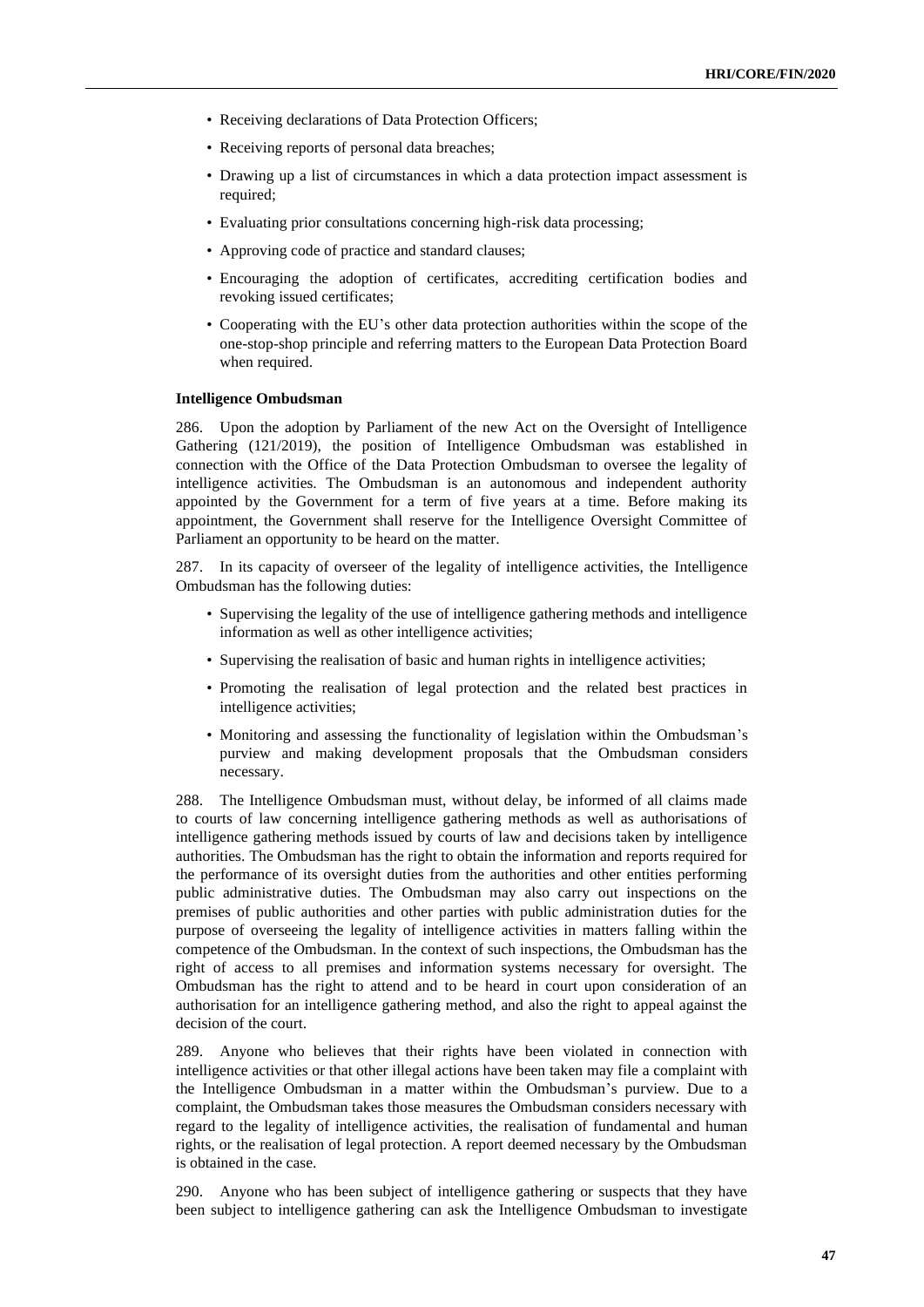- Receiving declarations of Data Protection Officers;
- Receiving reports of personal data breaches;
- Drawing up a list of circumstances in which a data protection impact assessment is required;
- Evaluating prior consultations concerning high-risk data processing;
- Approving code of practice and standard clauses;
- Encouraging the adoption of certificates, accrediting certification bodies and revoking issued certificates;
- Cooperating with the EU's other data protection authorities within the scope of the one-stop-shop principle and referring matters to the European Data Protection Board when required.

**Intelligence Ombudsman**

286. Upon the adoption by Parliament of the new Act on the Oversight of Intelligence Gathering (121/2019), the position of Intelligence Ombudsman was established in connection with the Office of the Data Protection Ombudsman to oversee the legality of intelligence activities. The Ombudsman is an autonomous and independent authority appointed by the Government for a term of five years at a time. Before making its appointment, the Government shall reserve for the Intelligence Oversight Committee of Parliament an opportunity to be heard on the matter.

287. In its capacity of overseer of the legality of intelligence activities, the Intelligence Ombudsman has the following duties:

- Supervising the legality of the use of intelligence gathering methods and intelligence information as well as other intelligence activities;
- Supervising the realisation of basic and human rights in intelligence activities;
- Promoting the realisation of legal protection and the related best practices in intelligence activities;
- Monitoring and assessing the functionality of legislation within the Ombudsman's purview and making development proposals that the Ombudsman considers necessary.

288. The Intelligence Ombudsman must, without delay, be informed of all claims made to courts of law concerning intelligence gathering methods as well as authorisations of intelligence gathering methods issued by courts of law and decisions taken by intelligence authorities. The Ombudsman has the right to obtain the information and reports required for the performance of its oversight duties from the authorities and other entities performing public administrative duties. The Ombudsman may also carry out inspections on the premises of public authorities and other parties with public administration duties for the purpose of overseeing the legality of intelligence activities in matters falling within the competence of the Ombudsman. In the context of such inspections, the Ombudsman has the right of access to all premises and information systems necessary for oversight. The Ombudsman has the right to attend and to be heard in court upon consideration of an authorisation for an intelligence gathering method, and also the right to appeal against the decision of the court.

289. Anyone who believes that their rights have been violated in connection with intelligence activities or that other illegal actions have been taken may file a complaint with the Intelligence Ombudsman in a matter within the Ombudsman's purview. Due to a complaint, the Ombudsman takes those measures the Ombudsman considers necessary with regard to the legality of intelligence activities, the realisation of fundamental and human rights, or the realisation of legal protection. A report deemed necessary by the Ombudsman is obtained in the case.

290. Anyone who has been subject of intelligence gathering or suspects that they have been subject to intelligence gathering can ask the Intelligence Ombudsman to investigate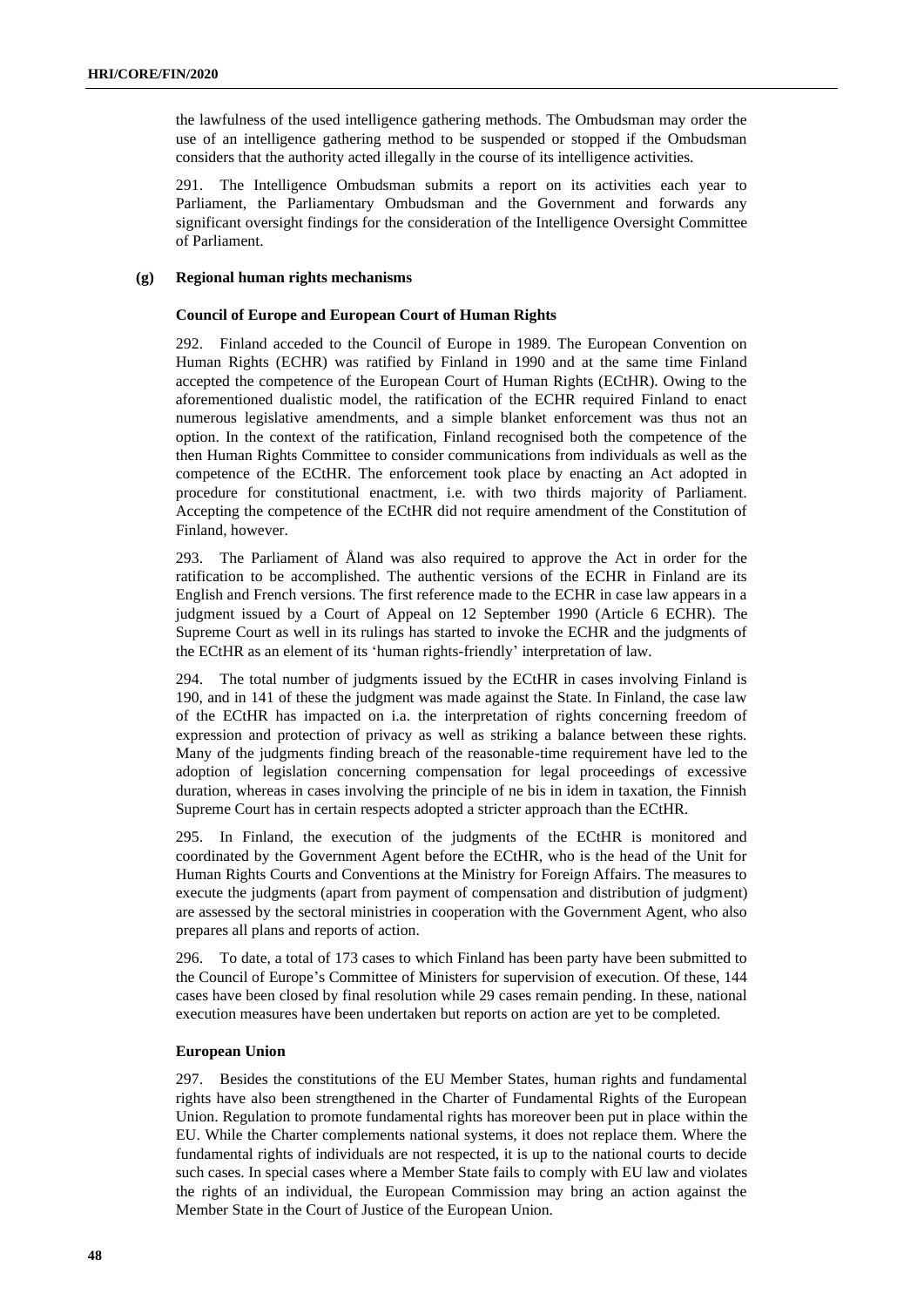the lawfulness of the used intelligence gathering methods. The Ombudsman may order the use of an intelligence gathering method to be suspended or stopped if the Ombudsman considers that the authority acted illegally in the course of its intelligence activities.

291. The Intelligence Ombudsman submits a report on its activities each year to Parliament, the Parliamentary Ombudsman and the Government and forwards any significant oversight findings for the consideration of the Intelligence Oversight Committee of Parliament.

### (g) Regional human rights mechanisms

#### Council of Europe and European Court of Human Rights

292. Finland acceded to the Council of Europe in 1989. The European Convention on Human Rights (ECHR) was ratified by Finland in 1990 and at the same time Finland accepted the competence of the European Court of Human Rights (ECtHR). Owing to the aforementioned dualistic model, the ratification of the ECHR required Finland to enact numerous legislative amendments, and a simple blanket enforcement was thus not an option. In the context of the ratification, Finland recognised both the competence of the then Human Rights Committee to consider communications from individuals as well as the competence of the ECtHR. The enforcement took place by enacting an Act adopted in procedure for constitutional enactment, i.e. with two thirds majority of Parliament. Accepting the competence of the ECtHR did not require amendment of the Constitution of Finland, however.

293. The Parliament of Åland was also required to approve the Act in order for the ratification to be accomplished. The authentic versions of the ECHR in Finland are its English and French versions. The first reference made to the ECHR in case law appears in a judgment issued by a Court of Appeal on 12 September 1990 (Article 6 ECHR). The Supreme Court as well in its rulings has started to invoke the ECHR and the judgments of the ECtHR as an element of its 'human rights-friendly' interpretation of law.

294. The total number of judgments issued by the ECtHR in cases involving Finland is 190, and in 141 of these the judgment was made against the State. In Finland, the case law of the ECtHR has impacted on i.a. the interpretation of rights concerning freedom of expression and protection of privacy as well as striking a balance between these rights. Many of the judgments finding breach of the reasonable-time requirement have led to the adoption of legislation concerning compensation for legal proceedings of excessive duration, whereas in cases involving the principle of ne bis in idem in taxation, the Finnish Supreme Court has in certain respects adopted a stricter approach than the ECtHR.

295. In Finland, the execution of the judgments of the ECtHR is monitored and coordinated by the Government Agent before the ECtHR, who is the head of the Unit for Human Rights Courts and Conventions at the Ministry for Foreign Affairs. The measures to execute the judgments (apart from payment of compensation and distribution of judgment) are assessed by the sectoral ministries in cooperation with the Government Agent, who also prepares all plans and reports of action.

296. To date, a total of 173 cases to which Finland has been party have been submitted to the Council of Europe's Committee of Ministers for supervision of execution. Of these, 144 cases have been closed by final resolution while 29 cases remain pending. In these, national execution measures have been undertaken but reports on action are yet to be completed.

#### European Union

297. Besides the constitutions of the EU Member States, human rights and fundamental rights have also been strengthened in the Charter of Fundamental Rights of the European Union. Regulation to promote fundamental rights has moreover been put in place within the EU. While the Charter complements national systems, it does not replace them. Where the fundamental rights of individuals are not respected, it is up to the national courts to decide such cases. In special cases where a Member State fails to comply with EU law and violates the rights of an individual, the European Commission may bring an action against the Member State in the Court of Justice of the European Union.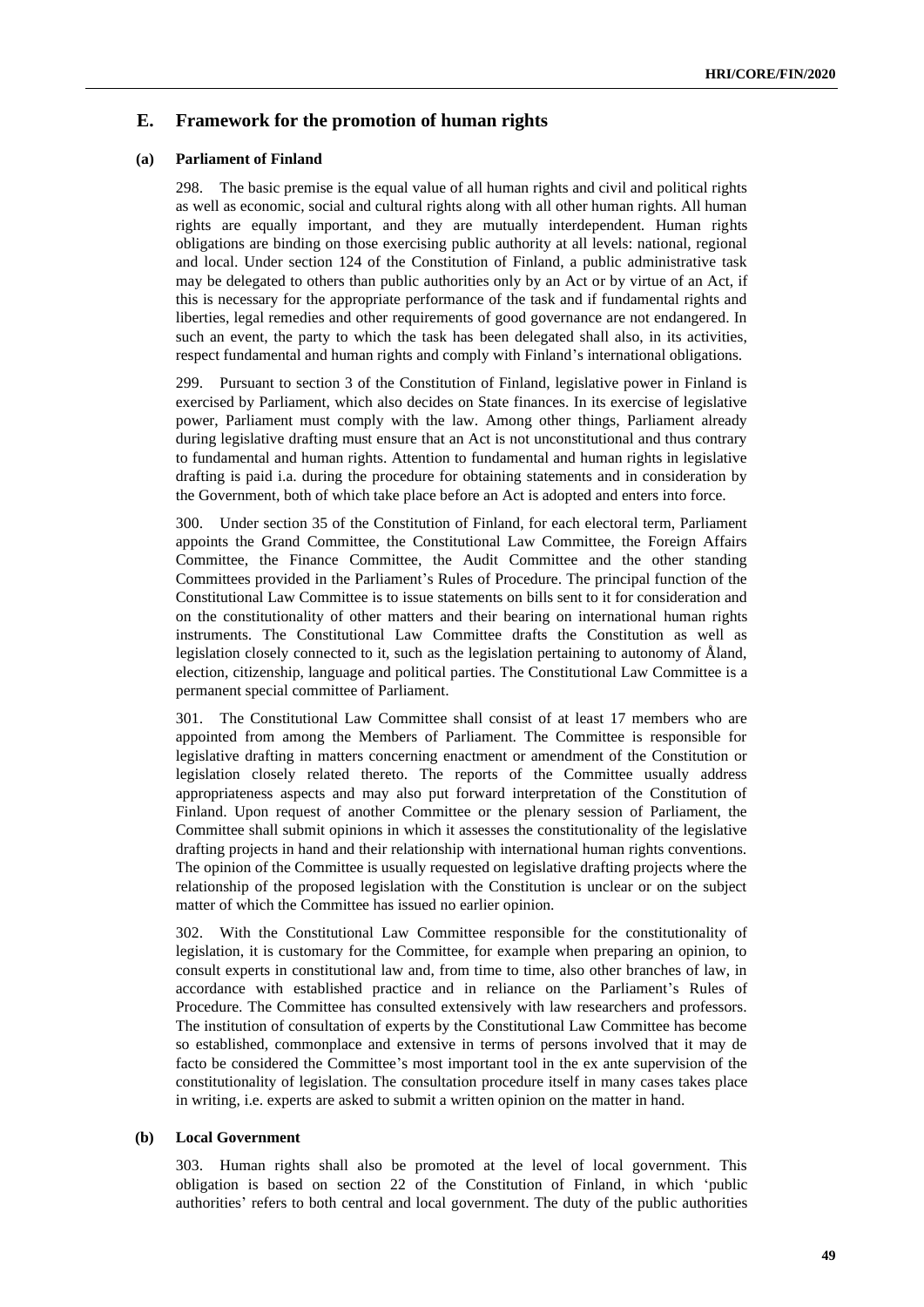## E. Framework for the promotion of human rights

### (a) Parliament of Finland

298. The basic premise is the equal value of all human rights and civil and political rights as well as economic, social and cultural rights along with all other human rights. All human rights are equally important, and they are mutually interdependent. Human rights obligations are binding on those exercising public authority at all levels: national, regional and local. Under section 124 of the Constitution of Finland, a public administrative task may be delegated to others than public authorities only by an Act or by virtue of an Act, if this is necessary for the appropriate performance of the task and if fundamental rights and liberties, legal remedies and other requirements of good governance are not endangered. In such an event, the party to which the task has been delegated shall also, in its activities, respect fundamental and human rights and comply with Finland's international obligations.

299. Pursuant to section 3 of the Constitution of Finland, legislative power in Finland is exercised by Parliament, which also decides on State finances. In its exercise of legislative power, Parliament must comply with the law. Among other things, Parliament already during legislative drafting must ensure that an Act is not unconstitutional and thus contrary to fundamental and human rights. Attention to fundamental and human rights in legislative drafting is paid i.a. during the procedure for obtaining statements and in consideration by the Government, both of which take place before an Act is adopted and enters into force.

300. Under section 35 of the Constitution of Finland, for each electoral term, Parliament appoints the Grand Committee, the Constitutional Law Committee, the Foreign Affairs Committee, the Finance Committee, the Audit Committee and the other standing Committees provided in the Parliament's Rules of Procedure. The principal function of the Constitutional Law Committee is to issue statements on bills sent to it for consideration and on the constitutionality of other matters and their bearing on international human rights instruments. The Constitutional Law Committee drafts the Constitution as well as legislation closely connected to it, such as the legislation pertaining to autonomy of Åland, election, citizenship, language and political parties. The Constitutional Law Committee is a permanent special committee of Parliament.

301. The Constitutional Law Committee shall consist of at least 17 members who are appointed from among the Members of Parliament. The Committee is responsible for legislative drafting in matters concerning enactment or amendment of the Constitution or legislation closely related thereto. The reports of the Committee usually address appropriateness aspects and may also put forward interpretation of the Constitution of Finland. Upon request of another Committee or the plenary session of Parliament, the Committee shall submit opinions in which it assesses the constitutionality of the legislative drafting projects in hand and their relationship with international human rights conventions. The opinion of the Committee is usually requested on legislative drafting projects where the relationship of the proposed legislation with the Constitution is unclear or on the subject matter of which the Committee has issued no earlier opinion.

302. With the Constitutional Law Committee responsible for the constitutionality of legislation, it is customary for the Committee, for example when preparing an opinion, to consult experts in constitutional law and, from time to time, also other branches of law, in accordance with established practice and in reliance on the Parliament's Rules of Procedure. The Committee has consulted extensively with law researchers and professors. The institution of consultation of experts by the Constitutional Law Committee has become so established, commonplace and extensive in terms of persons involved that it may de facto be considered the Committee's most important tool in the ex ante supervision of the constitutionality of legislation. The consultation procedure itself in many cases takes place in writing, i.e. experts are asked to submit a written opinion on the matter in hand.

### (b) Local Government

303. Human rights shall also be promoted at the level of local government. This obligation is based on section 22 of the Constitution of Finland, in which 'public authorities' refers to both central and local government. The duty of the public authorities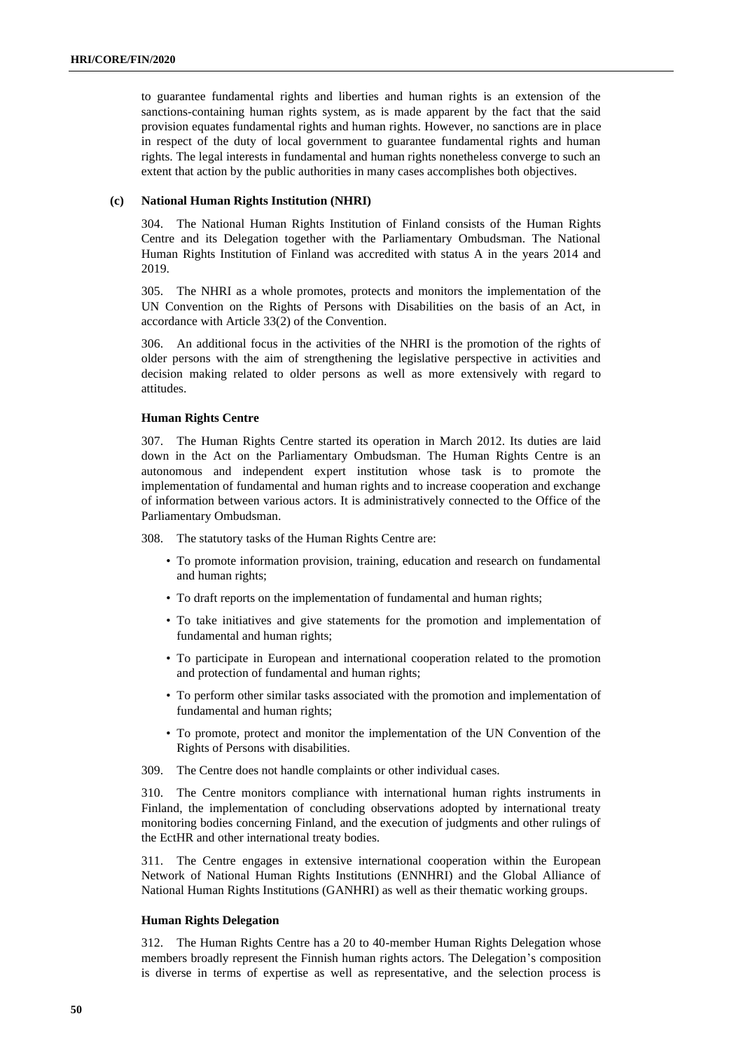to guarantee fundamental rights and liberties and human rights is an extension of the sanctions-containing human rights system, as is made apparent by the fact that the said provision equates fundamental rights and human rights. However, no sanctions are in place in respect of the duty of local government to guarantee fundamental rights and human rights. The legal interests in fundamental and human rights nonetheless converge to such an extent that action by the public authorities in many cases accomplishes both objectives.

### (c) National Human Rights Institution (NHRI)

304. The National Human Rights Institution of Finland consists of the Human Rights Centre and its Delegation together with the Parliamentary Ombudsman. The National Human Rights Institution of Finland was accredited with status A in the years 2014 and 2019.

305. The NHRI as a whole promotes, protects and monitors the implementation of the UN Convention on the Rights of Persons with Disabilities on the basis of an Act, in accordance with Article 33(2) of the Convention.

306. An additional focus in the activities of the NHRI is the promotion of the rights of older persons with the aim of strengthening the legislative perspective in activities and decision making related to older persons as well as more extensively with regard to attitudes.

#### Human Rights Centre

307. The Human Rights Centre started its operation in March 2012. Its duties are laid down in the Act on the Parliamentary Ombudsman. The Human Rights Centre is an autonomous and independent expert institution whose task is to promote the implementation of fundamental and human rights and to increase cooperation and exchange of information between various actors. It is administratively connected to the Office of the Parliamentary Ombudsman.

308. The statutory tasks of the Human Rights Centre are:

- To promote information provision, training, education and research on fundamental and human rights;
- To draft reports on the implementation of fundamental and human rights;
- To take initiatives and give statements for the promotion and implementation of fundamental and human rights;
- To participate in European and international cooperation related to the promotion and protection of fundamental and human rights;
- To perform other similar tasks associated with the promotion and implementation of fundamental and human rights;
- To promote, protect and monitor the implementation of the UN Convention of the Rights of Persons with disabilities.

309. The Centre does not handle complaints or other individual cases.

310. The Centre monitors compliance with international human rights instruments in Finland, the implementation of concluding observations adopted by international treaty monitoring bodies concerning Finland, and the execution of judgments and other rulings of the EctHR and other international treaty bodies.

311. The Centre engages in extensive international cooperation within the European Network of National Human Rights Institutions (ENNHRI) and the Global Alliance of National Human Rights Institutions (GANHRI) as well as their thematic working groups.

#### Human Rights Delegation

312. The Human Rights Centre has a 20 to 40-member Human Rights Delegation whose members broadly represent the Finnish human rights actors. The Delegation's composition is diverse in terms of expertise as well as representative, and the selection process is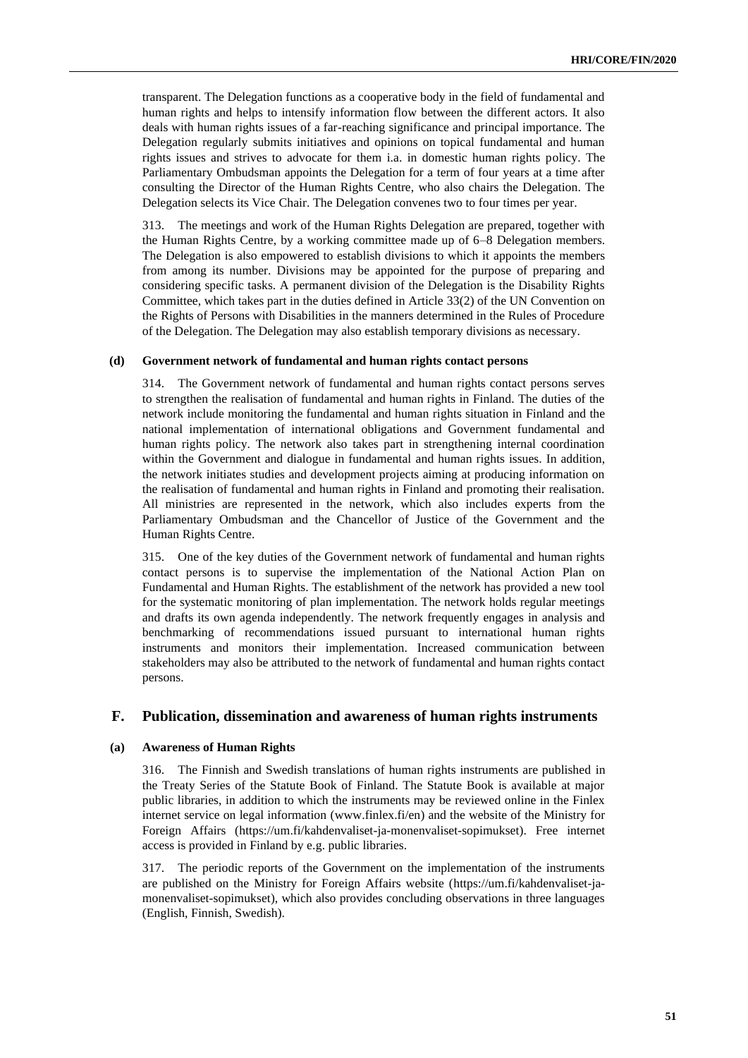transparent. The Delegation functions as a cooperative body in the field of fundamental and human rights and helps to intensify information flow between the different actors. It also deals with human rights issues of a far-reaching significance and principal importance. The Delegation regularly submits initiatives and opinions on topical fundamental and human rights issues and strives to advocate for them i.a. in domestic human rights policy. The Parliamentary Ombudsman appoints the Delegation for a term of four years at a time after consulting the Director of the Human Rights Centre, who also chairs the Delegation. The Delegation selects its Vice Chair. The Delegation convenes two to four times per year.

313. The meetings and work of the Human Rights Delegation are prepared, together with the Human Rights Centre, by a working committee made up of 6–8 Delegation members. The Delegation is also empowered to establish divisions to which it appoints the members from among its number. Divisions may be appointed for the purpose of preparing and considering specific tasks. A permanent division of the Delegation is the Disability Rights Committee, which takes part in the duties defined in Article 33(2) of the UN Convention on the Rights of Persons with Disabilities in the manners determined in the Rules of Procedure of the Delegation. The Delegation may also establish temporary divisions as necessary.

#### (d) Government network of fundamental and human rights contact persons

314. The Government network of fundamental and human rights contact persons serves to strengthen the realisation of fundamental and human rights in Finland. The duties of the network include monitoring the fundamental and human rights situation in Finland and the national implementation of international obligations and Government fundamental and human rights policy. The network also takes part in strengthening internal coordination within the Government and dialogue in fundamental and human rights issues. In addition, the network initiates studies and development projects aiming at producing information on the realisation of fundamental and human rights in Finland and promoting their realisation. All ministries are represented in the network, which also includes experts from the Parliamentary Ombudsman and the Chancellor of Justice of the Government and the Human Rights Centre.

315. One of the key duties of the Government network of fundamental and human rights contact persons is to supervise the implementation of the National Action Plan on Fundamental and Human Rights. The establishment of the network has provided a new tool for the systematic monitoring of plan implementation. The network holds regular meetings and drafts its own agenda independently. The network frequently engages in analysis and benchmarking of recommendations issued pursuant to international human rights instruments and monitors their implementation. Increased communication between stakeholders may also be attributed to the network of fundamental and human rights contact persons.

## F. Publication, dissemination and awareness of human rights instruments

#### (a) Awareness of Human Rights

316. The Finnish and Swedish translations of human rights instruments are published in the Treaty Series of the Statute Book of Finland. The Statute Book is available at major public libraries, in addition to which the instruments may be reviewed online in the Finlex internet service on legal information (www.finlex.fi/en) and the website of the Ministry for Foreign Affairs (https://um.fi/kahdenvaliset-ja-monenvaliset-sopimukset). Free internet access is provided in Finland by e.g. public libraries.

317. The periodic reports of the Government on the implementation of the instruments are published on the Ministry for Foreign Affairs website (https://um.fi/kahdenvaliset-ja-monenvaliset-sopimukset), which also provides concluding observations in three languages (English, Finnish, Swedish).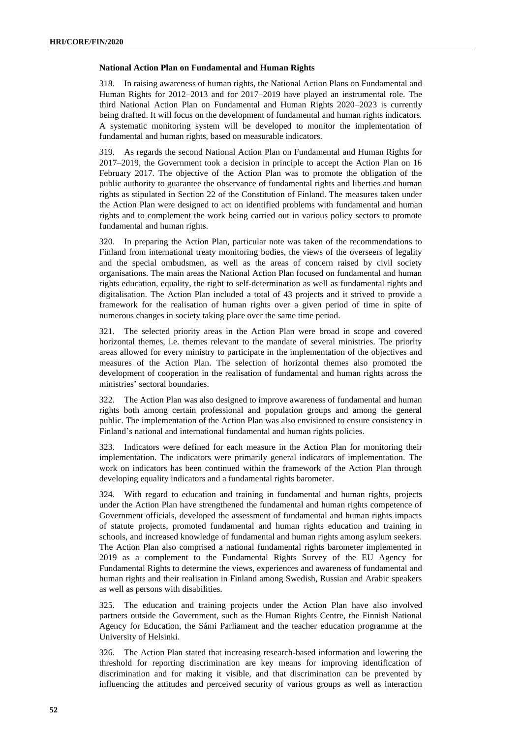**National Action Plan on Fundamental and Human Rights**

318. In raising awareness of human rights, the National Action Plans on Fundamental and Human Rights for 2012–2013 and for 2017–2019 have played an instrumental role. The third National Action Plan on Fundamental and Human Rights 2020–2023 is currently being drafted. It will focus on the development of fundamental and human rights indicators. A systematic monitoring system will be developed to monitor the implementation of fundamental and human rights, based on measurable indicators.

319. As regards the second National Action Plan on Fundamental and Human Rights for 2017–2019, the Government took a decision in principle to accept the Action Plan on 16 February 2017. The objective of the Action Plan was to promote the obligation of the public authority to guarantee the observance of fundamental rights and liberties and human rights as stipulated in Section 22 of the Constitution of Finland. The measures taken under the Action Plan were designed to act on identified problems with fundamental and human rights and to complement the work being carried out in various policy sectors to promote fundamental and human rights.

320. In preparing the Action Plan, particular note was taken of the recommendations to Finland from international treaty monitoring bodies, the views of the overseers of legality and the special ombudsmen, as well as the areas of concern raised by civil society organisations. The main areas the National Action Plan focused on fundamental and human rights education, equality, the right to self-determination as well as fundamental rights and digitalisation. The Action Plan included a total of 43 projects and it strived to provide a framework for the realisation of human rights over a given period of time in spite of numerous changes in society taking place over the same time period.

321. The selected priority areas in the Action Plan were broad in scope and covered horizontal themes, i.e. themes relevant to the mandate of several ministries. The priority areas allowed for every ministry to participate in the implementation of the objectives and measures of the Action Plan. The selection of horizontal themes also promoted the development of cooperation in the realisation of fundamental and human rights across the ministries' sectoral boundaries.

322. The Action Plan was also designed to improve awareness of fundamental and human rights both among certain professional and population groups and among the general public. The implementation of the Action Plan was also envisioned to ensure consistency in Finland's national and international fundamental and human rights policies.

323. Indicators were defined for each measure in the Action Plan for monitoring their implementation. The indicators were primarily general indicators of implementation. The work on indicators has been continued within the framework of the Action Plan through developing equality indicators and a fundamental rights barometer.

324. With regard to education and training in fundamental and human rights, projects under the Action Plan have strengthened the fundamental and human rights competence of Government officials, developed the assessment of fundamental and human rights impacts of statute projects, promoted fundamental and human rights education and training in schools, and increased knowledge of fundamental and human rights among asylum seekers. The Action Plan also comprised a national fundamental rights barometer implemented in 2019 as a complement to the Fundamental Rights Survey of the EU Agency for Fundamental Rights to determine the views, experiences and awareness of fundamental and human rights and their realisation in Finland among Swedish, Russian and Arabic speakers as well as persons with disabilities.

325. The education and training projects under the Action Plan have also involved partners outside the Government, such as the Human Rights Centre, the Finnish National Agency for Education, the Sámi Parliament and the teacher education programme at the University of Helsinki.

326. The Action Plan stated that increasing research-based information and lowering the threshold for reporting discrimination are key means for improving identification of discrimination and for making it visible, and that discrimination can be prevented by influencing the attitudes and perceived security of various groups as well as interaction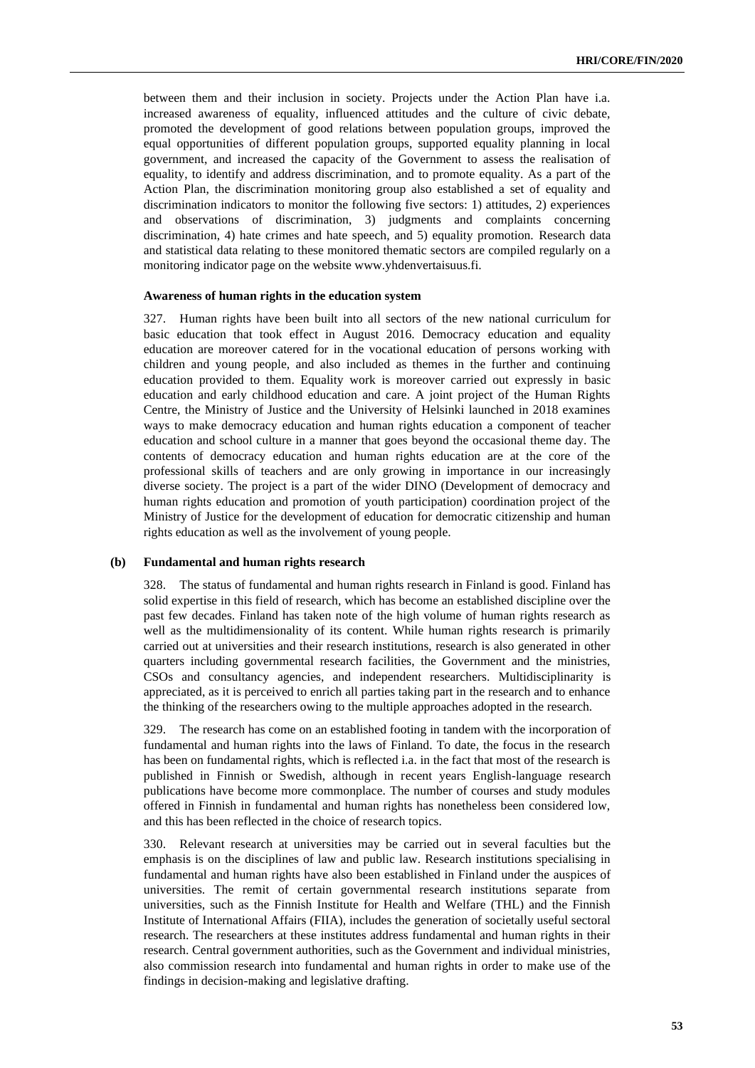between them and their inclusion in society. Projects under the Action Plan have i.a. increased awareness of equality, influenced attitudes and the culture of civic debate, promoted the development of good relations between population groups, improved the equal opportunities of different population groups, supported equality planning in local government, and increased the capacity of the Government to assess the realisation of equality, to identify and address discrimination, and to promote equality. As a part of the Action Plan, the discrimination monitoring group also established a set of equality and discrimination indicators to monitor the following five sectors: 1) attitudes, 2) experiences and observations of discrimination, 3) judgments and complaints concerning discrimination, 4) hate crimes and hate speech, and 5) equality promotion. Research data and statistical data relating to these monitored thematic sectors are compiled regularly on a monitoring indicator page on the website www.yhdenvertaisuus.fi.

**Awareness of human rights in the education system**

327. Human rights have been built into all sectors of the new national curriculum for basic education that took effect in August 2016. Democracy education and equality education are moreover catered for in the vocational education of persons working with children and young people, and also included as themes in the further and continuing education provided to them. Equality work is moreover carried out expressly in basic education and early childhood education and care. A joint project of the Human Rights Centre, the Ministry of Justice and the University of Helsinki launched in 2018 examines ways to make democracy education and human rights education a component of teacher education and school culture in a manner that goes beyond the occasional theme day. The contents of democracy education and human rights education are at the core of the professional skills of teachers and are only growing in importance in our increasingly diverse society. The project is a part of the wider DINO (Development of democracy and human rights education and promotion of youth participation) coordination project of the Ministry of Justice for the development of education for democratic citizenship and human rights education as well as the involvement of young people.

### (b) Fundamental and human rights research

328. The status of fundamental and human rights research in Finland is good. Finland has solid expertise in this field of research, which has become an established discipline over the past few decades. Finland has taken note of the high volume of human rights research as well as the multidimensionality of its content. While human rights research is primarily carried out at universities and their research institutions, research is also generated in other quarters including governmental research facilities, the Government and the ministries, CSOs and consultancy agencies, and independent researchers. Multidisciplinarity is appreciated, as it is perceived to enrich all parties taking part in the research and to enhance the thinking of the researchers owing to the multiple approaches adopted in the research.

329. The research has come on an established footing in tandem with the incorporation of fundamental and human rights into the laws of Finland. To date, the focus in the research has been on fundamental rights, which is reflected i.a. in the fact that most of the research is published in Finnish or Swedish, although in recent years English-language research publications have become more commonplace. The number of courses and study modules offered in Finnish in fundamental and human rights has nonetheless been considered low, and this has been reflected in the choice of research topics.

330. Relevant research at universities may be carried out in several faculties but the emphasis is on the disciplines of law and public law. Research institutions specialising in fundamental and human rights have also been established in Finland under the auspices of universities. The remit of certain governmental research institutions separate from universities, such as the Finnish Institute for Health and Welfare (THL) and the Finnish Institute of International Affairs (FIIA), includes the generation of societally useful sectoral research. The researchers at these institutes address fundamental and human rights in their research. Central government authorities, such as the Government and individual ministries, also commission research into fundamental and human rights in order to make use of the findings in decision-making and legislative drafting.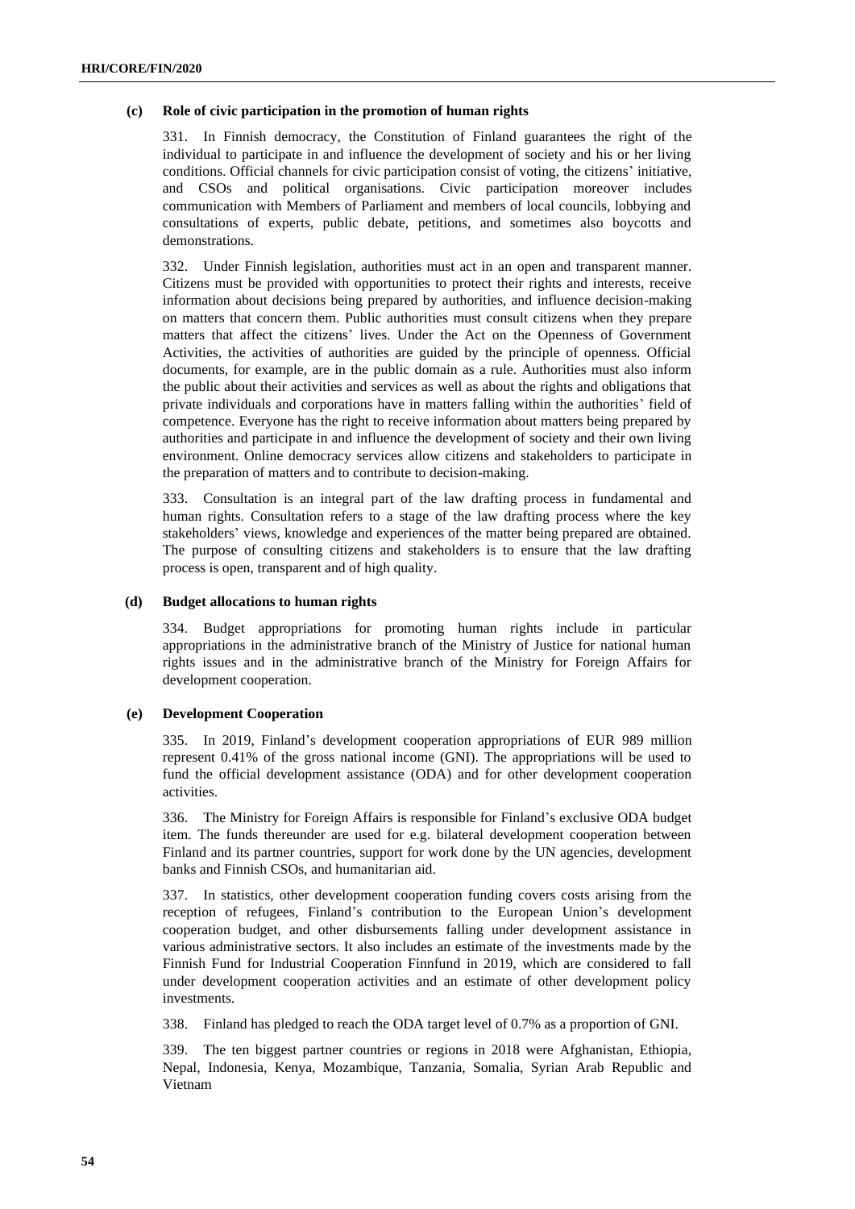### (c) Role of civic participation in the promotion of human rights

331. In Finnish democracy, the Constitution of Finland guarantees the right of the individual to participate in and influence the development of society and his or her living conditions. Official channels for civic participation consist of voting, the citizens' initiative, and CSOs and political organisations. Civic participation moreover includes communication with Members of Parliament and members of local councils, lobbying and consultations of experts, public debate, petitions, and sometimes also boycotts and demonstrations.

332. Under Finnish legislation, authorities must act in an open and transparent manner. Citizens must be provided with opportunities to protect their rights and interests, receive information about decisions being prepared by authorities, and influence decision-making on matters that concern them. Public authorities must consult citizens when they prepare matters that affect the citizens' lives. Under the Act on the Openness of Government Activities, the activities of authorities are guided by the principle of openness. Official documents, for example, are in the public domain as a rule. Authorities must also inform the public about their activities and services as well as about the rights and obligations that private individuals and corporations have in matters falling within the authorities' field of competence. Everyone has the right to receive information about matters being prepared by authorities and participate in and influence the development of society and their own living environment. Online democracy services allow citizens and stakeholders to participate in the preparation of matters and to contribute to decision-making.

333. Consultation is an integral part of the law drafting process in fundamental and human rights. Consultation refers to a stage of the law drafting process where the key stakeholders' views, knowledge and experiences of the matter being prepared are obtained. The purpose of consulting citizens and stakeholders is to ensure that the law drafting process is open, transparent and of high quality.

### (d) Budget allocations to human rights

334. Budget appropriations for promoting human rights include in particular appropriations in the administrative branch of the Ministry of Justice for national human rights issues and in the administrative branch of the Ministry for Foreign Affairs for development cooperation.

### (e) Development Cooperation

335. In 2019, Finland's development cooperation appropriations of EUR 989 million represent 0.41% of the gross national income (GNI). The appropriations will be used to fund the official development assistance (ODA) and for other development cooperation activities.

336. The Ministry for Foreign Affairs is responsible for Finland's exclusive ODA budget item. The funds thereunder are used for e.g. bilateral development cooperation between Finland and its partner countries, support for work done by the UN agencies, development banks and Finnish CSOs, and humanitarian aid.

337. In statistics, other development cooperation funding covers costs arising from the reception of refugees, Finland's contribution to the European Union's development cooperation budget, and other disbursements falling under development assistance in various administrative sectors. It also includes an estimate of the investments made by the Finnish Fund for Industrial Cooperation Finnfund in 2019, which are considered to fall under development cooperation activities and an estimate of other development policy investments.

338. Finland has pledged to reach the ODA target level of 0.7% as a proportion of GNI.

339. The ten biggest partner countries or regions in 2018 were Afghanistan, Ethiopia, Nepal, Indonesia, Kenya, Mozambique, Tanzania, Somalia, Syrian Arab Republic and Vietnam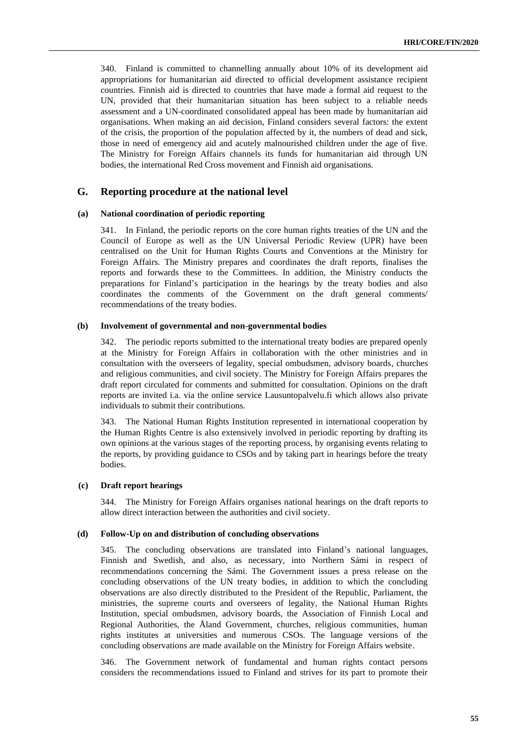340. Finland is committed to channelling annually about 10% of its development aid appropriations for humanitarian aid directed to official development assistance recipient countries. Finnish aid is directed to countries that have made a formal aid request to the UN, provided that their humanitarian situation has been subject to a reliable needs assessment and a UN-coordinated consolidated appeal has been made by humanitarian aid organisations. When making an aid decision, Finland considers several factors: the extent of the crisis, the proportion of the population affected by it, the numbers of dead and sick, those in need of emergency aid and acutely malnourished children under the age of five. The Ministry for Foreign Affairs channels its funds for humanitarian aid through UN bodies, the international Red Cross movement and Finnish aid organisations.

## G. Reporting procedure at the national level

### (a) National coordination of periodic reporting

341. In Finland, the periodic reports on the core human rights treaties of the UN and the Council of Europe as well as the UN Universal Periodic Review (UPR) have been centralised on the Unit for Human Rights Courts and Conventions at the Ministry for Foreign Affairs. The Ministry prepares and coordinates the draft reports, finalises the reports and forwards these to the Committees. In addition, the Ministry conducts the preparations for Finland's participation in the hearings by the treaty bodies and also coordinates the comments of the Government on the draft general comments/ recommendations of the treaty bodies.

### (b) Involvement of governmental and non-governmental bodies

342. The periodic reports submitted to the international treaty bodies are prepared openly at the Ministry for Foreign Affairs in collaboration with the other ministries and in consultation with the overseers of legality, special ombudsmen, advisory boards, churches and religious communities, and civil society. The Ministry for Foreign Affairs prepares the draft report circulated for comments and submitted for consultation. Opinions on the draft reports are invited i.a. via the online service Lausuntopalvelu.fi which allows also private individuals to submit their contributions.

343. The National Human Rights Institution represented in international cooperation by the Human Rights Centre is also extensively involved in periodic reporting by drafting its own opinions at the various stages of the reporting process, by organising events relating to the reports, by providing guidance to CSOs and by taking part in hearings before the treaty bodies.

### (c) Draft report hearings

344. The Ministry for Foreign Affairs organises national hearings on the draft reports to allow direct interaction between the authorities and civil society.

### (d) Follow-Up on and distribution of concluding observations

345. The concluding observations are translated into Finland's national languages, Finnish and Swedish, and also, as necessary, into Northern Sámi in respect of recommendations concerning the Sámi. The Government issues a press release on the concluding observations of the UN treaty bodies, in addition to which the concluding observations are also directly distributed to the President of the Republic, Parliament, the ministries, the supreme courts and overseers of legality, the National Human Rights Institution, special ombudsmen, advisory boards, the Association of Finnish Local and Regional Authorities, the Åland Government, churches, religious communities, human rights institutes at universities and numerous CSOs. The language versions of the concluding observations are made available on the Ministry for Foreign Affairs website.

346. The Government network of fundamental and human rights contact persons considers the recommendations issued to Finland and strives for its part to promote their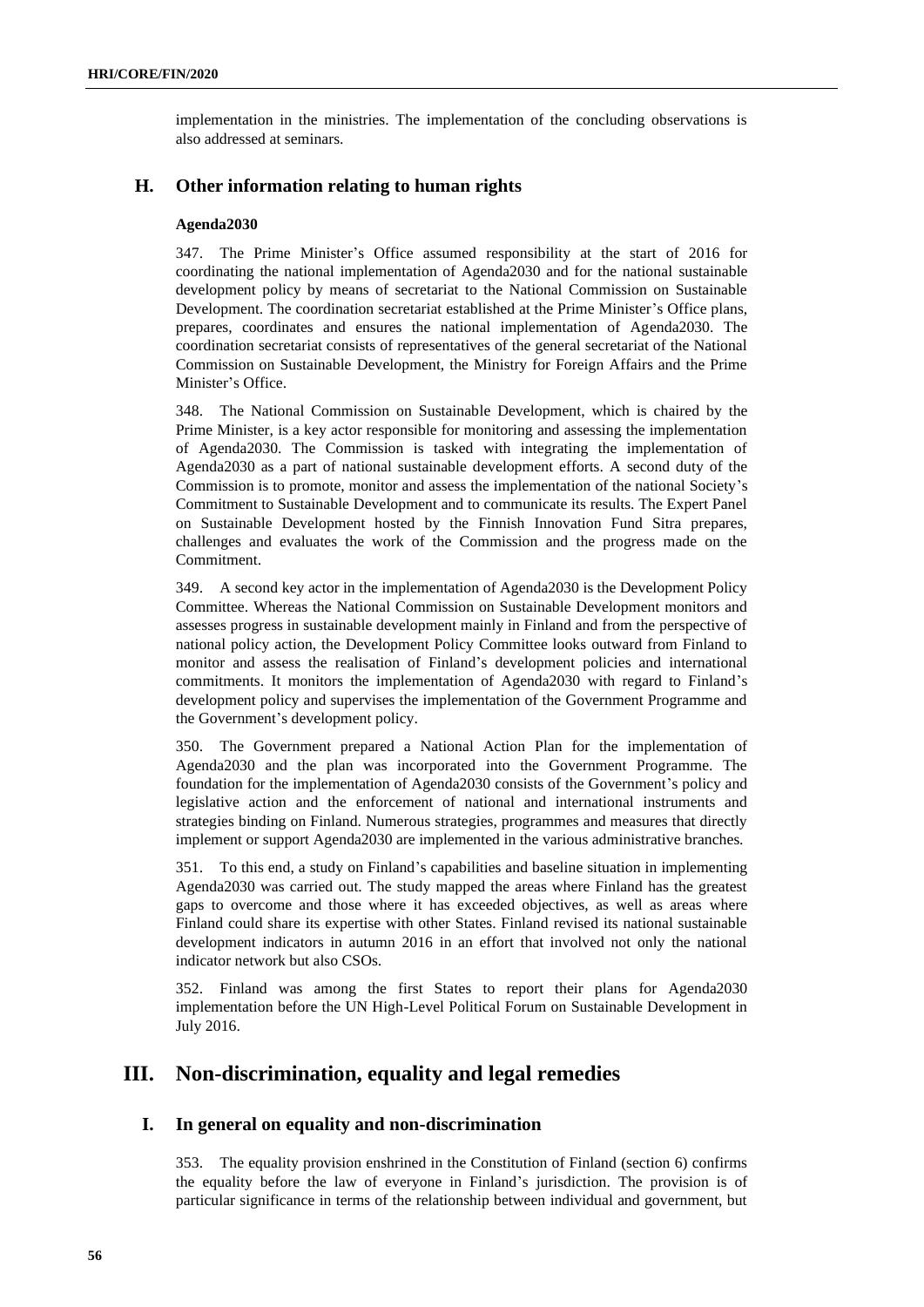implementation in the ministries. The implementation of the concluding observations is also addressed at seminars.

## H. Other information relating to human rights

### Agenda2030

347. The Prime Minister's Office assumed responsibility at the start of 2016 for coordinating the national implementation of Agenda2030 and for the national sustainable development policy by means of secretariat to the National Commission on Sustainable Development. The coordination secretariat established at the Prime Minister's Office plans, prepares, coordinates and ensures the national implementation of Agenda2030. The coordination secretariat consists of representatives of the general secretariat of the National Commission on Sustainable Development, the Ministry for Foreign Affairs and the Prime Minister's Office.

348. The National Commission on Sustainable Development, which is chaired by the Prime Minister, is a key actor responsible for monitoring and assessing the implementation of Agenda2030. The Commission is tasked with integrating the implementation of Agenda2030 as a part of national sustainable development efforts. A second duty of the Commission is to promote, monitor and assess the implementation of the national Society's Commitment to Sustainable Development and to communicate its results. The Expert Panel on Sustainable Development hosted by the Finnish Innovation Fund Sitra prepares, challenges and evaluates the work of the Commission and the progress made on the Commitment.

349. A second key actor in the implementation of Agenda2030 is the Development Policy Committee. Whereas the National Commission on Sustainable Development monitors and assesses progress in sustainable development mainly in Finland and from the perspective of national policy action, the Development Policy Committee looks outward from Finland to monitor and assess the realisation of Finland's development policies and international commitments. It monitors the implementation of Agenda2030 with regard to Finland's development policy and supervises the implementation of the Government Programme and the Government's development policy.

350. The Government prepared a National Action Plan for the implementation of Agenda2030 and the plan was incorporated into the Government Programme. The foundation for the implementation of Agenda2030 consists of the Government's policy and legislative action and the enforcement of national and international instruments and strategies binding on Finland. Numerous strategies, programmes and measures that directly implement or support Agenda2030 are implemented in the various administrative branches.

351. To this end, a study on Finland's capabilities and baseline situation in implementing Agenda2030 was carried out. The study mapped the areas where Finland has the greatest gaps to overcome and those where it has exceeded objectives, as well as areas where Finland could share its expertise with other States. Finland revised its national sustainable development indicators in autumn 2016 in an effort that involved not only the national indicator network but also CSOs.

352. Finland was among the first States to report their plans for Agenda2030 implementation before the UN High-Level Political Forum on Sustainable Development in July 2016.

# III. Non-discrimination, equality and legal remedies

## I. In general on equality and non-discrimination

353. The equality provision enshrined in the Constitution of Finland (section 6) confirms the equality before the law of everyone in Finland's jurisdiction. The provision is of particular significance in terms of the relationship between individual and government, but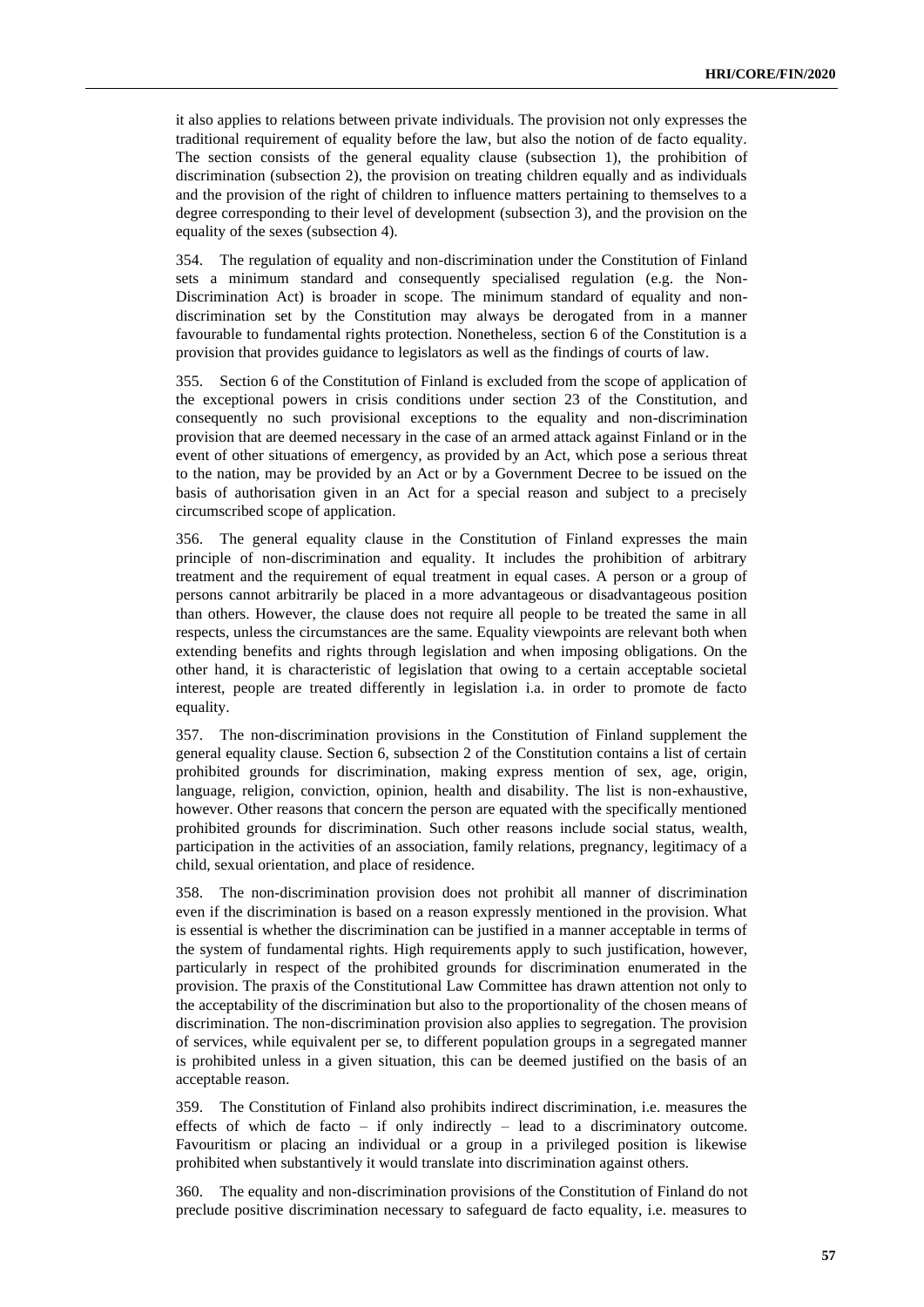it also applies to relations between private individuals. The provision not only expresses the traditional requirement of equality before the law, but also the notion of de facto equality. The section consists of the general equality clause (subsection 1), the prohibition of discrimination (subsection 2), the provision on treating children equally and as individuals and the provision of the right of children to influence matters pertaining to themselves to a degree corresponding to their level of development (subsection 3), and the provision on the equality of the sexes (subsection 4).

354. The regulation of equality and non-discrimination under the Constitution of Finland sets a minimum standard and consequently specialised regulation (e.g. the Non-Discrimination Act) is broader in scope. The minimum standard of equality and non-discrimination set by the Constitution may always be derogated from in a manner favourable to fundamental rights protection. Nonetheless, section 6 of the Constitution is a provision that provides guidance to legislators as well as the findings of courts of law.

355. Section 6 of the Constitution of Finland is excluded from the scope of application of the exceptional powers in crisis conditions under section 23 of the Constitution, and consequently no such provisional exceptions to the equality and non-discrimination provision that are deemed necessary in the case of an armed attack against Finland or in the event of other situations of emergency, as provided by an Act, which pose a serious threat to the nation, may be provided by an Act or by a Government Decree to be issued on the basis of authorisation given in an Act for a special reason and subject to a precisely circumscribed scope of application.

356. The general equality clause in the Constitution of Finland expresses the main principle of non-discrimination and equality. It includes the prohibition of arbitrary treatment and the requirement of equal treatment in equal cases. A person or a group of persons cannot arbitrarily be placed in a more advantageous or disadvantageous position than others. However, the clause does not require all people to be treated the same in all respects, unless the circumstances are the same. Equality viewpoints are relevant both when extending benefits and rights through legislation and when imposing obligations. On the other hand, it is characteristic of legislation that owing to a certain acceptable societal interest, people are treated differently in legislation i.a. in order to promote de facto equality.

357. The non-discrimination provisions in the Constitution of Finland supplement the general equality clause. Section 6, subsection 2 of the Constitution contains a list of certain prohibited grounds for discrimination, making express mention of sex, age, origin, language, religion, conviction, opinion, health and disability. The list is non-exhaustive, however. Other reasons that concern the person are equated with the specifically mentioned prohibited grounds for discrimination. Such other reasons include social status, wealth, participation in the activities of an association, family relations, pregnancy, legitimacy of a child, sexual orientation, and place of residence.

358. The non-discrimination provision does not prohibit all manner of discrimination even if the discrimination is based on a reason expressly mentioned in the provision. What is essential is whether the discrimination can be justified in a manner acceptable in terms of the system of fundamental rights. High requirements apply to such justification, however, particularly in respect of the prohibited grounds for discrimination enumerated in the provision. The praxis of the Constitutional Law Committee has drawn attention not only to the acceptability of the discrimination but also to the proportionality of the chosen means of discrimination. The non-discrimination provision also applies to segregation. The provision of services, while equivalent per se, to different population groups in a segregated manner is prohibited unless in a given situation, this can be deemed justified on the basis of an acceptable reason.

359. The Constitution of Finland also prohibits indirect discrimination, i.e. measures the effects of which de facto – if only indirectly – lead to a discriminatory outcome. Favouritism or placing an individual or a group in a privileged position is likewise prohibited when substantively it would translate into discrimination against others.

360. The equality and non-discrimination provisions of the Constitution of Finland do not preclude positive discrimination necessary to safeguard de facto equality, i.e. measures to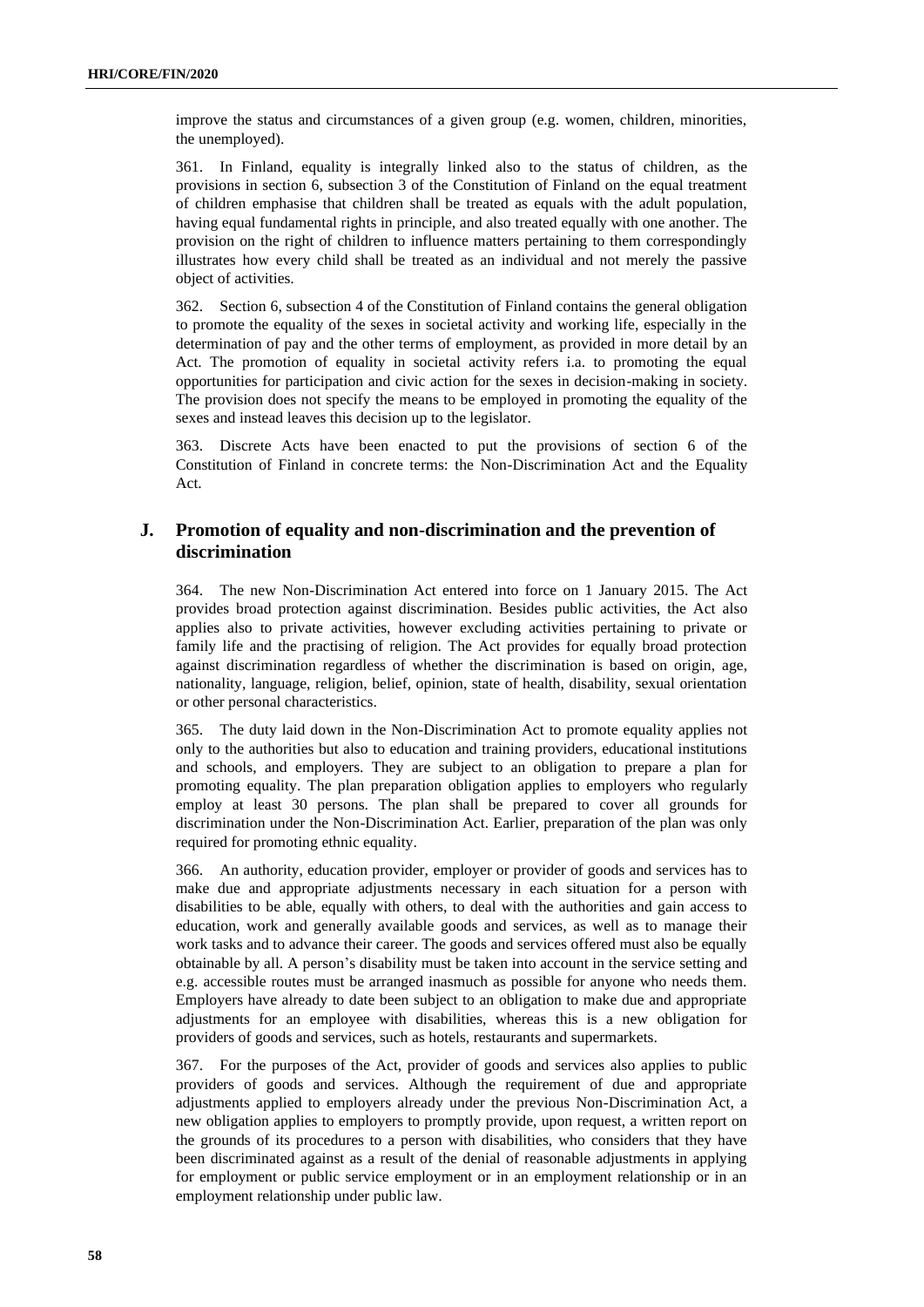improve the status and circumstances of a given group (e.g. women, children, minorities, the unemployed).

361. In Finland, equality is integrally linked also to the status of children, as the provisions in section 6, subsection 3 of the Constitution of Finland on the equal treatment of children emphasise that children shall be treated as equals with the adult population, having equal fundamental rights in principle, and also treated equally with one another. The provision on the right of children to influence matters pertaining to them correspondingly illustrates how every child shall be treated as an individual and not merely the passive object of activities.

362. Section 6, subsection 4 of the Constitution of Finland contains the general obligation to promote the equality of the sexes in societal activity and working life, especially in the determination of pay and the other terms of employment, as provided in more detail by an Act. The promotion of equality in societal activity refers i.a. to promoting the equal opportunities for participation and civic action for the sexes in decision-making in society. The provision does not specify the means to be employed in promoting the equality of the sexes and instead leaves this decision up to the legislator.

363. Discrete Acts have been enacted to put the provisions of section 6 of the Constitution of Finland in concrete terms: the Non-Discrimination Act and the Equality Act.

## J. Promotion of equality and non-discrimination and the prevention of discrimination

364. The new Non-Discrimination Act entered into force on 1 January 2015. The Act provides broad protection against discrimination. Besides public activities, the Act also applies also to private activities, however excluding activities pertaining to private or family life and the practising of religion. The Act provides for equally broad protection against discrimination regardless of whether the discrimination is based on origin, age, nationality, language, religion, belief, opinion, state of health, disability, sexual orientation or other personal characteristics.

365. The duty laid down in the Non-Discrimination Act to promote equality applies not only to the authorities but also to education and training providers, educational institutions and schools, and employers. They are subject to an obligation to prepare a plan for promoting equality. The plan preparation obligation applies to employers who regularly employ at least 30 persons. The plan shall be prepared to cover all grounds for discrimination under the Non-Discrimination Act. Earlier, preparation of the plan was only required for promoting ethnic equality.

366. An authority, education provider, employer or provider of goods and services has to make due and appropriate adjustments necessary in each situation for a person with disabilities to be able, equally with others, to deal with the authorities and gain access to education, work and generally available goods and services, as well as to manage their work tasks and to advance their career. The goods and services offered must also be equally obtainable by all. A person's disability must be taken into account in the service setting and e.g. accessible routes must be arranged inasmuch as possible for anyone who needs them. Employers have already to date been subject to an obligation to make due and appropriate adjustments for an employee with disabilities, whereas this is a new obligation for providers of goods and services, such as hotels, restaurants and supermarkets.

367. For the purposes of the Act, provider of goods and services also applies to public providers of goods and services. Although the requirement of due and appropriate adjustments applied to employers already under the previous Non-Discrimination Act, a new obligation applies to employers to promptly provide, upon request, a written report on the grounds of its procedures to a person with disabilities, who considers that they have been discriminated against as a result of the denial of reasonable adjustments in applying for employment or public service employment or in an employment relationship or in an employment relationship under public law.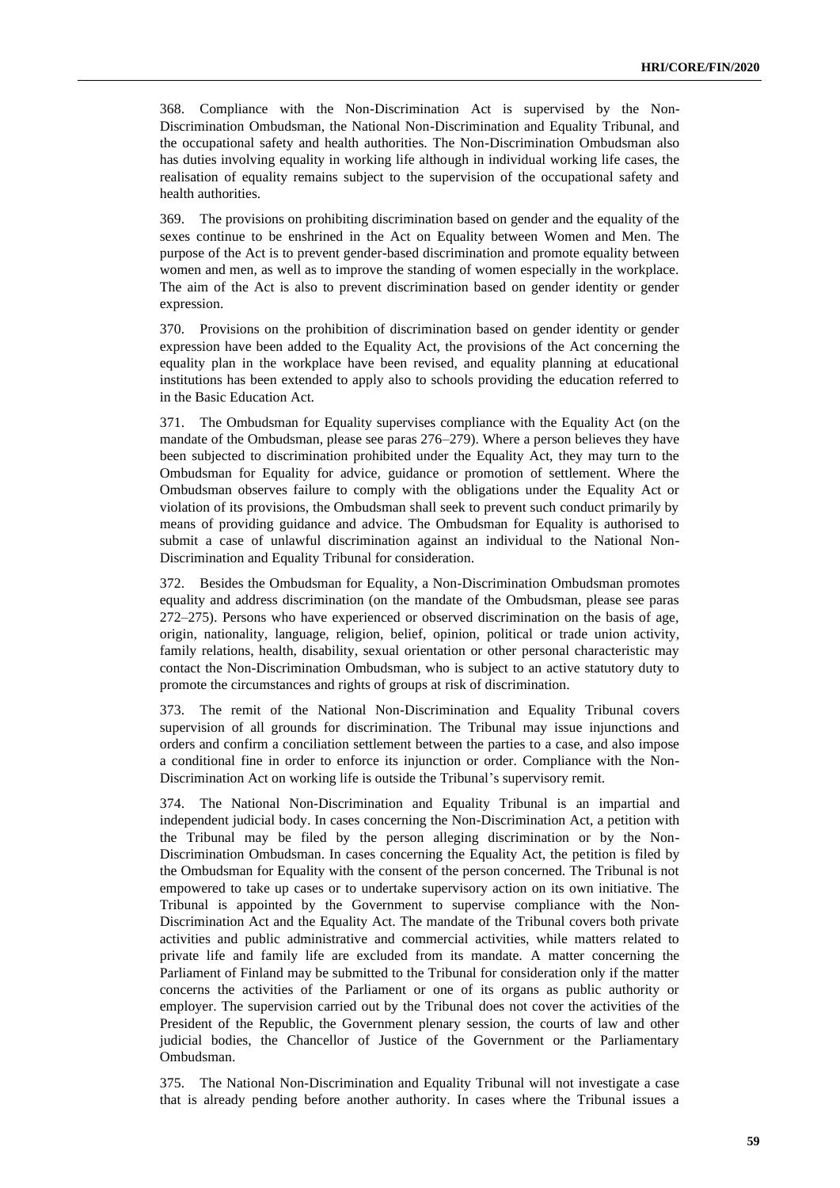368. Compliance with the Non-Discrimination Act is supervised by the Non-Discrimination Ombudsman, the National Non-Discrimination and Equality Tribunal, and the occupational safety and health authorities. The Non-Discrimination Ombudsman also has duties involving equality in working life although in individual working life cases, the realisation of equality remains subject to the supervision of the occupational safety and health authorities.

369. The provisions on prohibiting discrimination based on gender and the equality of the sexes continue to be enshrined in the Act on Equality between Women and Men. The purpose of the Act is to prevent gender-based discrimination and promote equality between women and men, as well as to improve the standing of women especially in the workplace. The aim of the Act is also to prevent discrimination based on gender identity or gender expression.

370. Provisions on the prohibition of discrimination based on gender identity or gender expression have been added to the Equality Act, the provisions of the Act concerning the equality plan in the workplace have been revised, and equality planning at educational institutions has been extended to apply also to schools providing the education referred to in the Basic Education Act.

371. The Ombudsman for Equality supervises compliance with the Equality Act (on the mandate of the Ombudsman, please see paras 276–279). Where a person believes they have been subjected to discrimination prohibited under the Equality Act, they may turn to the Ombudsman for Equality for advice, guidance or promotion of settlement. Where the Ombudsman observes failure to comply with the obligations under the Equality Act or violation of its provisions, the Ombudsman shall seek to prevent such conduct primarily by means of providing guidance and advice. The Ombudsman for Equality is authorised to submit a case of unlawful discrimination against an individual to the National Non-Discrimination and Equality Tribunal for consideration.

372. Besides the Ombudsman for Equality, a Non-Discrimination Ombudsman promotes equality and address discrimination (on the mandate of the Ombudsman, please see paras 272–275). Persons who have experienced or observed discrimination on the basis of age, origin, nationality, language, religion, belief, opinion, political or trade union activity, family relations, health, disability, sexual orientation or other personal characteristic may contact the Non-Discrimination Ombudsman, who is subject to an active statutory duty to promote the circumstances and rights of groups at risk of discrimination.

373. The remit of the National Non-Discrimination and Equality Tribunal covers supervision of all grounds for discrimination. The Tribunal may issue injunctions and orders and confirm a conciliation settlement between the parties to a case, and also impose a conditional fine in order to enforce its injunction or order. Compliance with the Non-Discrimination Act on working life is outside the Tribunal's supervisory remit.

374. The National Non-Discrimination and Equality Tribunal is an impartial and independent judicial body. In cases concerning the Non-Discrimination Act, a petition with the Tribunal may be filed by the person alleging discrimination or by the Non-Discrimination Ombudsman. In cases concerning the Equality Act, the petition is filed by the Ombudsman for Equality with the consent of the person concerned. The Tribunal is not empowered to take up cases or to undertake supervisory action on its own initiative. The Tribunal is appointed by the Government to supervise compliance with the Non-Discrimination Act and the Equality Act. The mandate of the Tribunal covers both private activities and public administrative and commercial activities, while matters related to private life and family life are excluded from its mandate. A matter concerning the Parliament of Finland may be submitted to the Tribunal for consideration only if the matter concerns the activities of the Parliament or one of its organs as public authority or employer. The supervision carried out by the Tribunal does not cover the activities of the President of the Republic, the Government plenary session, the courts of law and other judicial bodies, the Chancellor of Justice of the Government or the Parliamentary Ombudsman.

375. The National Non-Discrimination and Equality Tribunal will not investigate a case that is already pending before another authority. In cases where the Tribunal issues a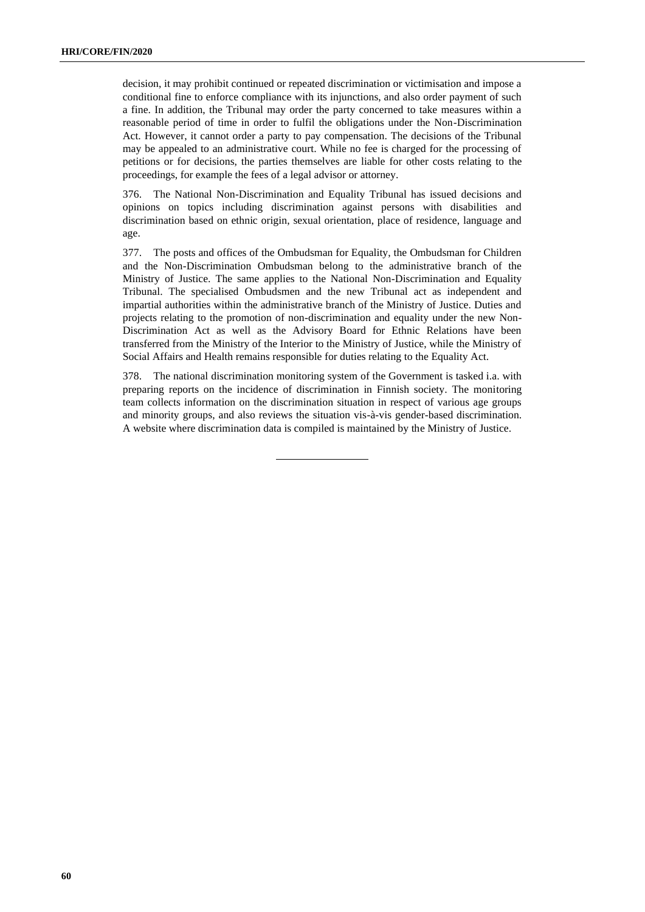decision, it may prohibit continued or repeated discrimination or victimisation and impose a conditional fine to enforce compliance with its injunctions, and also order payment of such a fine. In addition, the Tribunal may order the party concerned to take measures within a reasonable period of time in order to fulfil the obligations under the Non-Discrimination Act. However, it cannot order a party to pay compensation. The decisions of the Tribunal may be appealed to an administrative court. While no fee is charged for the processing of petitions or for decisions, the parties themselves are liable for other costs relating to the proceedings, for example the fees of a legal advisor or attorney.

376. The National Non-Discrimination and Equality Tribunal has issued decisions and opinions on topics including discrimination against persons with disabilities and discrimination based on ethnic origin, sexual orientation, place of residence, language and age.

377. The posts and offices of the Ombudsman for Equality, the Ombudsman for Children and the Non-Discrimination Ombudsman belong to the administrative branch of the Ministry of Justice. The same applies to the National Non-Discrimination and Equality Tribunal. The specialised Ombudsmen and the new Tribunal act as independent and impartial authorities within the administrative branch of the Ministry of Justice. Duties and projects relating to the promotion of non-discrimination and equality under the new Non-Discrimination Act as well as the Advisory Board for Ethnic Relations have been transferred from the Ministry of the Interior to the Ministry of Justice, while the Ministry of Social Affairs and Health remains responsible for duties relating to the Equality Act.

378. The national discrimination monitoring system of the Government is tasked i.a. with preparing reports on the incidence of discrimination in Finnish society. The monitoring team collects information on the discrimination situation in respect of various age groups and minority groups, and also reviews the situation vis-à-vis gender-based discrimination. A website where discrimination data is compiled is maintained by the Ministry of Justice.